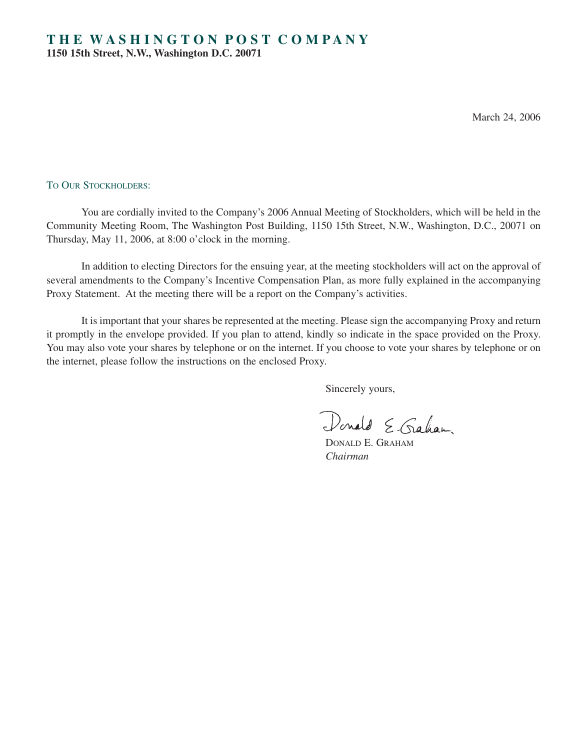# THE WASHINGTON POST COMPANY

**1150 15th Street, N.W., Washington D.C. 20071**

March 24, 2006

TO OUR STOCKHOLDERS:

You are cordially invited to the Company's 2006 Annual Meeting of Stockholders, which will be held in the Community Meeting Room, The Washington Post Building, 1150 15th Street, N.W., Washington, D.C., 20071 on Thursday, May 11, 2006, at 8:00 o'clock in the morning.

In addition to electing Directors for the ensuing year, at the meeting stockholders will act on the approval of several amendments to the Company's Incentive Compensation Plan, as more fully explained in the accompanying Proxy Statement. At the meeting there will be a report on the Company's activities.

It is important that your shares be represented at the meeting. Please sign the accompanying Proxy and return it promptly in the envelope provided. If you plan to attend, kindly so indicate in the space provided on the Proxy. You may also vote your shares by telephone or on the internet. If you choose to vote your shares by telephone or on the internet, please follow the instructions on the enclosed Proxy.

Sincerely yours,

Donald E. Graham

DONALD E. GRAHAM
*Chairman*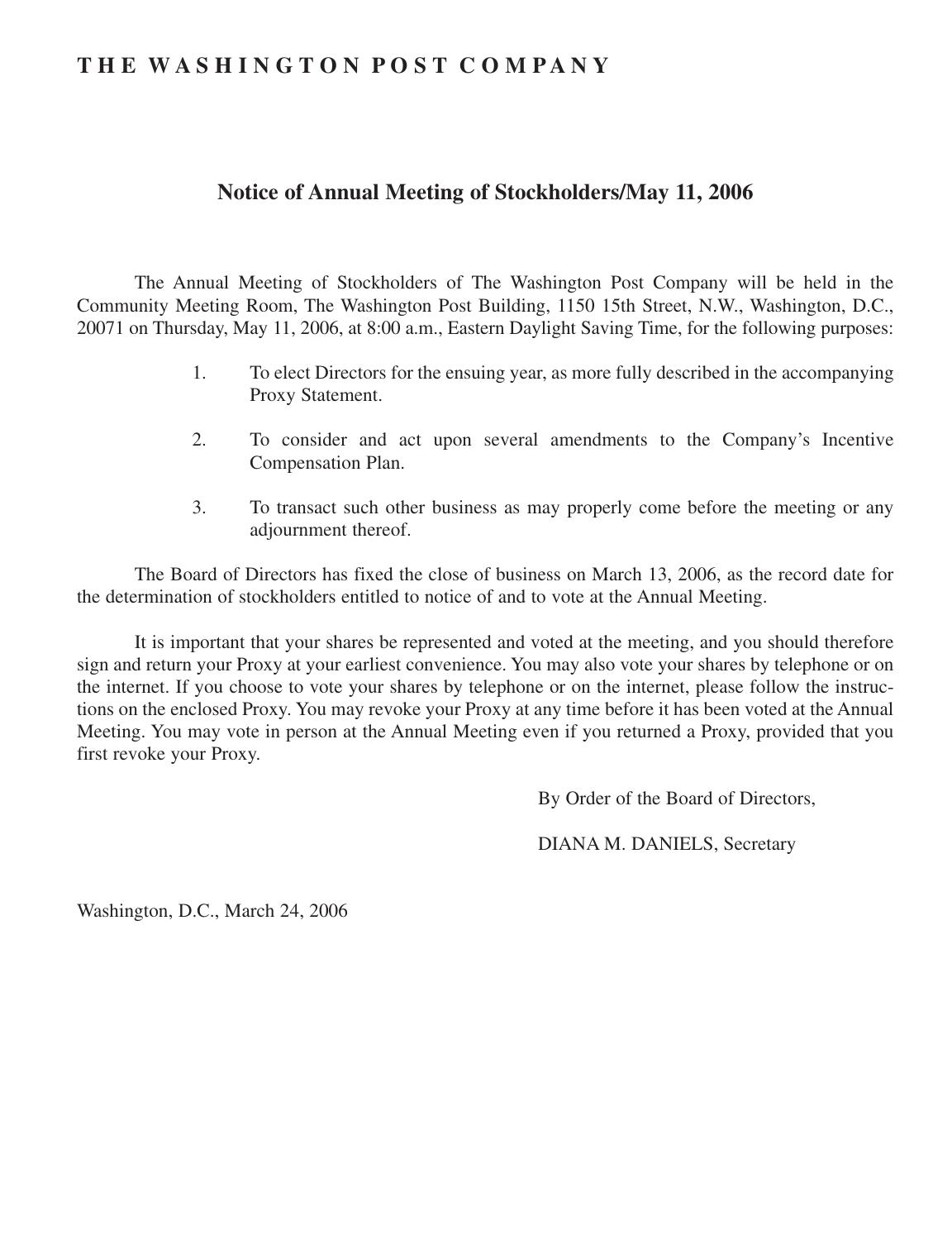# THE WASHINGTON POST COMPANY

## Notice of Annual Meeting of Stockholders/May 11, 2006

The Annual Meeting of Stockholders of The Washington Post Company will be held in the Community Meeting Room, The Washington Post Building, 1150 15th Street, N.W., Washington, D.C., 20071 on Thursday, May 11, 2006, at 8:00 a.m., Eastern Daylight Saving Time, for the following purposes:

1. To elect Directors for the ensuing year, as more fully described in the accompanying Proxy Statement.

2. To consider and act upon several amendments to the Company's Incentive Compensation Plan.

3. To transact such other business as may properly come before the meeting or any adjournment thereof.

The Board of Directors has fixed the close of business on March 13, 2006, as the record date for the determination of stockholders entitled to notice of and to vote at the Annual Meeting.

It is important that your shares be represented and voted at the meeting, and you should therefore sign and return your Proxy at your earliest convenience. You may also vote your shares by telephone or on the internet. If you choose to vote your shares by telephone or on the internet, please follow the instructions on the enclosed Proxy. You may revoke your Proxy at any time before it has been voted at the Annual Meeting. You may vote in person at the Annual Meeting even if you returned a Proxy, provided that you first revoke your Proxy.

By Order of the Board of Directors,

DIANA M. DANIELS, Secretary

Washington, D.C., March 24, 2006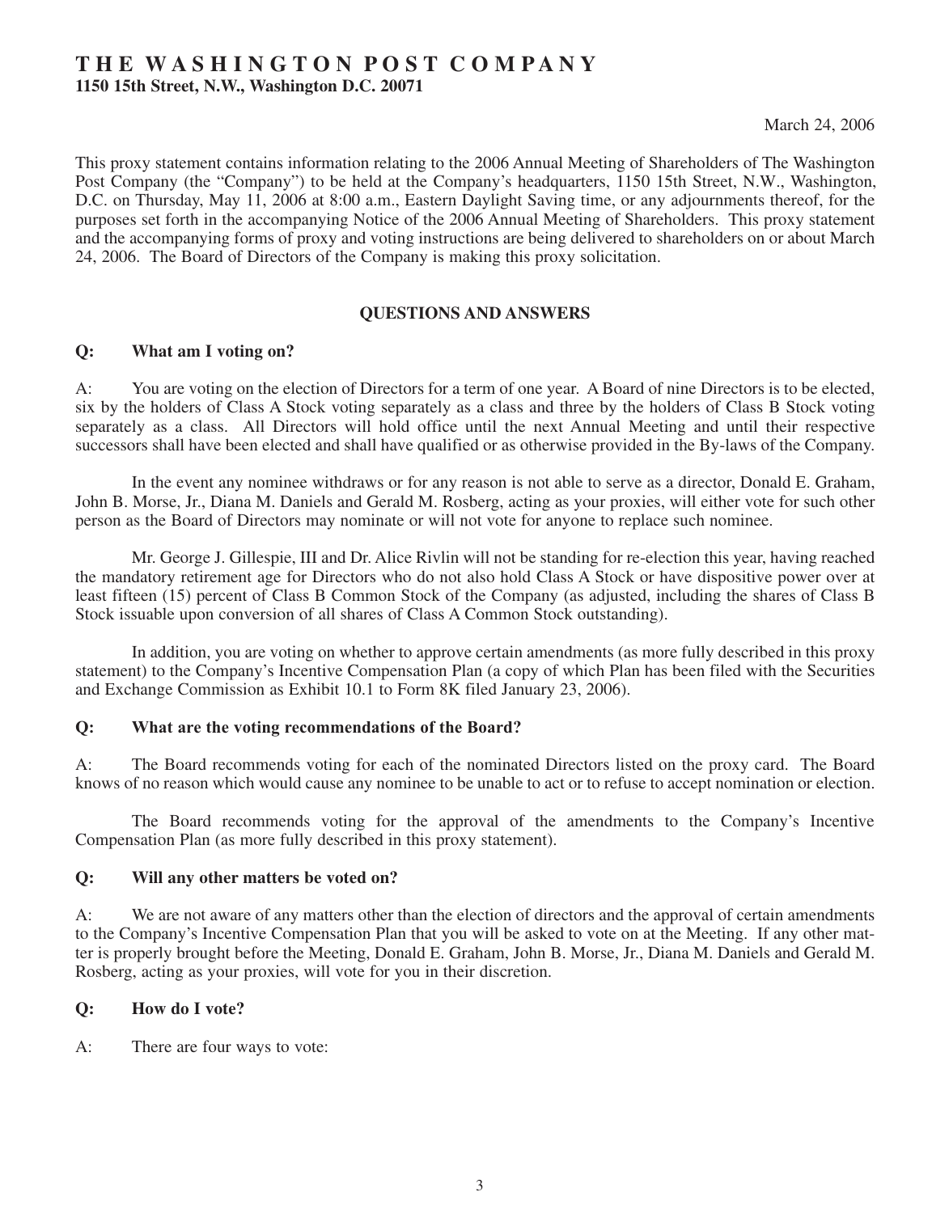# THE WASHINGTON POST COMPANY

**1150 15th Street, N.W., Washington D.C. 20071**

March 24, 2006

This proxy statement contains information relating to the 2006 Annual Meeting of Shareholders of The Washington Post Company (the "Company") to be held at the Company's headquarters, 1150 15th Street, N.W., Washington, D.C. on Thursday, May 11, 2006 at 8:00 a.m., Eastern Daylight Saving time, or any adjournments thereof, for the purposes set forth in the accompanying Notice of the 2006 Annual Meeting of Shareholders. This proxy statement and the accompanying forms of proxy and voting instructions are being delivered to shareholders on or about March 24, 2006. The Board of Directors of the Company is making this proxy solicitation.

## QUESTIONS AND ANSWERS

**Q: What am I voting on?**

A: You are voting on the election of Directors for a term of one year. A Board of nine Directors is to be elected, six by the holders of Class A Stock voting separately as a class and three by the holders of Class B Stock voting separately as a class. All Directors will hold office until the next Annual Meeting and until their respective successors shall have been elected and shall have qualified or as otherwise provided in the By-laws of the Company.

In the event any nominee withdraws or for any reason is not able to serve as a director, Donald E. Graham, John B. Morse, Jr., Diana M. Daniels and Gerald M. Rosberg, acting as your proxies, will either vote for such other person as the Board of Directors may nominate or will not vote for anyone to replace such nominee.

Mr. George J. Gillespie, III and Dr. Alice Rivlin will not be standing for re-election this year, having reached the mandatory retirement age for Directors who do not also hold Class A Stock or have dispositive power over at least fifteen (15) percent of Class B Common Stock of the Company (as adjusted, including the shares of Class B Stock issuable upon conversion of all shares of Class A Common Stock outstanding).

In addition, you are voting on whether to approve certain amendments (as more fully described in this proxy statement) to the Company's Incentive Compensation Plan (a copy of which Plan has been filed with the Securities and Exchange Commission as Exhibit 10.1 to Form 8K filed January 23, 2006).

**Q: What are the voting recommendations of the Board?**

A: The Board recommends voting for each of the nominated Directors listed on the proxy card. The Board knows of no reason which would cause any nominee to be unable to act or to refuse to accept nomination or election.

The Board recommends voting for the approval of the amendments to the Company's Incentive Compensation Plan (as more fully described in this proxy statement).

**Q: Will any other matters be voted on?**

A: We are not aware of any matters other than the election of directors and the approval of certain amendments to the Company's Incentive Compensation Plan that you will be asked to vote on at the Meeting. If any other matter is properly brought before the Meeting, Donald E. Graham, John B. Morse, Jr., Diana M. Daniels and Gerald M. Rosberg, acting as your proxies, will vote for you in their discretion.

**Q: How do I vote?**

A: There are four ways to vote: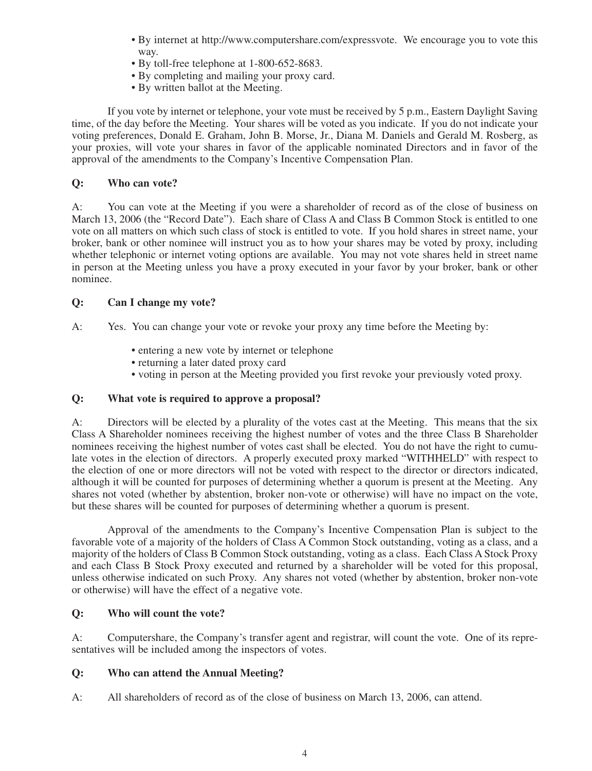- By internet at http://www.computershare.com/expressvote. We encourage you to vote this way.
- By toll-free telephone at 1-800-652-8683.
- By completing and mailing your proxy card.
- By written ballot at the Meeting.

If you vote by internet or telephone, your vote must be received by 5 p.m., Eastern Daylight Saving time, of the day before the Meeting. Your shares will be voted as you indicate. If you do not indicate your voting preferences, Donald E. Graham, John B. Morse, Jr., Diana M. Daniels and Gerald M. Rosberg, as your proxies, will vote your shares in favor of the applicable nominated Directors and in favor of the approval of the amendments to the Company's Incentive Compensation Plan.

**Q: Who can vote?**

A: You can vote at the Meeting if you were a shareholder of record as of the close of business on March 13, 2006 (the "Record Date"). Each share of Class A and Class B Common Stock is entitled to one vote on all matters on which such class of stock is entitled to vote. If you hold shares in street name, your broker, bank or other nominee will instruct you as to how your shares may be voted by proxy, including whether telephonic or internet voting options are available. You may not vote shares held in street name in person at the Meeting unless you have a proxy executed in your favor by your broker, bank or other nominee.

**Q: Can I change my vote?**

A: Yes. You can change your vote or revoke your proxy any time before the Meeting by:

- entering a new vote by internet or telephone
- returning a later dated proxy card
- voting in person at the Meeting provided you first revoke your previously voted proxy.

**Q: What vote is required to approve a proposal?**

A: Directors will be elected by a plurality of the votes cast at the Meeting. This means that the six Class A Shareholder nominees receiving the highest number of votes and the three Class B Shareholder nominees receiving the highest number of votes cast shall be elected. You do not have the right to cumulate votes in the election of directors. A properly executed proxy marked "WITHHELD" with respect to the election of one or more directors will not be voted with respect to the director or directors indicated, although it will be counted for purposes of determining whether a quorum is present at the Meeting. Any shares not voted (whether by abstention, broker non-vote or otherwise) will have no impact on the vote, but these shares will be counted for purposes of determining whether a quorum is present.

Approval of the amendments to the Company's Incentive Compensation Plan is subject to the favorable vote of a majority of the holders of Class A Common Stock outstanding, voting as a class, and a majority of the holders of Class B Common Stock outstanding, voting as a class. Each Class A Stock Proxy and each Class B Stock Proxy executed and returned by a shareholder will be voted for this proposal, unless otherwise indicated on such Proxy. Any shares not voted (whether by abstention, broker non-vote or otherwise) will have the effect of a negative vote.

**Q: Who will count the vote?**

A: Computershare, the Company's transfer agent and registrar, will count the vote. One of its representatives will be included among the inspectors of votes.

**Q: Who can attend the Annual Meeting?**

A: All shareholders of record as of the close of business on March 13, 2006, can attend.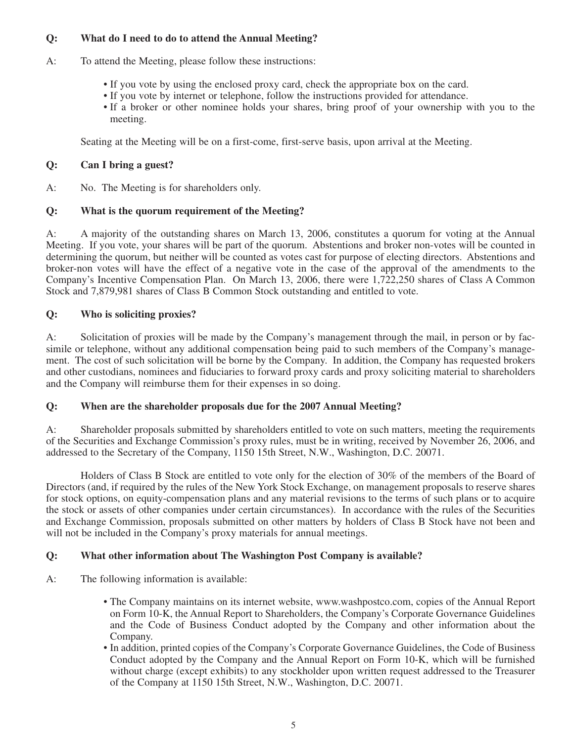**Q: What do I need to do to attend the Annual Meeting?**

A: To attend the Meeting, please follow these instructions:

- If you vote by using the enclosed proxy card, check the appropriate box on the card.
- If you vote by internet or telephone, follow the instructions provided for attendance.
- If a broker or other nominee holds your shares, bring proof of your ownership with you to the meeting.

Seating at the Meeting will be on a first-come, first-serve basis, upon arrival at the Meeting.

**Q: Can I bring a guest?**

A: No. The Meeting is for shareholders only.

**Q: What is the quorum requirement of the Meeting?**

A: A majority of the outstanding shares on March 13, 2006, constitutes a quorum for voting at the Annual Meeting. If you vote, your shares will be part of the quorum. Abstentions and broker non-votes will be counted in determining the quorum, but neither will be counted as votes cast for purpose of electing directors. Abstentions and broker-non votes will have the effect of a negative vote in the case of the approval of the amendments to the Company's Incentive Compensation Plan. On March 13, 2006, there were 1,722,250 shares of Class A Common Stock and 7,879,981 shares of Class B Common Stock outstanding and entitled to vote.

**Q: Who is soliciting proxies?**

A: Solicitation of proxies will be made by the Company's management through the mail, in person or by facsimile or telephone, without any additional compensation being paid to such members of the Company's management. The cost of such solicitation will be borne by the Company. In addition, the Company has requested brokers and other custodians, nominees and fiduciaries to forward proxy cards and proxy soliciting material to shareholders and the Company will reimburse them for their expenses in so doing.

**Q: When are the shareholder proposals due for the 2007 Annual Meeting?**

A: Shareholder proposals submitted by shareholders entitled to vote on such matters, meeting the requirements of the Securities and Exchange Commission's proxy rules, must be in writing, received by November 26, 2006, and addressed to the Secretary of the Company, 1150 15th Street, N.W., Washington, D.C. 20071.

Holders of Class B Stock are entitled to vote only for the election of 30% of the members of the Board of Directors (and, if required by the rules of the New York Stock Exchange, on management proposals to reserve shares for stock options, on equity-compensation plans and any material revisions to the terms of such plans or to acquire the stock or assets of other companies under certain circumstances). In accordance with the rules of the Securities and Exchange Commission, proposals submitted on other matters by holders of Class B Stock have not been and will not be included in the Company's proxy materials for annual meetings.

**Q: What other information about The Washington Post Company is available?**

A: The following information is available:

- The Company maintains on its internet website, www.washpostco.com, copies of the Annual Report on Form 10-K, the Annual Report to Shareholders, the Company's Corporate Governance Guidelines and the Code of Business Conduct adopted by the Company and other information about the Company.
- In addition, printed copies of the Company's Corporate Governance Guidelines, the Code of Business Conduct adopted by the Company and the Annual Report on Form 10-K, which will be furnished without charge (except exhibits) to any stockholder upon written request addressed to the Treasurer of the Company at 1150 15th Street, N.W., Washington, D.C. 20071.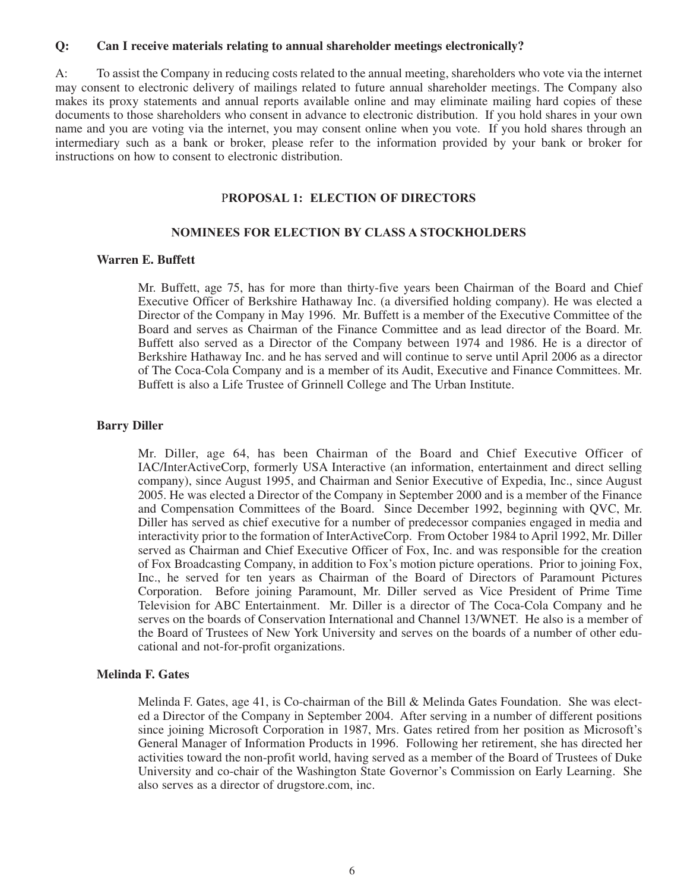**Q: Can I receive materials relating to annual shareholder meetings electronically?**

A: To assist the Company in reducing costs related to the annual meeting, shareholders who vote via the internet may consent to electronic delivery of mailings related to future annual shareholder meetings. The Company also makes its proxy statements and annual reports available online and may eliminate mailing hard copies of these documents to those shareholders who consent in advance to electronic distribution. If you hold shares in your own name and you are voting via the internet, you may consent online when you vote. If you hold shares through an intermediary such as a bank or broker, please refer to the information provided by your bank or broker for instructions on how to consent to electronic distribution.

## PROPOSAL 1: ELECTION OF DIRECTORS

### NOMINEES FOR ELECTION BY CLASS A STOCKHOLDERS

**Warren E. Buffett**

Mr. Buffett, age 75, has for more than thirty-five years been Chairman of the Board and Chief Executive Officer of Berkshire Hathaway Inc. (a diversified holding company). He was elected a Director of the Company in May 1996. Mr. Buffett is a member of the Executive Committee of the Board and serves as Chairman of the Finance Committee and as lead director of the Board. Mr. Buffett also served as a Director of the Company between 1974 and 1986. He is a director of Berkshire Hathaway Inc. and he has served and will continue to serve until April 2006 as a director of The Coca-Cola Company and is a member of its Audit, Executive and Finance Committees. Mr. Buffett is also a Life Trustee of Grinnell College and The Urban Institute.

**Barry Diller**

Mr. Diller, age 64, has been Chairman of the Board and Chief Executive Officer of IAC/InterActiveCorp, formerly USA Interactive (an information, entertainment and direct selling company), since August 1995, and Chairman and Senior Executive of Expedia, Inc., since August 2005. He was elected a Director of the Company in September 2000 and is a member of the Finance and Compensation Committees of the Board. Since December 1992, beginning with QVC, Mr. Diller has served as chief executive for a number of predecessor companies engaged in media and interactivity prior to the formation of InterActiveCorp. From October 1984 to April 1992, Mr. Diller served as Chairman and Chief Executive Officer of Fox, Inc. and was responsible for the creation of Fox Broadcasting Company, in addition to Fox's motion picture operations. Prior to joining Fox, Inc., he served for ten years as Chairman of the Board of Directors of Paramount Pictures Corporation. Before joining Paramount, Mr. Diller served as Vice President of Prime Time Television for ABC Entertainment. Mr. Diller is a director of The Coca-Cola Company and he serves on the boards of Conservation International and Channel 13/WNET. He also is a member of the Board of Trustees of New York University and serves on the boards of a number of other educational and not-for-profit organizations.

**Melinda F. Gates**

Melinda F. Gates, age 41, is Co-chairman of the Bill & Melinda Gates Foundation. She was elected a Director of the Company in September 2004. After serving in a number of different positions since joining Microsoft Corporation in 1987, Mrs. Gates retired from her position as Microsoft's General Manager of Information Products in 1996. Following her retirement, she has directed her activities toward the non-profit world, having served as a member of the Board of Trustees of Duke University and co-chair of the Washington State Governor's Commission on Early Learning. She also serves as a director of drugstore.com, inc.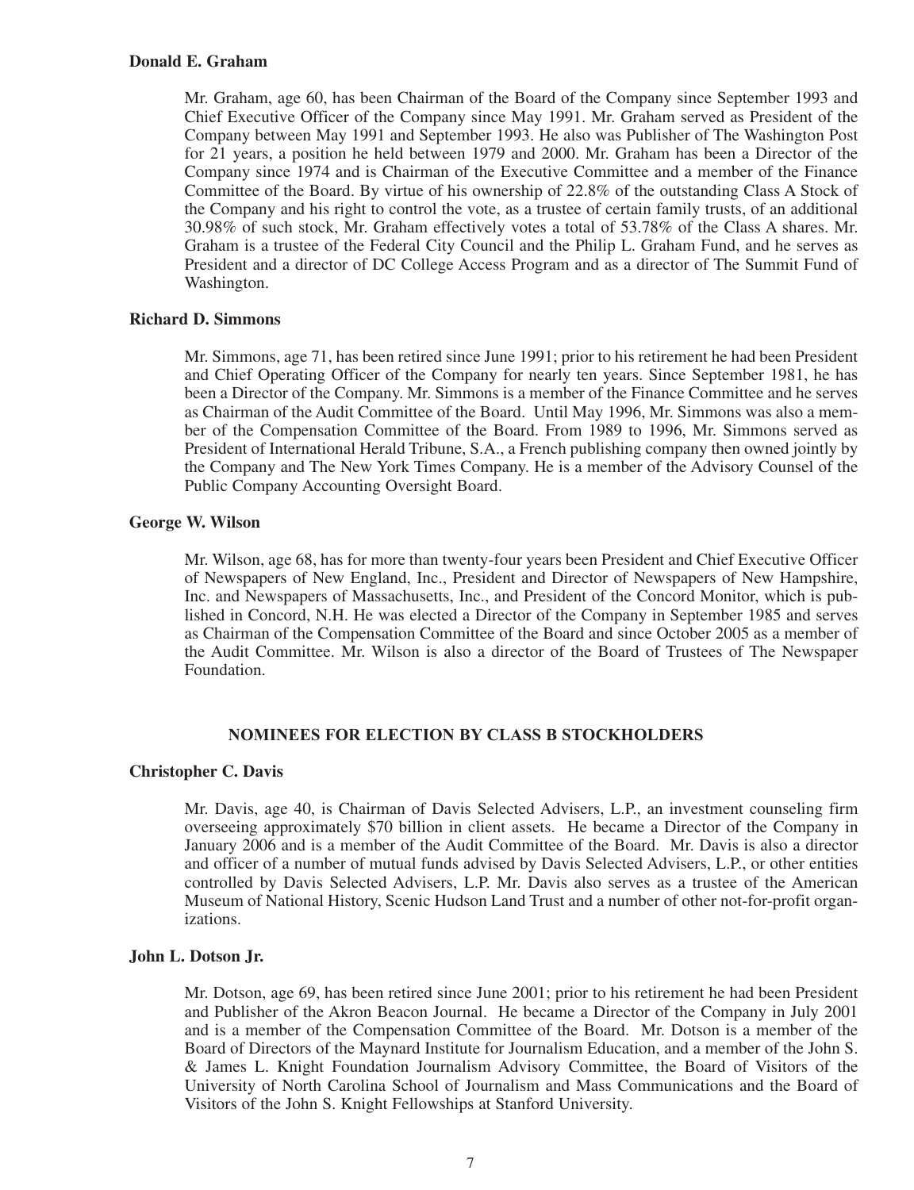**Donald E. Graham**

Mr. Graham, age 60, has been Chairman of the Board of the Company since September 1993 and Chief Executive Officer of the Company since May 1991. Mr. Graham served as President of the Company between May 1991 and September 1993. He also was Publisher of The Washington Post for 21 years, a position he held between 1979 and 2000. Mr. Graham has been a Director of the Company since 1974 and is Chairman of the Executive Committee and a member of the Finance Committee of the Board. By virtue of his ownership of 22.8% of the outstanding Class A Stock of the Company and his right to control the vote, as a trustee of certain family trusts, of an additional 30.98% of such stock, Mr. Graham effectively votes a total of 53.78% of the Class A shares. Mr. Graham is a trustee of the Federal City Council and the Philip L. Graham Fund, and he serves as President and a director of DC College Access Program and as a director of The Summit Fund of Washington.

**Richard D. Simmons**

Mr. Simmons, age 71, has been retired since June 1991; prior to his retirement he had been President and Chief Operating Officer of the Company for nearly ten years. Since September 1981, he has been a Director of the Company. Mr. Simmons is a member of the Finance Committee and he serves as Chairman of the Audit Committee of the Board. Until May 1996, Mr. Simmons was also a member of the Compensation Committee of the Board. From 1989 to 1996, Mr. Simmons served as President of International Herald Tribune, S.A., a French publishing company then owned jointly by the Company and The New York Times Company. He is a member of the Advisory Counsel of the Public Company Accounting Oversight Board.

**George W. Wilson**

Mr. Wilson, age 68, has for more than twenty-four years been President and Chief Executive Officer of Newspapers of New England, Inc., President and Director of Newspapers of New Hampshire, Inc. and Newspapers of Massachusetts, Inc., and President of the Concord Monitor, which is published in Concord, N.H. He was elected a Director of the Company in September 1985 and serves as Chairman of the Compensation Committee of the Board and since October 2005 as a member of the Audit Committee. Mr. Wilson is also a director of the Board of Trustees of The Newspaper Foundation.

## NOMINEES FOR ELECTION BY CLASS B STOCKHOLDERS

**Christopher C. Davis**

Mr. Davis, age 40, is Chairman of Davis Selected Advisers, L.P., an investment counseling firm overseeing approximately $70 billion in client assets. He became a Director of the Company in January 2006 and is a member of the Audit Committee of the Board. Mr. Davis is also a director and officer of a number of mutual funds advised by Davis Selected Advisers, L.P., or other entities controlled by Davis Selected Advisers, L.P. Mr. Davis also serves as a trustee of the American Museum of National History, Scenic Hudson Land Trust and a number of other not-for-profit organizations.

**John L. Dotson Jr.**

Mr. Dotson, age 69, has been retired since June 2001; prior to his retirement he had been President and Publisher of the Akron Beacon Journal. He became a Director of the Company in July 2001 and is a member of the Compensation Committee of the Board. Mr. Dotson is a member of the Board of Directors of the Maynard Institute for Journalism Education, and a member of the John S. & James L. Knight Foundation Journalism Advisory Committee, the Board of Visitors of the University of North Carolina School of Journalism and Mass Communications and the Board of Visitors of the John S. Knight Fellowships at Stanford University.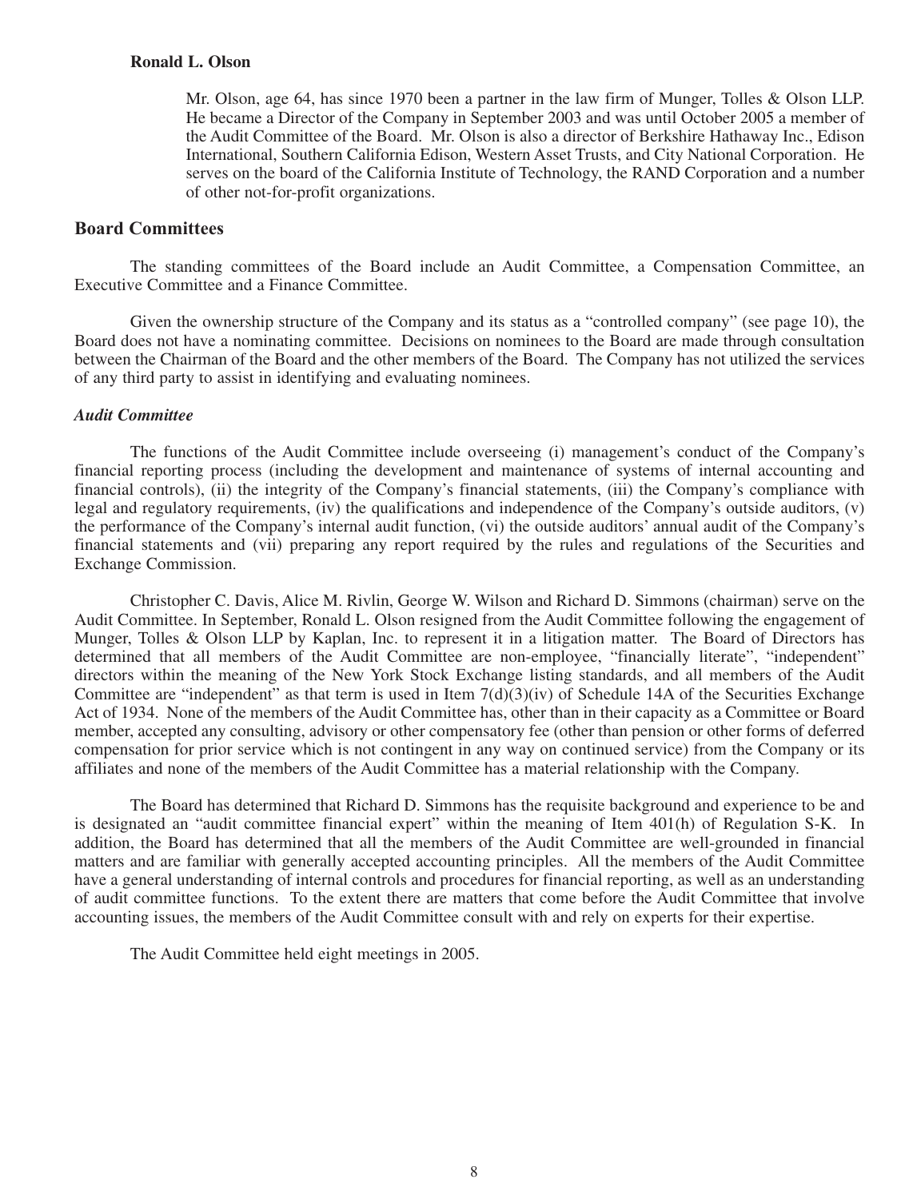**Ronald L. Olson**

Mr. Olson, age 64, has since 1970 been a partner in the law firm of Munger, Tolles & Olson LLP. He became a Director of the Company in September 2003 and was until October 2005 a member of the Audit Committee of the Board. Mr. Olson is also a director of Berkshire Hathaway Inc., Edison International, Southern California Edison, Western Asset Trusts, and City National Corporation. He serves on the board of the California Institute of Technology, the RAND Corporation and a number of other not-for-profit organizations.

## Board Committees

The standing committees of the Board include an Audit Committee, a Compensation Committee, an Executive Committee and a Finance Committee.

Given the ownership structure of the Company and its status as a "controlled company" (see page 10), the Board does not have a nominating committee. Decisions on nominees to the Board are made through consultation between the Chairman of the Board and the other members of the Board. The Company has not utilized the services of any third party to assist in identifying and evaluating nominees.

### *Audit Committee*

The functions of the Audit Committee include overseeing (i) management's conduct of the Company's financial reporting process (including the development and maintenance of systems of internal accounting and financial controls), (ii) the integrity of the Company's financial statements, (iii) the Company's compliance with legal and regulatory requirements, (iv) the qualifications and independence of the Company's outside auditors, (v) the performance of the Company's internal audit function, (vi) the outside auditors' annual audit of the Company's financial statements and (vii) preparing any report required by the rules and regulations of the Securities and Exchange Commission.

Christopher C. Davis, Alice M. Rivlin, George W. Wilson and Richard D. Simmons (chairman) serve on the Audit Committee. In September, Ronald L. Olson resigned from the Audit Committee following the engagement of Munger, Tolles & Olson LLP by Kaplan, Inc. to represent it in a litigation matter. The Board of Directors has determined that all members of the Audit Committee are non-employee, "financially literate", "independent" directors within the meaning of the New York Stock Exchange listing standards, and all members of the Audit Committee are "independent" as that term is used in Item 7(d)(3)(iv) of Schedule 14A of the Securities Exchange Act of 1934. None of the members of the Audit Committee has, other than in their capacity as a Committee or Board member, accepted any consulting, advisory or other compensatory fee (other than pension or other forms of deferred compensation for prior service which is not contingent in any way on continued service) from the Company or its affiliates and none of the members of the Audit Committee has a material relationship with the Company.

The Board has determined that Richard D. Simmons has the requisite background and experience to be and is designated an "audit committee financial expert" within the meaning of Item 401(h) of Regulation S-K. In addition, the Board has determined that all the members of the Audit Committee are well-grounded in financial matters and are familiar with generally accepted accounting principles. All the members of the Audit Committee have a general understanding of internal controls and procedures for financial reporting, as well as an understanding of audit committee functions. To the extent there are matters that come before the Audit Committee that involve accounting issues, the members of the Audit Committee consult with and rely on experts for their expertise.

The Audit Committee held eight meetings in 2005.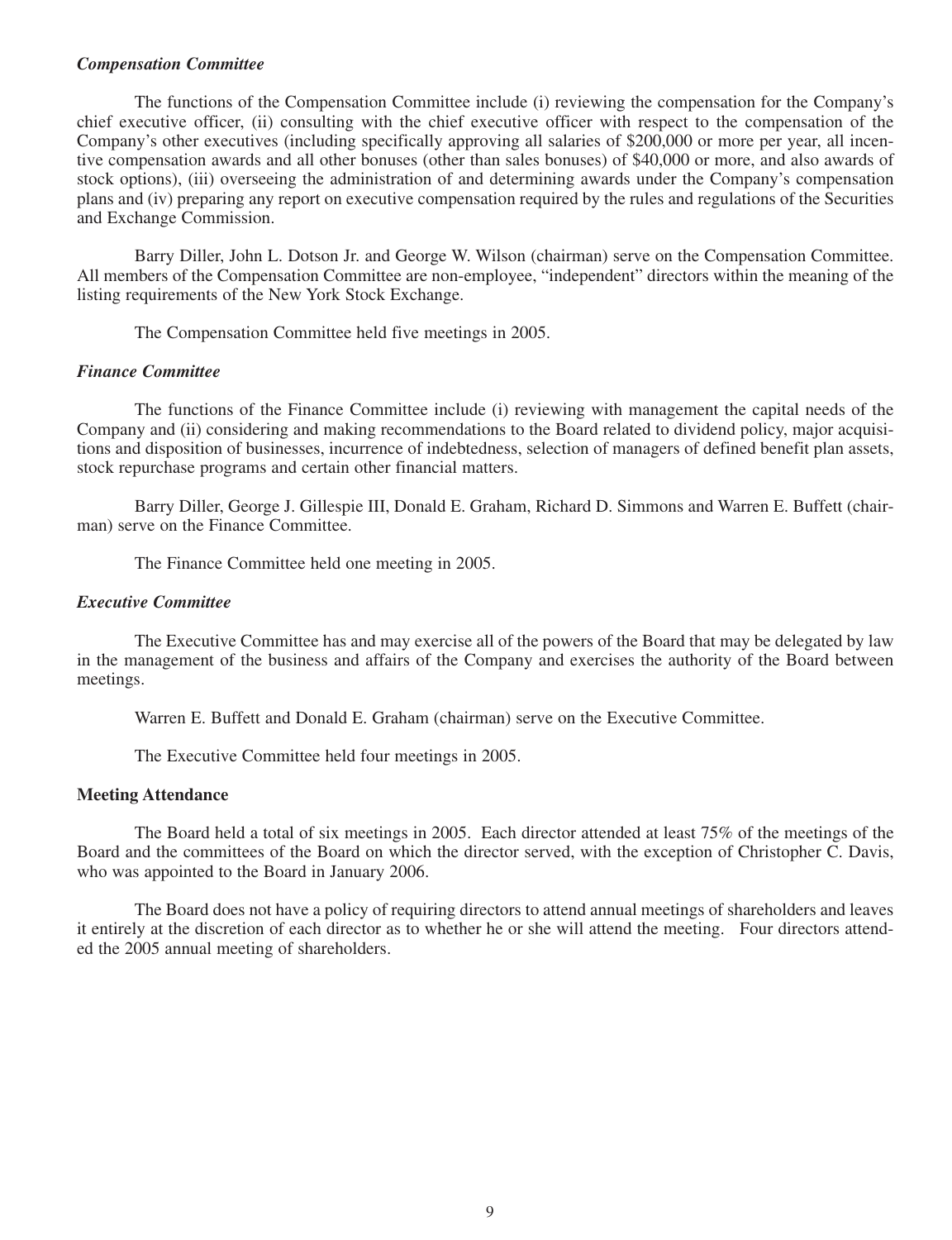### *Compensation Committee*

The functions of the Compensation Committee include (i) reviewing the compensation for the Company's chief executive officer, (ii) consulting with the chief executive officer with respect to the compensation of the Company's other executives (including specifically approving all salaries of $200,000 or more per year, all incentive compensation awards and all other bonuses (other than sales bonuses) of $40,000 or more, and also awards of stock options), (iii) overseeing the administration of and determining awards under the Company's compensation plans and (iv) preparing any report on executive compensation required by the rules and regulations of the Securities and Exchange Commission.

Barry Diller, John L. Dotson Jr. and George W. Wilson (chairman) serve on the Compensation Committee. All members of the Compensation Committee are non-employee, "independent" directors within the meaning of the listing requirements of the New York Stock Exchange.

The Compensation Committee held five meetings in 2005.

### *Finance Committee*

The functions of the Finance Committee include (i) reviewing with management the capital needs of the Company and (ii) considering and making recommendations to the Board related to dividend policy, major acquisitions and disposition of businesses, incurrence of indebtedness, selection of managers of defined benefit plan assets, stock repurchase programs and certain other financial matters.

Barry Diller, George J. Gillespie III, Donald E. Graham, Richard D. Simmons and Warren E. Buffett (chairman) serve on the Finance Committee.

The Finance Committee held one meeting in 2005.

### *Executive Committee*

The Executive Committee has and may exercise all of the powers of the Board that may be delegated by law in the management of the business and affairs of the Company and exercises the authority of the Board between meetings.

Warren E. Buffett and Donald E. Graham (chairman) serve on the Executive Committee.

The Executive Committee held four meetings in 2005.

## **Meeting Attendance**

The Board held a total of six meetings in 2005. Each director attended at least 75% of the meetings of the Board and the committees of the Board on which the director served, with the exception of Christopher C. Davis, who was appointed to the Board in January 2006.

The Board does not have a policy of requiring directors to attend annual meetings of shareholders and leaves it entirely at the discretion of each director as to whether he or she will attend the meeting. Four directors attended the 2005 annual meeting of shareholders.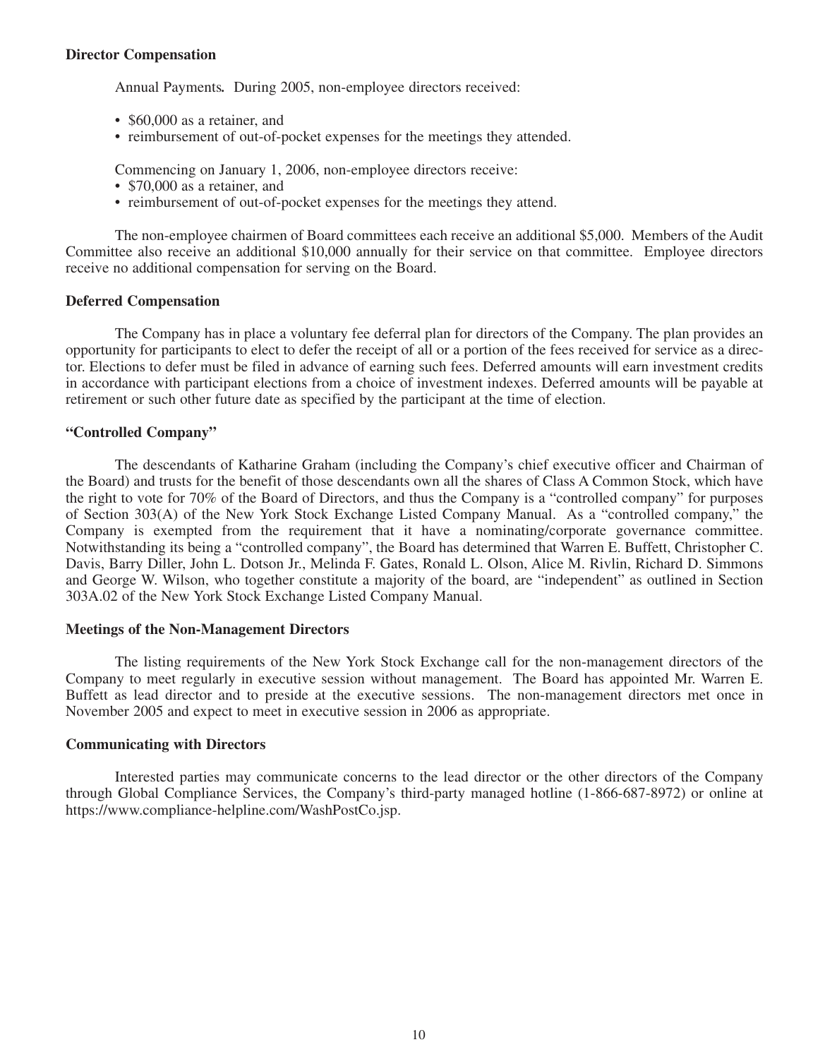### Director Compensation

Annual Payments**.** During 2005, non-employee directors received:

- \$60,000 as a retainer, and
- reimbursement of out-of-pocket expenses for the meetings they attended.

Commencing on January 1, 2006, non-employee directors receive:

- \$70,000 as a retainer, and
- reimbursement of out-of-pocket expenses for the meetings they attend.

The non-employee chairmen of Board committees each receive an additional \$5,000. Members of the Audit Committee also receive an additional \$10,000 annually for their service on that committee. Employee directors receive no additional compensation for serving on the Board.

### Deferred Compensation

The Company has in place a voluntary fee deferral plan for directors of the Company. The plan provides an opportunity for participants to elect to defer the receipt of all or a portion of the fees received for service as a director. Elections to defer must be filed in advance of earning such fees. Deferred amounts will earn investment credits in accordance with participant elections from a choice of investment indexes. Deferred amounts will be payable at retirement or such other future date as specified by the participant at the time of election.

### "Controlled Company"

The descendants of Katharine Graham (including the Company's chief executive officer and Chairman of the Board) and trusts for the benefit of those descendants own all the shares of Class A Common Stock, which have the right to vote for 70% of the Board of Directors, and thus the Company is a "controlled company" for purposes of Section 303(A) of the New York Stock Exchange Listed Company Manual. As a "controlled company," the Company is exempted from the requirement that it have a nominating/corporate governance committee. Notwithstanding its being a "controlled company", the Board has determined that Warren E. Buffett, Christopher C. Davis, Barry Diller, John L. Dotson Jr., Melinda F. Gates, Ronald L. Olson, Alice M. Rivlin, Richard D. Simmons and George W. Wilson, who together constitute a majority of the board, are "independent" as outlined in Section 303A.02 of the New York Stock Exchange Listed Company Manual.

### Meetings of the Non-Management Directors

The listing requirements of the New York Stock Exchange call for the non-management directors of the Company to meet regularly in executive session without management. The Board has appointed Mr. Warren E. Buffett as lead director and to preside at the executive sessions. The non-management directors met once in November 2005 and expect to meet in executive session in 2006 as appropriate.

### Communicating with Directors

Interested parties may communicate concerns to the lead director or the other directors of the Company through Global Compliance Services, the Company's third-party managed hotline (1-866-687-8972) or online at https://www.compliance-helpline.com/WashPostCo.jsp.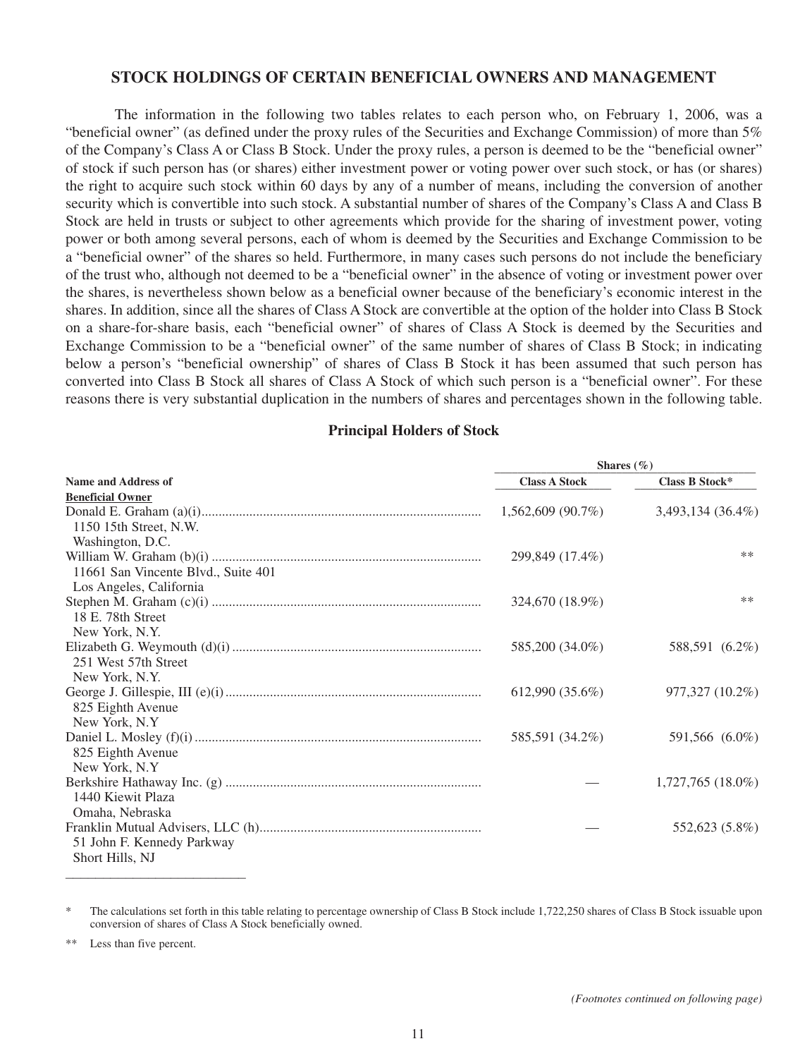## STOCK HOLDINGS OF CERTAIN BENEFICIAL OWNERS AND MANAGEMENT

The information in the following two tables relates to each person who, on February 1, 2006, was a "beneficial owner" (as defined under the proxy rules of the Securities and Exchange Commission) of more than 5% of the Company's Class A or Class B Stock. Under the proxy rules, a person is deemed to be the "beneficial owner" of stock if such person has (or shares) either investment power or voting power over such stock, or has (or shares) the right to acquire such stock within 60 days by any of a number of means, including the conversion of another security which is convertible into such stock. A substantial number of shares of the Company's Class A and Class B Stock are held in trusts or subject to other agreements which provide for the sharing of investment power, voting power or both among several persons, each of whom is deemed by the Securities and Exchange Commission to be a "beneficial owner" of the shares so held. Furthermore, in many cases such persons do not include the beneficiary of the trust who, although not deemed to be a "beneficial owner" in the absence of voting or investment power over the shares, is nevertheless shown below as a beneficial owner because of the beneficiary's economic interest in the shares. In addition, since all the shares of Class A Stock are convertible at the option of the holder into Class B Stock on a share-for-share basis, each "beneficial owner" of shares of Class A Stock is deemed by the Securities and Exchange Commission to be a "beneficial owner" of the same number of shares of Class B Stock; in indicating below a person's "beneficial ownership" of shares of Class B Stock it has been assumed that such person has converted into Class B Stock all shares of Class A Stock of which such person is a "beneficial owner". For these reasons there is very substantial duplication in the numbers of shares and percentages shown in the following table.

### Principal Holders of Stock

| Name and Address of Beneficial Owner | Shares (%) | |
|---|---|---|
| | **Class A Stock** | **Class B Stock*** |
| Donald E. Graham (a)(i)<br>1150 15th Street, N.W.<br>Washington, D.C. | 1,562,609 (90.7%) | 3,493,134 (36.4%) |
| William W. Graham (b)(i)<br>11661 San Vincente Blvd., Suite 401<br>Los Angeles, California | 299,849 (17.4%) | ** |
| Stephen M. Graham (c)(i)<br>18 E. 78th Street<br>New York, N.Y. | 324,670 (18.9%) | ** |
| Elizabeth G. Weymouth (d)(i)<br>251 West 57th Street<br>New York, N.Y. | 585,200 (34.0%) | 588,591 (6.2%) |
| George J. Gillespie, III (e)(i)<br>825 Eighth Avenue<br>New York, N.Y | 612,990 (35.6%) | 977,327 (10.2%) |
| Daniel L. Mosley (f)(i)<br>825 Eighth Avenue<br>New York, N.Y | 585,591 (34.2%) | 591,566 (6.0%) |
| Berkshire Hathaway Inc. (g)<br>1440 Kiewit Plaza<br>Omaha, Nebraska | — | 1,727,765 (18.0%) |
| Franklin Mutual Advisers, LLC (h)<br>51 John F. Kennedy Parkway<br>Short Hills, NJ | — | 552,623 (5.8%) |

\* The calculations set forth in this table relating to percentage ownership of Class B Stock include 1,722,250 shares of Class B Stock issuable upon conversion of shares of Class A Stock beneficially owned.

** Less than five percent.

*(Footnotes continued on following page)*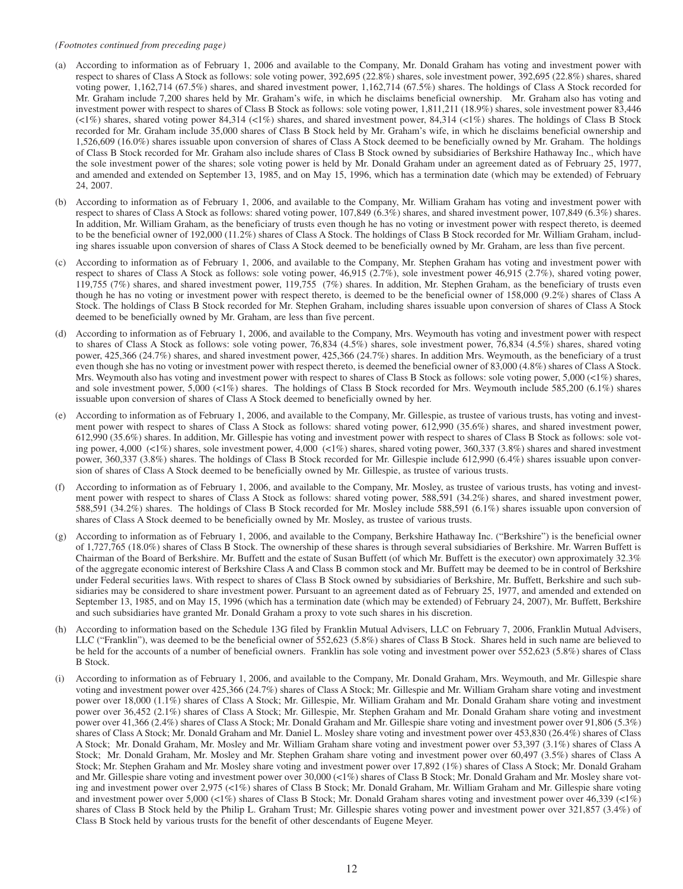*(Footnotes continued from preceding page)*

(a) According to information as of February 1, 2006 and available to the Company, Mr. Donald Graham has voting and investment power with respect to shares of Class A Stock as follows: sole voting power, 392,695 (22.8%) shares, sole investment power, 392,695 (22.8%) shares, shared voting power, 1,162,714 (67.5%) shares, and shared investment power, 1,162,714 (67.5%) shares. The holdings of Class A Stock recorded for Mr. Graham include 7,200 shares held by Mr. Graham's wife, in which he disclaims beneficial ownership. Mr. Graham also has voting and investment power with respect to shares of Class B Stock as follows: sole voting power, 1,811,211 (18.9%) shares, sole investment power 83,446 (<1%) shares, shared voting power 84,314 (<1%) shares, and shared investment power, 84,314 (<1%) shares. The holdings of Class B Stock recorded for Mr. Graham include 35,000 shares of Class B Stock held by Mr. Graham's wife, in which he disclaims beneficial ownership and 1,526,609 (16.0%) shares issuable upon conversion of shares of Class A Stock deemed to be beneficially owned by Mr. Graham. The holdings of Class B Stock recorded for Mr. Graham also include shares of Class B Stock owned by subsidiaries of Berkshire Hathaway Inc., which have the sole investment power of the shares; sole voting power is held by Mr. Donald Graham under an agreement dated as of February 25, 1977, and amended and extended on September 13, 1985, and on May 15, 1996, which has a termination date (which may be extended) of February 24, 2007.

(b) According to information as of February 1, 2006, and available to the Company, Mr. William Graham has voting and investment power with respect to shares of Class A Stock as follows: shared voting power, 107,849 (6.3%) shares, and shared investment power, 107,849 (6.3%) shares. In addition, Mr. William Graham, as the beneficiary of trusts even though he has no voting or investment power with respect thereto, is deemed to be the beneficial owner of 192,000 (11.2%) shares of Class A Stock. The holdings of Class B Stock recorded for Mr. William Graham, including shares issuable upon conversion of shares of Class A Stock deemed to be beneficially owned by Mr. Graham, are less than five percent.

(c) According to information as of February 1, 2006, and available to the Company, Mr. Stephen Graham has voting and investment power with respect to shares of Class A Stock as follows: sole voting power, 46,915 (2.7%), sole investment power 46,915 (2.7%), shared voting power, 119,755 (7%) shares, and shared investment power, 119,755 (7%) shares. In addition, Mr. Stephen Graham, as the beneficiary of trusts even though he has no voting or investment power with respect thereto, is deemed to be the beneficial owner of 158,000 (9.2%) shares of Class A Stock. The holdings of Class B Stock recorded for Mr. Stephen Graham, including shares issuable upon conversion of shares of Class A Stock deemed to be beneficially owned by Mr. Graham, are less than five percent.

(d) According to information as of February 1, 2006, and available to the Company, Mrs. Weymouth has voting and investment power with respect to shares of Class A Stock as follows: sole voting power, 76,834 (4.5%) shares, sole investment power, 76,834 (4.5%) shares, shared voting power, 425,366 (24.7%) shares, and shared investment power, 425,366 (24.7%) shares. In addition Mrs. Weymouth, as the beneficiary of a trust even though she has no voting or investment power with respect thereto, is deemed the beneficial owner of 83,000 (4.8%) shares of Class A Stock. Mrs. Weymouth also has voting and investment power with respect to shares of Class B Stock as follows: sole voting power, 5,000 (<1%) shares, and sole investment power, 5,000 (<1%) shares. The holdings of Class B Stock recorded for Mrs. Weymouth include 585,200 (6.1%) shares issuable upon conversion of shares of Class A Stock deemed to beneficially owned by her.

(e) According to information as of February 1, 2006, and available to the Company, Mr. Gillespie, as trustee of various trusts, has voting and investment power with respect to shares of Class A Stock as follows: shared voting power, 612,990 (35.6%) shares, and shared investment power, 612,990 (35.6%) shares. In addition, Mr. Gillespie has voting and investment power with respect to shares of Class B Stock as follows: sole voting power, 4,000 (<1%) shares, sole investment power, 4,000 (<1%) shares, shared voting power, 360,337 (3.8%) shares and shared investment power, 360,337 (3.8%) shares. The holdings of Class B Stock recorded for Mr. Gillespie include 612,990 (6.4%) shares issuable upon conversion of shares of Class A Stock deemed to be beneficially owned by Mr. Gillespie, as trustee of various trusts.

(f) According to information as of February 1, 2006, and available to the Company, Mr. Mosley, as trustee of various trusts, has voting and investment power with respect to shares of Class A Stock as follows: shared voting power, 588,591 (34.2%) shares, and shared investment power, 588,591 (34.2%) shares. The holdings of Class B Stock recorded for Mr. Mosley include 588,591 (6.1%) shares issuable upon conversion of shares of Class A Stock deemed to be beneficially owned by Mr. Mosley, as trustee of various trusts.

(g) According to information as of February 1, 2006, and available to the Company, Berkshire Hathaway Inc. ("Berkshire") is the beneficial owner of 1,727,765 (18.0%) shares of Class B Stock. The ownership of these shares is through several subsidiaries of Berkshire. Mr. Warren Buffett is Chairman of the Board of Berkshire. Mr. Buffett and the estate of Susan Buffett (of which Mr. Buffett is the executor) own approximately 32.3% of the aggregate economic interest of Berkshire Class A and Class B common stock and Mr. Buffett may be deemed to be in control of Berkshire under Federal securities laws. With respect to shares of Class B Stock owned by subsidiaries of Berkshire, Mr. Buffett, Berkshire and such subsidiaries may be considered to share investment power. Pursuant to an agreement dated as of February 25, 1977, and amended and extended on September 13, 1985, and on May 15, 1996 (which has a termination date (which may be extended) of February 24, 2007), Mr. Buffett, Berkshire and such subsidiaries have granted Mr. Donald Graham a proxy to vote such shares in his discretion.

(h) According to information based on the Schedule 13G filed by Franklin Mutual Advisers, LLC on February 7, 2006, Franklin Mutual Advisers, LLC ("Franklin"), was deemed to be the beneficial owner of 552,623 (5.8%) shares of Class B Stock. Shares held in such name are believed to be held for the accounts of a number of beneficial owners. Franklin has sole voting and investment power over 552,623 (5.8%) shares of Class B Stock.

(i) According to information as of February 1, 2006, and available to the Company, Mr. Donald Graham, Mrs. Weymouth, and Mr. Gillespie share voting and investment power over 425,366 (24.7%) shares of Class A Stock; Mr. Gillespie and Mr. William Graham share voting and investment power over 18,000 (1.1%) shares of Class A Stock; Mr. Gillespie, Mr. William Graham and Mr. Donald Graham share voting and investment power over 36,452 (2.1%) shares of Class A Stock; Mr. Gillespie, Mr. Stephen Graham and Mr. Donald Graham share voting and investment power over 41,366 (2.4%) shares of Class A Stock; Mr. Donald Graham and Mr. Gillespie share voting and investment power over 91,806 (5.3%) shares of Class A Stock; Mr. Donald Graham and Mr. Daniel L. Mosley share voting and investment power over 453,830 (26.4%) shares of Class A Stock; Mr. Donald Graham, Mr. Mosley and Mr. William Graham share voting and investment power over 53,397 (3.1%) shares of Class A Stock; Mr. Donald Graham, Mr. Mosley and Mr. Stephen Graham share voting and investment power over 60,497 (3.5%) shares of Class A Stock; Mr. Stephen Graham and Mr. Mosley share voting and investment power over 17,892 (1%) shares of Class A Stock; Mr. Donald Graham and Mr. Gillespie share voting and investment power over 30,000 (<1%) shares of Class B Stock; Mr. Donald Graham and Mr. Mosley share voting and investment power over 2,975 (<1%) shares of Class B Stock; Mr. Donald Graham, Mr. William Graham and Mr. Gillespie share voting and investment power over 5,000 (<1%) shares of Class B Stock; Mr. Donald Graham shares voting and investment power over 46,339 (<1%) shares of Class B Stock held by the Philip L. Graham Trust; Mr. Gillespie shares voting power and investment power over 321,857 (3.4%) of Class B Stock held by various trusts for the benefit of other descendants of Eugene Meyer.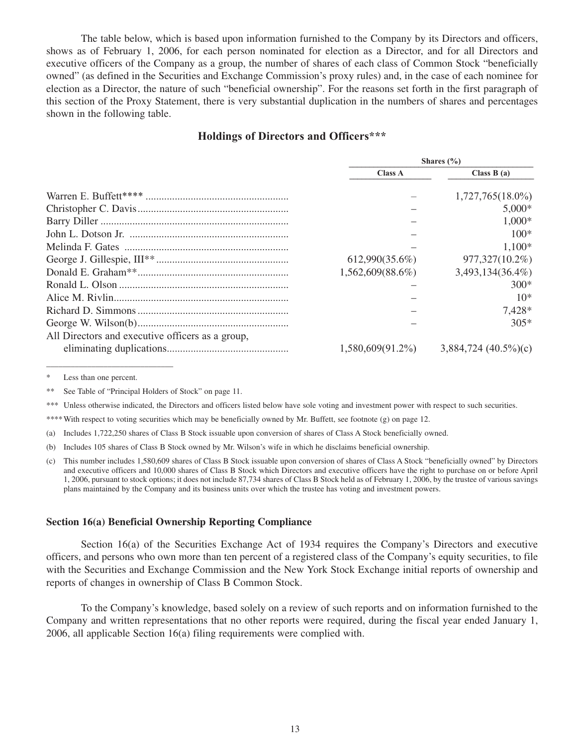The table below, which is based upon information furnished to the Company by its Directors and officers, shows as of February 1, 2006, for each person nominated for election as a Director, and for all Directors and executive officers of the Company as a group, the number of shares of each class of Common Stock "beneficially owned" (as defined in the Securities and Exchange Commission's proxy rules) and, in the case of each nominee for election as a Director, the nature of such "beneficial ownership". For the reasons set forth in the first paragraph of this section of the Proxy Statement, there is very substantial duplication in the numbers of shares and percentages shown in the following table.

## Holdings of Directors and Officers***

| | Shares (%) | |
|---|---|---|
| | Class A | Class B (a) |
| Warren E. Buffett**** | – | 1,727,765(18.0%) |
| Christopher C. Davis | – | 5,000* |
| Barry Diller | – | 1,000* |
| John L. Dotson Jr. | – | 100* |
| Melinda F. Gates | – | 1,100* |
| George J. Gillespie, III** | 612,990(35.6%) | 977,327(10.2%) |
| Donald E. Graham** | 1,562,609(88.6%) | 3,493,134(36.4%) |
| Ronald L. Olson | – | 300* |
| Alice M. Rivlin | – | 10* |
| Richard D. Simmons | – | 7,428* |
| George W. Wilson(b) | – | 305* |
| All Directors and executive officers as a group, eliminating duplications | 1,580,609(91.2%) | 3,884,724 (40.5%)(c) |

\* Less than one percent.

** See Table of "Principal Holders of Stock" on page 11.

*** Unless otherwise indicated, the Directors and officers listed below have sole voting and investment power with respect to such securities.

**** With respect to voting securities which may be beneficially owned by Mr. Buffett, see footnote (g) on page 12.

(a) Includes 1,722,250 shares of Class B Stock issuable upon conversion of shares of Class A Stock beneficially owned.

(b) Includes 105 shares of Class B Stock owned by Mr. Wilson's wife in which he disclaims beneficial ownership.

(c) This number includes 1,580,609 shares of Class B Stock issuable upon conversion of shares of Class A Stock "beneficially owned" by Directors and executive officers and 10,000 shares of Class B Stock which Directors and executive officers have the right to purchase on or before April 1, 2006, pursuant to stock options; it does not include 87,734 shares of Class B Stock held as of February 1, 2006, by the trustee of various savings plans maintained by the Company and its business units over which the trustee has voting and investment powers.

### Section 16(a) Beneficial Ownership Reporting Compliance

Section 16(a) of the Securities Exchange Act of 1934 requires the Company's Directors and executive officers, and persons who own more than ten percent of a registered class of the Company's equity securities, to file with the Securities and Exchange Commission and the New York Stock Exchange initial reports of ownership and reports of changes in ownership of Class B Common Stock.

To the Company's knowledge, based solely on a review of such reports and on information furnished to the Company and written representations that no other reports were required, during the fiscal year ended January 1, 2006, all applicable Section 16(a) filing requirements were complied with.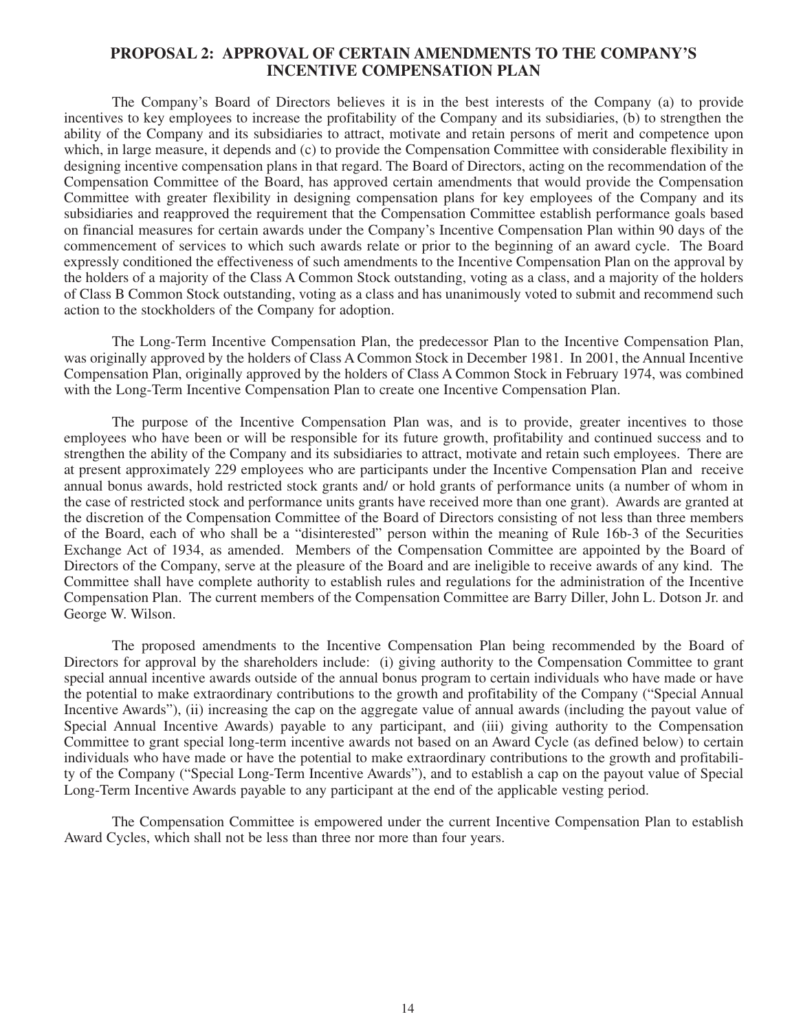## PROPOSAL 2: APPROVAL OF CERTAIN AMENDMENTS TO THE COMPANY'S INCENTIVE COMPENSATION PLAN

The Company's Board of Directors believes it is in the best interests of the Company (a) to provide incentives to key employees to increase the profitability of the Company and its subsidiaries, (b) to strengthen the ability of the Company and its subsidiaries to attract, motivate and retain persons of merit and competence upon which, in large measure, it depends and (c) to provide the Compensation Committee with considerable flexibility in designing incentive compensation plans in that regard. The Board of Directors, acting on the recommendation of the Compensation Committee of the Board, has approved certain amendments that would provide the Compensation Committee with greater flexibility in designing compensation plans for key employees of the Company and its subsidiaries and reapproved the requirement that the Compensation Committee establish performance goals based on financial measures for certain awards under the Company's Incentive Compensation Plan within 90 days of the commencement of services to which such awards relate or prior to the beginning of an award cycle. The Board expressly conditioned the effectiveness of such amendments to the Incentive Compensation Plan on the approval by the holders of a majority of the Class A Common Stock outstanding, voting as a class, and a majority of the holders of Class B Common Stock outstanding, voting as a class and has unanimously voted to submit and recommend such action to the stockholders of the Company for adoption.

The Long-Term Incentive Compensation Plan, the predecessor Plan to the Incentive Compensation Plan, was originally approved by the holders of Class A Common Stock in December 1981. In 2001, the Annual Incentive Compensation Plan, originally approved by the holders of Class A Common Stock in February 1974, was combined with the Long-Term Incentive Compensation Plan to create one Incentive Compensation Plan.

The purpose of the Incentive Compensation Plan was, and is to provide, greater incentives to those employees who have been or will be responsible for its future growth, profitability and continued success and to strengthen the ability of the Company and its subsidiaries to attract, motivate and retain such employees. There are at present approximately 229 employees who are participants under the Incentive Compensation Plan and receive annual bonus awards, hold restricted stock grants and/ or hold grants of performance units (a number of whom in the case of restricted stock and performance units grants have received more than one grant). Awards are granted at the discretion of the Compensation Committee of the Board of Directors consisting of not less than three members of the Board, each of who shall be a "disinterested" person within the meaning of Rule 16b-3 of the Securities Exchange Act of 1934, as amended. Members of the Compensation Committee are appointed by the Board of Directors of the Company, serve at the pleasure of the Board and are ineligible to receive awards of any kind. The Committee shall have complete authority to establish rules and regulations for the administration of the Incentive Compensation Plan. The current members of the Compensation Committee are Barry Diller, John L. Dotson Jr. and George W. Wilson.

The proposed amendments to the Incentive Compensation Plan being recommended by the Board of Directors for approval by the shareholders include: (i) giving authority to the Compensation Committee to grant special annual incentive awards outside of the annual bonus program to certain individuals who have made or have the potential to make extraordinary contributions to the growth and profitability of the Company ("Special Annual Incentive Awards"), (ii) increasing the cap on the aggregate value of annual awards (including the payout value of Special Annual Incentive Awards) payable to any participant, and (iii) giving authority to the Compensation Committee to grant special long-term incentive awards not based on an Award Cycle (as defined below) to certain individuals who have made or have the potential to make extraordinary contributions to the growth and profitability of the Company ("Special Long-Term Incentive Awards"), and to establish a cap on the payout value of Special Long-Term Incentive Awards payable to any participant at the end of the applicable vesting period.

The Compensation Committee is empowered under the current Incentive Compensation Plan to establish Award Cycles, which shall not be less than three nor more than four years.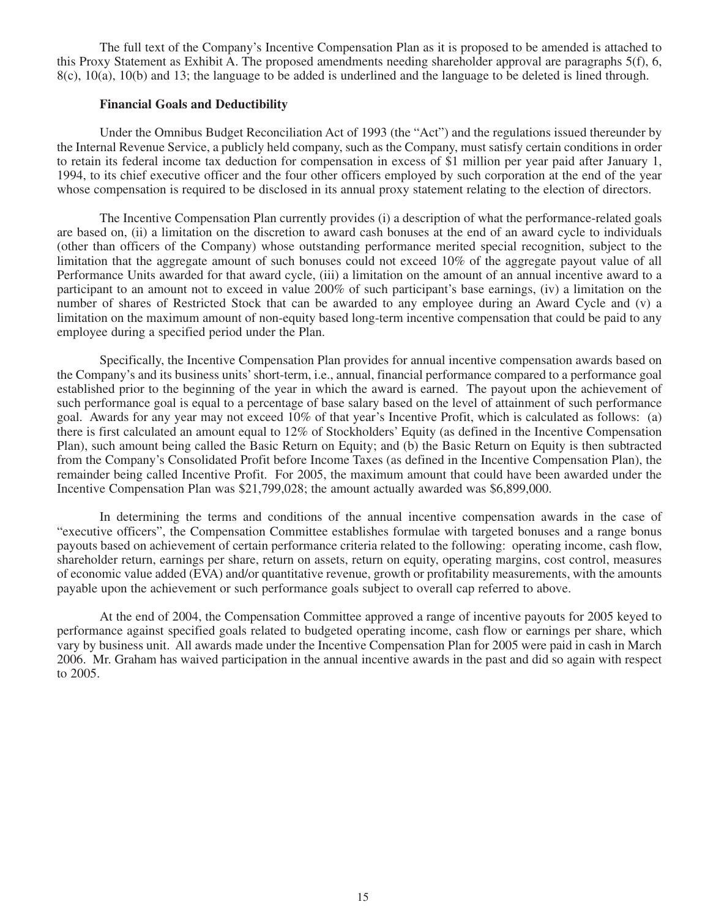The full text of the Company's Incentive Compensation Plan as it is proposed to be amended is attached to this Proxy Statement as Exhibit A. The proposed amendments needing shareholder approval are paragraphs 5(f), 6, 8(c), 10(a), 10(b) and 13; the language to be added is underlined and the language to be deleted is lined through.

**Financial Goals and Deductibility**

Under the Omnibus Budget Reconciliation Act of 1993 (the "Act") and the regulations issued thereunder by the Internal Revenue Service, a publicly held company, such as the Company, must satisfy certain conditions in order to retain its federal income tax deduction for compensation in excess of $1 million per year paid after January 1, 1994, to its chief executive officer and the four other officers employed by such corporation at the end of the year whose compensation is required to be disclosed in its annual proxy statement relating to the election of directors.

The Incentive Compensation Plan currently provides (i) a description of what the performance-related goals are based on, (ii) a limitation on the discretion to award cash bonuses at the end of an award cycle to individuals (other than officers of the Company) whose outstanding performance merited special recognition, subject to the limitation that the aggregate amount of such bonuses could not exceed 10% of the aggregate payout value of all Performance Units awarded for that award cycle, (iii) a limitation on the amount of an annual incentive award to a participant to an amount not to exceed in value 200% of such participant's base earnings, (iv) a limitation on the number of shares of Restricted Stock that can be awarded to any employee during an Award Cycle and (v) a limitation on the maximum amount of non-equity based long-term incentive compensation that could be paid to any employee during a specified period under the Plan.

Specifically, the Incentive Compensation Plan provides for annual incentive compensation awards based on the Company's and its business units' short-term, i.e., annual, financial performance compared to a performance goal established prior to the beginning of the year in which the award is earned. The payout upon the achievement of such performance goal is equal to a percentage of base salary based on the level of attainment of such performance goal. Awards for any year may not exceed 10% of that year's Incentive Profit, which is calculated as follows: (a) there is first calculated an amount equal to 12% of Stockholders' Equity (as defined in the Incentive Compensation Plan), such amount being called the Basic Return on Equity; and (b) the Basic Return on Equity is then subtracted from the Company's Consolidated Profit before Income Taxes (as defined in the Incentive Compensation Plan), the remainder being called Incentive Profit. For 2005, the maximum amount that could have been awarded under the Incentive Compensation Plan was $21,799,028; the amount actually awarded was $6,899,000.

In determining the terms and conditions of the annual incentive compensation awards in the case of "executive officers", the Compensation Committee establishes formulae with targeted bonuses and a range bonus payouts based on achievement of certain performance criteria related to the following: operating income, cash flow, shareholder return, earnings per share, return on assets, return on equity, operating margins, cost control, measures of economic value added (EVA) and/or quantitative revenue, growth or profitability measurements, with the amounts payable upon the achievement or such performance goals subject to overall cap referred to above.

At the end of 2004, the Compensation Committee approved a range of incentive payouts for 2005 keyed to performance against specified goals related to budgeted operating income, cash flow or earnings per share, which vary by business unit. All awards made under the Incentive Compensation Plan for 2005 were paid in cash in March 2006. Mr. Graham has waived participation in the annual incentive awards in the past and did so again with respect to 2005.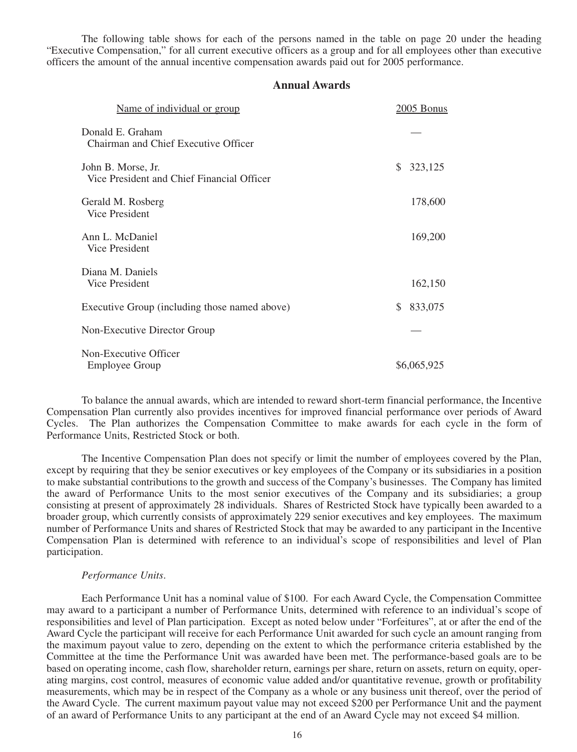The following table shows for each of the persons named in the table on page 20 under the heading "Executive Compensation," for all current executive officers as a group and for all employees other than executive officers the amount of the annual incentive compensation awards paid out for 2005 performance.

## Annual Awards

| Name of individual or group | 2005 Bonus |
| --- | --- |
| Donald E. Graham<br>Chairman and Chief Executive Officer | — |
| John B. Morse, Jr.<br>Vice President and Chief Financial Officer | $ 323,125 |
| Gerald M. Rosberg<br>Vice President | 178,600 |
| Ann L. McDaniel<br>Vice President | 169,200 |
| Diana M. Daniels<br>Vice President | 162,150 |
| Executive Group (including those named above) | $ 833,075 |
| Non-Executive Director Group | — |
| Non-Executive Officer<br>Employee Group | $6,065,925 |

To balance the annual awards, which are intended to reward short-term financial performance, the Incentive Compensation Plan currently also provides incentives for improved financial performance over periods of Award Cycles. The Plan authorizes the Compensation Committee to make awards for each cycle in the form of Performance Units, Restricted Stock or both.

The Incentive Compensation Plan does not specify or limit the number of employees covered by the Plan, except by requiring that they be senior executives or key employees of the Company or its subsidiaries in a position to make substantial contributions to the growth and success of the Company's businesses. The Company has limited the award of Performance Units to the most senior executives of the Company and its subsidiaries; a group consisting at present of approximately 28 individuals. Shares of Restricted Stock have typically been awarded to a broader group, which currently consists of approximately 229 senior executives and key employees. The maximum number of Performance Units and shares of Restricted Stock that may be awarded to any participant in the Incentive Compensation Plan is determined with reference to an individual's scope of responsibilities and level of Plan participation.

*Performance Units.*

Each Performance Unit has a nominal value of $100. For each Award Cycle, the Compensation Committee may award to a participant a number of Performance Units, determined with reference to an individual's scope of responsibilities and level of Plan participation. Except as noted below under "Forfeitures", at or after the end of the Award Cycle the participant will receive for each Performance Unit awarded for such cycle an amount ranging from the maximum payout value to zero, depending on the extent to which the performance criteria established by the Committee at the time the Performance Unit was awarded have been met. The performance-based goals are to be based on operating income, cash flow, shareholder return, earnings per share, return on assets, return on equity, operating margins, cost control, measures of economic value added and/or quantitative revenue, growth or profitability measurements, which may be in respect of the Company as a whole or any business unit thereof, over the period of the Award Cycle. The current maximum payout value may not exceed $200 per Performance Unit and the payment of an award of Performance Units to any participant at the end of an Award Cycle may not exceed $4 million.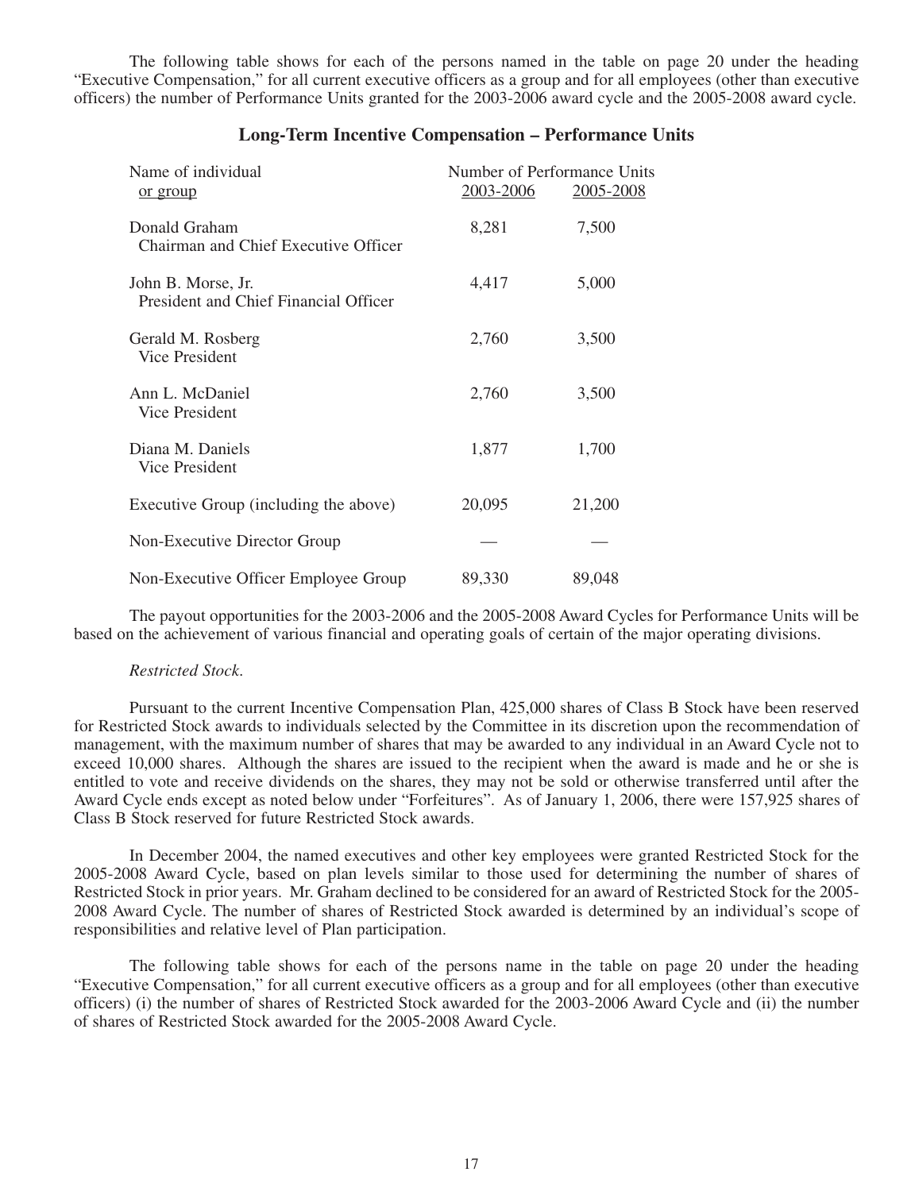The following table shows for each of the persons named in the table on page 20 under the heading "Executive Compensation," for all current executive officers as a group and for all employees (other than executive officers) the number of Performance Units granted for the 2003-2006 award cycle and the 2005-2008 award cycle.

## Long-Term Incentive Compensation – Performance Units

| Name of individual or group | Number of Performance Units 2003-2006 | 2005-2008 |
|---|---|---|
| Donald Graham<br>Chairman and Chief Executive Officer | 8,281 | 7,500 |
| John B. Morse, Jr.<br>President and Chief Financial Officer | 4,417 | 5,000 |
| Gerald M. Rosberg<br>Vice President | 2,760 | 3,500 |
| Ann L. McDaniel<br>Vice President | 2,760 | 3,500 |
| Diana M. Daniels<br>Vice President | 1,877 | 1,700 |
| Executive Group (including the above) | 20,095 | 21,200 |
| Non-Executive Director Group | — | — |
| Non-Executive Officer Employee Group | 89,330 | 89,048 |

The payout opportunities for the 2003-2006 and the 2005-2008 Award Cycles for Performance Units will be based on the achievement of various financial and operating goals of certain of the major operating divisions.

*Restricted Stock.*

Pursuant to the current Incentive Compensation Plan, 425,000 shares of Class B Stock have been reserved for Restricted Stock awards to individuals selected by the Committee in its discretion upon the recommendation of management, with the maximum number of shares that may be awarded to any individual in an Award Cycle not to exceed 10,000 shares. Although the shares are issued to the recipient when the award is made and he or she is entitled to vote and receive dividends on the shares, they may not be sold or otherwise transferred until after the Award Cycle ends except as noted below under "Forfeitures". As of January 1, 2006, there were 157,925 shares of Class B Stock reserved for future Restricted Stock awards.

In December 2004, the named executives and other key employees were granted Restricted Stock for the 2005-2008 Award Cycle, based on plan levels similar to those used for determining the number of shares of Restricted Stock in prior years. Mr. Graham declined to be considered for an award of Restricted Stock for the 2005-2008 Award Cycle. The number of shares of Restricted Stock awarded is determined by an individual's scope of responsibilities and relative level of Plan participation.

The following table shows for each of the persons name in the table on page 20 under the heading "Executive Compensation," for all current executive officers as a group and for all employees (other than executive officers) (i) the number of shares of Restricted Stock awarded for the 2003-2006 Award Cycle and (ii) the number of shares of Restricted Stock awarded for the 2005-2008 Award Cycle.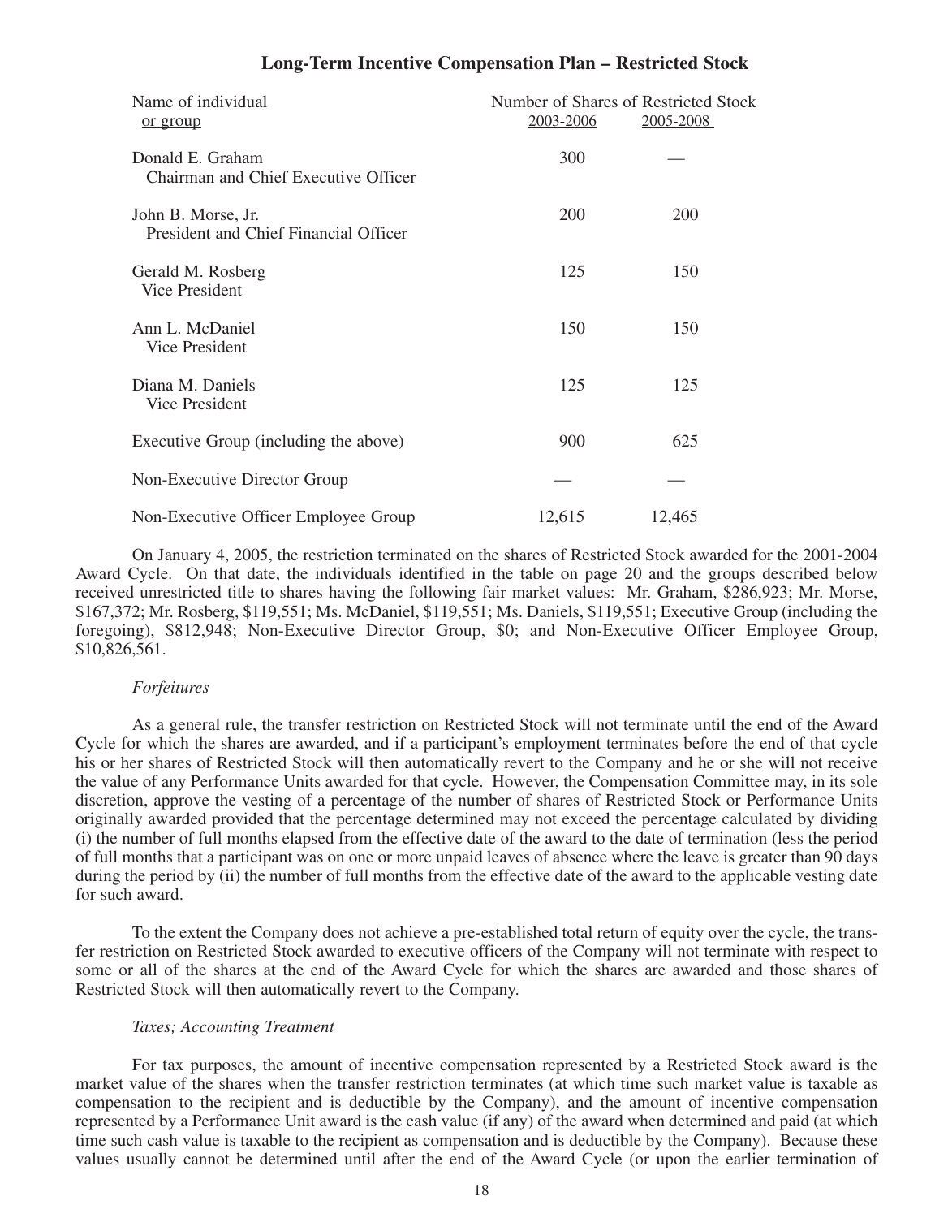## Long-Term Incentive Compensation Plan – Restricted Stock

| Name of individual or group | Number of Shares of Restricted Stock | |
|---|---|---|
| | 2003-2006 | 2005-2008 |
| Donald E. Graham<br>Chairman and Chief Executive Officer | 300 | — |
| John B. Morse, Jr.<br>President and Chief Financial Officer | 200 | 200 |
| Gerald M. Rosberg<br>Vice President | 125 | 150 |
| Ann L. McDaniel<br>Vice President | 150 | 150 |
| Diana M. Daniels<br>Vice President | 125 | 125 |
| Executive Group (including the above) | 900 | 625 |
| Non-Executive Director Group | — | — |
| Non-Executive Officer Employee Group | 12,615 | 12,465 |

On January 4, 2005, the restriction terminated on the shares of Restricted Stock awarded for the 2001-2004 Award Cycle. On that date, the individuals identified in the table on page 20 and the groups described below received unrestricted title to shares having the following fair market values: Mr. Graham, $286,923; Mr. Morse, $167,372; Mr. Rosberg, $119,551; Ms. McDaniel, $119,551; Ms. Daniels, $119,551; Executive Group (including the foregoing), $812,948; Non-Executive Director Group, $0; and Non-Executive Officer Employee Group, $10,826,561.

*Forfeitures*

As a general rule, the transfer restriction on Restricted Stock will not terminate until the end of the Award Cycle for which the shares are awarded, and if a participant's employment terminates before the end of that cycle his or her shares of Restricted Stock will then automatically revert to the Company and he or she will not receive the value of any Performance Units awarded for that cycle. However, the Compensation Committee may, in its sole discretion, approve the vesting of a percentage of the number of shares of Restricted Stock or Performance Units originally awarded provided that the percentage determined may not exceed the percentage calculated by dividing (i) the number of full months elapsed from the effective date of the award to the date of termination (less the period of full months that a participant was on one or more unpaid leaves of absence where the leave is greater than 90 days during the period by (ii) the number of full months from the effective date of the award to the applicable vesting date for such award.

To the extent the Company does not achieve a pre-established total return of equity over the cycle, the transfer restriction on Restricted Stock awarded to executive officers of the Company will not terminate with respect to some or all of the shares at the end of the Award Cycle for which the shares are awarded and those shares of Restricted Stock will then automatically revert to the Company.

*Taxes; Accounting Treatment*

For tax purposes, the amount of incentive compensation represented by a Restricted Stock award is the market value of the shares when the transfer restriction terminates (at which time such market value is taxable as compensation to the recipient and is deductible by the Company), and the amount of incentive compensation represented by a Performance Unit award is the cash value (if any) of the award when determined and paid (at which time such cash value is taxable to the recipient as compensation and is deductible by the Company). Because these values usually cannot be determined until after the end of the Award Cycle (or upon the earlier termination of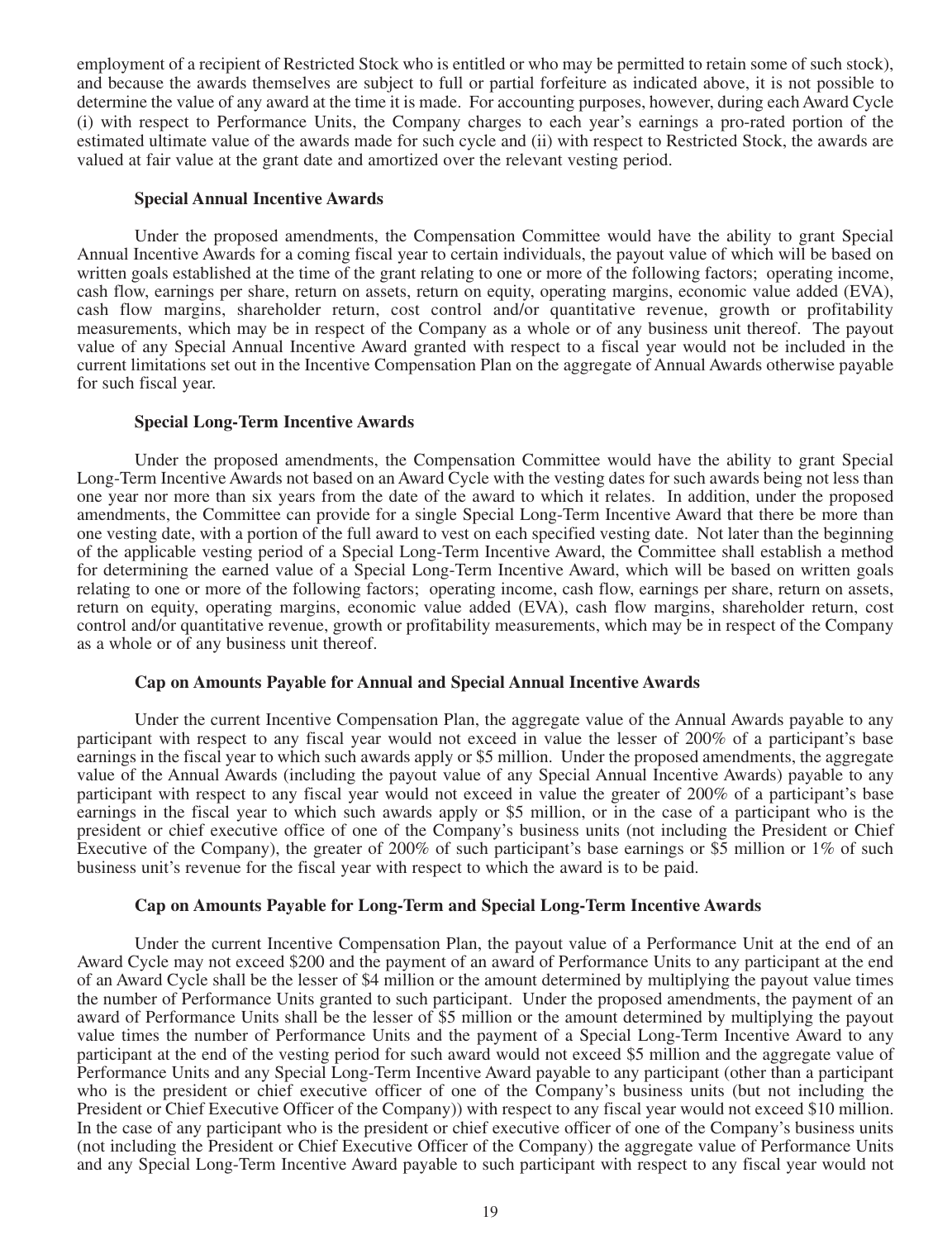employment of a recipient of Restricted Stock who is entitled or who may be permitted to retain some of such stock), and because the awards themselves are subject to full or partial forfeiture as indicated above, it is not possible to determine the value of any award at the time it is made. For accounting purposes, however, during each Award Cycle (i) with respect to Performance Units, the Company charges to each year's earnings a pro-rated portion of the estimated ultimate value of the awards made for such cycle and (ii) with respect to Restricted Stock, the awards are valued at fair value at the grant date and amortized over the relevant vesting period.

**Special Annual Incentive Awards**

Under the proposed amendments, the Compensation Committee would have the ability to grant Special Annual Incentive Awards for a coming fiscal year to certain individuals, the payout value of which will be based on written goals established at the time of the grant relating to one or more of the following factors; operating income, cash flow, earnings per share, return on assets, return on equity, operating margins, economic value added (EVA), cash flow margins, shareholder return, cost control and/or quantitative revenue, growth or profitability measurements, which may be in respect of the Company as a whole or of any business unit thereof. The payout value of any Special Annual Incentive Award granted with respect to a fiscal year would not be included in the current limitations set out in the Incentive Compensation Plan on the aggregate of Annual Awards otherwise payable for such fiscal year.

**Special Long-Term Incentive Awards**

Under the proposed amendments, the Compensation Committee would have the ability to grant Special Long-Term Incentive Awards not based on an Award Cycle with the vesting dates for such awards being not less than one year nor more than six years from the date of the award to which it relates. In addition, under the proposed amendments, the Committee can provide for a single Special Long-Term Incentive Award that there be more than one vesting date, with a portion of the full award to vest on each specified vesting date. Not later than the beginning of the applicable vesting period of a Special Long-Term Incentive Award, the Committee shall establish a method for determining the earned value of a Special Long-Term Incentive Award, which will be based on written goals relating to one or more of the following factors; operating income, cash flow, earnings per share, return on assets, return on equity, operating margins, economic value added (EVA), cash flow margins, shareholder return, cost control and/or quantitative revenue, growth or profitability measurements, which may be in respect of the Company as a whole or of any business unit thereof.

**Cap on Amounts Payable for Annual and Special Annual Incentive Awards**

Under the current Incentive Compensation Plan, the aggregate value of the Annual Awards payable to any participant with respect to any fiscal year would not exceed in value the lesser of 200% of a participant's base earnings in the fiscal year to which such awards apply or $5 million. Under the proposed amendments, the aggregate value of the Annual Awards (including the payout value of any Special Annual Incentive Awards) payable to any participant with respect to any fiscal year would not exceed in value the greater of 200% of a participant's base earnings in the fiscal year to which such awards apply or $5 million, or in the case of a participant who is the president or chief executive office of one of the Company's business units (not including the President or Chief Executive of the Company), the greater of 200% of such participant's base earnings or $5 million or 1% of such business unit's revenue for the fiscal year with respect to which the award is to be paid.

**Cap on Amounts Payable for Long-Term and Special Long-Term Incentive Awards**

Under the current Incentive Compensation Plan, the payout value of a Performance Unit at the end of an Award Cycle may not exceed $200 and the payment of an award of Performance Units to any participant at the end of an Award Cycle shall be the lesser of $4 million or the amount determined by multiplying the payout value times the number of Performance Units granted to such participant. Under the proposed amendments, the payment of an award of Performance Units shall be the lesser of $5 million or the amount determined by multiplying the payout value times the number of Performance Units and the payment of a Special Long-Term Incentive Award to any participant at the end of the vesting period for such award would not exceed $5 million and the aggregate value of Performance Units and any Special Long-Term Incentive Award payable to any participant (other than a participant who is the president or chief executive officer of one of the Company's business units (but not including the President or Chief Executive Officer of the Company)) with respect to any fiscal year would not exceed $10 million. In the case of any participant who is the president or chief executive officer of one of the Company's business units (not including the President or Chief Executive Officer of the Company) the aggregate value of Performance Units and any Special Long-Term Incentive Award payable to such participant with respect to any fiscal year would not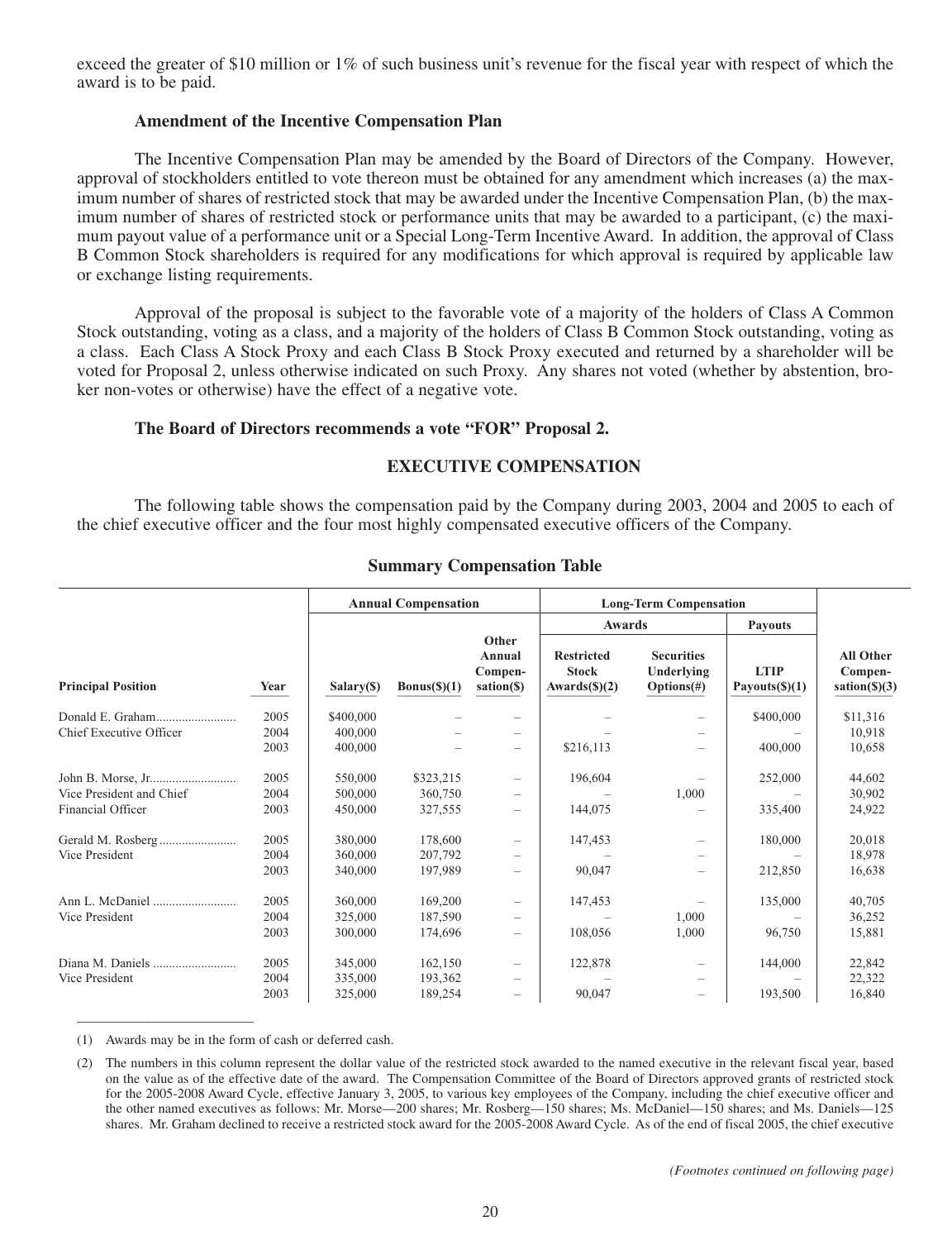exceed the greater of $10 million or 1% of such business unit's revenue for the fiscal year with respect of which the award is to be paid.

**Amendment of the Incentive Compensation Plan**

The Incentive Compensation Plan may be amended by the Board of Directors of the Company. However, approval of stockholders entitled to vote thereon must be obtained for any amendment which increases (a) the maximum number of shares of restricted stock that may be awarded under the Incentive Compensation Plan, (b) the maximum number of shares of restricted stock or performance units that may be awarded to a participant, (c) the maximum payout value of a performance unit or a Special Long-Term Incentive Award. In addition, the approval of Class B Common Stock shareholders is required for any modifications for which approval is required by applicable law or exchange listing requirements.

Approval of the proposal is subject to the favorable vote of a majority of the holders of Class A Common Stock outstanding, voting as a class, and a majority of the holders of Class B Common Stock outstanding, voting as a class. Each Class A Stock Proxy and each Class B Stock Proxy executed and returned by a shareholder will be voted for Proposal 2, unless otherwise indicated on such Proxy. Any shares not voted (whether by abstention, broker non-votes or otherwise) have the effect of a negative vote.

**The Board of Directors recommends a vote "FOR" Proposal 2.**

## EXECUTIVE COMPENSATION

The following table shows the compensation paid by the Company during 2003, 2004 and 2005 to each of the chief executive officer and the four most highly compensated executive officers of the Company.

**Summary Compensation Table**

| | | Annual Compensation | | | Long-Term Compensation | | | |
|---|---|---|---|---|---|---|---|---|
| | | | | | Awards | | Payouts | |
| Principal Position | Year | Salary($) | Bonus($)(1) | Other Annual Compen-sation($) | Restricted Stock Awards($)(2) | Securities Underlying Options(#) | LTIP Payouts($)(1) | All Other Compen-sation($)(3) |
| Donald E. Graham | 2005 | $400,000 | – | – | – | – | $400,000 | $11,316 |
| Chief Executive Officer | 2004 | 400,000 | – | – | – | – | – | 10,918 |
| | 2003 | 400,000 | – | – | $216,113 | – | 400,000 | 10,658 |
| John B. Morse, Jr. | 2005 | 550,000 | $323,215 | – | 196,604 | – | 252,000 | 44,602 |
| Vice President and Chief | 2004 | 500,000 | 360,750 | – | – | 1,000 | – | 30,902 |
| Financial Officer | 2003 | 450,000 | 327,555 | – | 144,075 | – | 335,400 | 24,922 |
| Gerald M. Rosberg | 2005 | 380,000 | 178,600 | – | 147,453 | – | 180,000 | 20,018 |
| Vice President | 2004 | 360,000 | 207,792 | – | – | – | – | 18,978 |
| | 2003 | 340,000 | 197,989 | – | 90,047 | – | 212,850 | 16,638 |
| Ann L. McDaniel | 2005 | 360,000 | 169,200 | – | 147,453 | – | 135,000 | 40,705 |
| Vice President | 2004 | 325,000 | 187,590 | – | – | 1,000 | – | 36,252 |
| | 2003 | 300,000 | 174,696 | – | 108,056 | 1,000 | 96,750 | 15,881 |
| Diana M. Daniels | 2005 | 345,000 | 162,150 | – | 122,878 | – | 144,000 | 22,842 |
| Vice President | 2004 | 335,000 | 193,362 | – | – | – | – | 22,322 |
| | 2003 | 325,000 | 189,254 | – | 90,047 | – | 193,500 | 16,840 |

(1) Awards may be in the form of cash or deferred cash.

(2) The numbers in this column represent the dollar value of the restricted stock awarded to the named executive in the relevant fiscal year, based on the value as of the effective date of the award. The Compensation Committee of the Board of Directors approved grants of restricted stock for the 2005-2008 Award Cycle, effective January 3, 2005, to various key employees of the Company, including the chief executive officer and the other named executives as follows: Mr. Morse—200 shares; Mr. Rosberg—150 shares; Ms. McDaniel—150 shares; and Ms. Daniels—125 shares. Mr. Graham declined to receive a restricted stock award for the 2005-2008 Award Cycle. As of the end of fiscal 2005, the chief executive

*(Footnotes continued on following page)*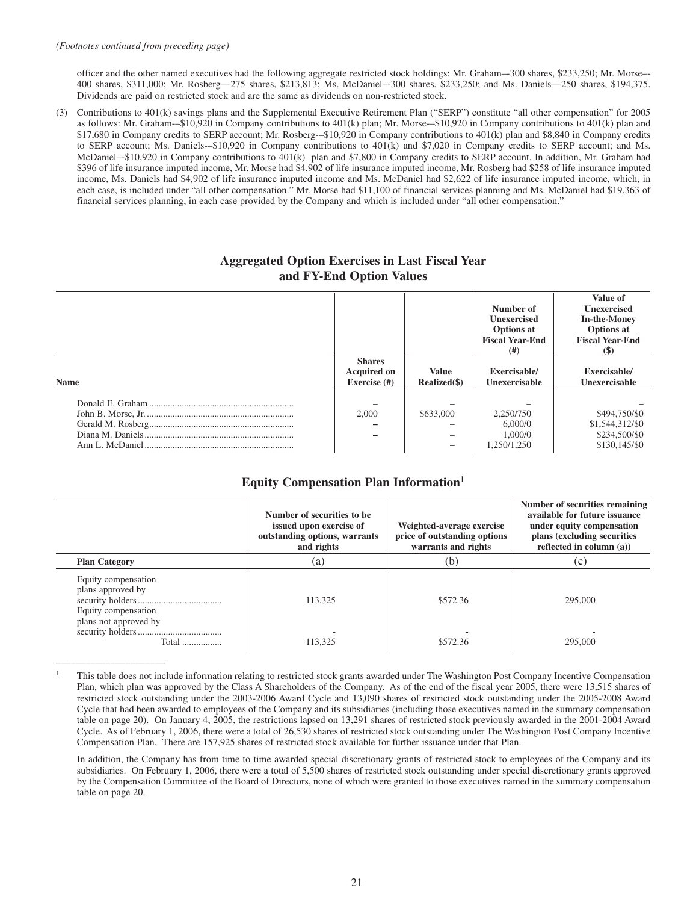*(Footnotes continued from preceding page)*

officer and the other named executives had the following aggregate restricted stock holdings: Mr. Graham—300 shares, $233,250; Mr. Morse—400 shares, $311,000; Mr. Rosberg—275 shares, $213,813; Ms. McDaniel—300 shares, $233,250; and Ms. Daniels—250 shares, $194,375. Dividends are paid on restricted stock and are the same as dividends on non-restricted stock.

(3) Contributions to 401(k) savings plans and the Supplemental Executive Retirement Plan ("SERP") constitute "all other compensation" for 2005 as follows: Mr. Graham—$10,920 in Company contributions to 401(k) plan; Mr. Morse—$10,920 in Company contributions to 401(k) plan and $17,680 in Company credits to SERP account; Mr. Rosberg—$10,920 in Company contributions to 401(k) plan and $8,840 in Company credits to SERP account; Ms. Daniels—$10,920 in Company contributions to 401(k) and $7,020 in Company credits to SERP account; and Ms. McDaniel—$10,920 in Company contributions to 401(k) plan and $7,800 in Company credits to SERP account. In addition, Mr. Graham had $396 of life insurance imputed income, Mr. Morse had $4,902 of life insurance imputed income, Mr. Rosberg had $258 of life insurance imputed income, Ms. Daniels had $4,902 of life insurance imputed income and Ms. McDaniel had $2,622 of life insurance imputed income, which, in each case, is included under "all other compensation." Mr. Morse had $11,100 of financial services planning and Ms. McDaniel had $19,363 of financial services planning, in each case provided by the Company and which is included under "all other compensation."

## Aggregated Option Exercises in Last Fiscal Year and FY-End Option Values

| | | | Number of Unexercised Options at Fiscal Year-End (#) | Value of Unexercised In-the-Money Options at Fiscal Year-End ($) |
|---|---|---|---|---|
| **Name** | **Shares Acquired on Exercise (#)** | **Value Realized($)** | **Exercisable/ Unexercisable** | **Exercisable/ Unexercisable** |
| Donald E. Graham | – | – | – | – |
| John B. Morse, Jr. | 2,000 | $633,000 | 2,250/750 | $494,750/$0 |
| Gerald M. Rosberg | – | – | 6,000/0 | $1,544,312/$0 |
| Diana M. Daniels | – | – | 1,000/0 | $234,500/$0 |
| Ann L. McDaniel | | – | 1,250/1,250 | $130,145/$0 |

## Equity Compensation Plan Information[1]

| | Number of securities to be issued upon exercise of outstanding options, warrants and rights | Weighted-average exercise price of outstanding options warrants and rights | Number of securities remaining available for future issuance under equity compensation plans (excluding securities reflected in column (a)) |
|---|---|---|---|
| **Plan Category** | (a) | (b) | (c) |
| Equity compensation plans approved by security holders | 113,325 | $572.36 | 295,000 |
| Equity compensation plans not approved by security holders | - | - | - |
| Total | 113,325 | $572.36 | 295,000 |

[1] This table does not include information relating to restricted stock grants awarded under The Washington Post Company Incentive Compensation Plan, which plan was approved by the Class A Shareholders of the Company. As of the end of the fiscal year 2005, there were 13,515 shares of restricted stock outstanding under the 2003-2006 Award Cycle and 13,090 shares of restricted stock outstanding under the 2005-2008 Award Cycle that had been awarded to employees of the Company and its subsidiaries (including those executives named in the summary compensation table on page 20). On January 4, 2005, the restrictions lapsed on 13,291 shares of restricted stock previously awarded in the 2001-2004 Award Cycle. As of February 1, 2006, there were a total of 26,530 shares of restricted stock outstanding under The Washington Post Company Incentive Compensation Plan. There are 157,925 shares of restricted stock available for further issuance under that Plan.

In addition, the Company has from time to time awarded special discretionary grants of restricted stock to employees of the Company and its subsidiaries. On February 1, 2006, there were a total of 5,500 shares of restricted stock outstanding under special discretionary grants approved by the Compensation Committee of the Board of Directors, none of which were granted to those executives named in the summary compensation table on page 20.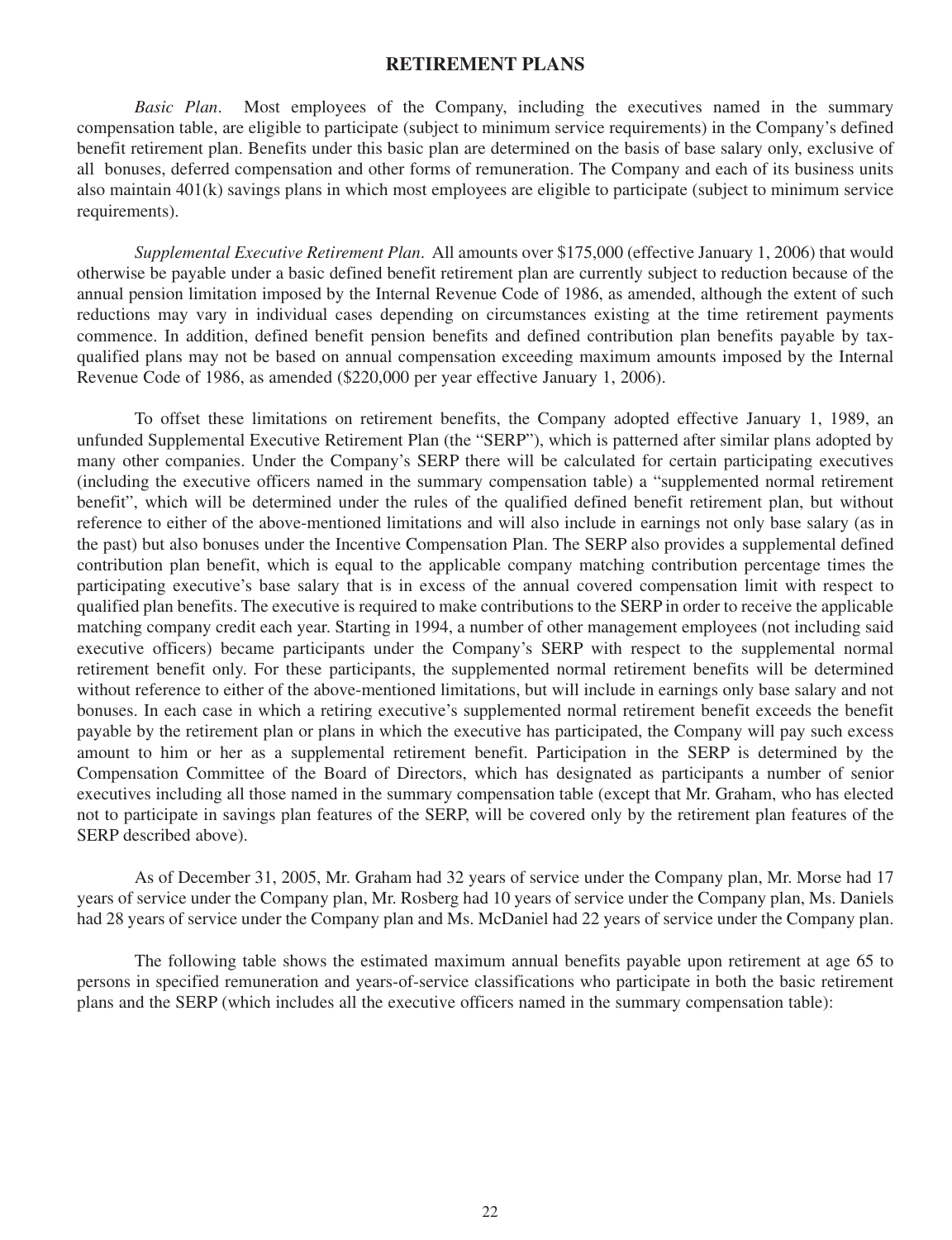## RETIREMENT PLANS

*Basic Plan*. Most employees of the Company, including the executives named in the summary compensation table, are eligible to participate (subject to minimum service requirements) in the Company's defined benefit retirement plan. Benefits under this basic plan are determined on the basis of base salary only, exclusive of all bonuses, deferred compensation and other forms of remuneration. The Company and each of its business units also maintain 401(k) savings plans in which most employees are eligible to participate (subject to minimum service requirements).

*Supplemental Executive Retirement Plan*. All amounts over $175,000 (effective January 1, 2006) that would otherwise be payable under a basic defined benefit retirement plan are currently subject to reduction because of the annual pension limitation imposed by the Internal Revenue Code of 1986, as amended, although the extent of such reductions may vary in individual cases depending on circumstances existing at the time retirement payments commence. In addition, defined benefit pension benefits and defined contribution plan benefits payable by tax-qualified plans may not be based on annual compensation exceeding maximum amounts imposed by the Internal Revenue Code of 1986, as amended ($220,000 per year effective January 1, 2006).

To offset these limitations on retirement benefits, the Company adopted effective January 1, 1989, an unfunded Supplemental Executive Retirement Plan (the "SERP"), which is patterned after similar plans adopted by many other companies. Under the Company's SERP there will be calculated for certain participating executives (including the executive officers named in the summary compensation table) a "supplemented normal retirement benefit", which will be determined under the rules of the qualified defined benefit retirement plan, but without reference to either of the above-mentioned limitations and will also include in earnings not only base salary (as in the past) but also bonuses under the Incentive Compensation Plan. The SERP also provides a supplemental defined contribution plan benefit, which is equal to the applicable company matching contribution percentage times the participating executive's base salary that is in excess of the annual covered compensation limit with respect to qualified plan benefits. The executive is required to make contributions to the SERP in order to receive the applicable matching company credit each year. Starting in 1994, a number of other management employees (not including said executive officers) became participants under the Company's SERP with respect to the supplemental normal retirement benefit only. For these participants, the supplemented normal retirement benefits will be determined without reference to either of the above-mentioned limitations, but will include in earnings only base salary and not bonuses. In each case in which a retiring executive's supplemented normal retirement benefit exceeds the benefit payable by the retirement plan or plans in which the executive has participated, the Company will pay such excess amount to him or her as a supplemental retirement benefit. Participation in the SERP is determined by the Compensation Committee of the Board of Directors, which has designated as participants a number of senior executives including all those named in the summary compensation table (except that Mr. Graham, who has elected not to participate in savings plan features of the SERP, will be covered only by the retirement plan features of the SERP described above).

As of December 31, 2005, Mr. Graham had 32 years of service under the Company plan, Mr. Morse had 17 years of service under the Company plan, Mr. Rosberg had 10 years of service under the Company plan, Ms. Daniels had 28 years of service under the Company plan and Ms. McDaniel had 22 years of service under the Company plan.

The following table shows the estimated maximum annual benefits payable upon retirement at age 65 to persons in specified remuneration and years-of-service classifications who participate in both the basic retirement plans and the SERP (which includes all the executive officers named in the summary compensation table):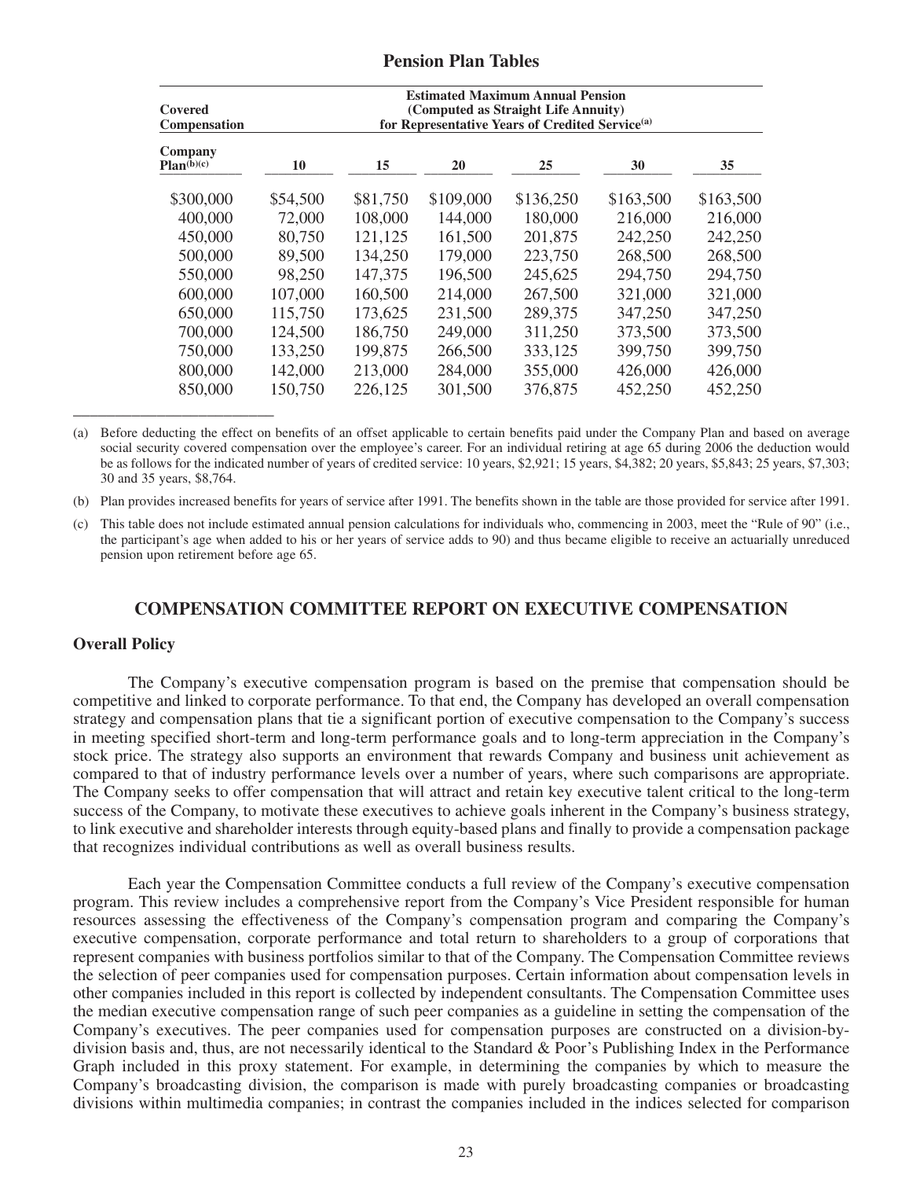## Pension Plan Tables

| Covered Compensation | Estimated Maximum Annual Pension (Computed as Straight Life Annuity) for Representative Years of Credited Service[(a)] | | | | | |
|---|---|---|---|---|---|---|
| Company Plan[(b)(c)] | 10 | 15 | 20 | 25 | 30 | 35 |
| $300,000 | $54,500 | $81,750 | $109,000 | $136,250 | $163,500 | $163,500 |
| 400,000 | 72,000 | 108,000 | 144,000 | 180,000 | 216,000 | 216,000 |
| 450,000 | 80,750 | 121,125 | 161,500 | 201,875 | 242,250 | 242,250 |
| 500,000 | 89,500 | 134,250 | 179,000 | 223,750 | 268,500 | 268,500 |
| 550,000 | 98,250 | 147,375 | 196,500 | 245,625 | 294,750 | 294,750 |
| 600,000 | 107,000 | 160,500 | 214,000 | 267,500 | 321,000 | 321,000 |
| 650,000 | 115,750 | 173,625 | 231,500 | 289,375 | 347,250 | 347,250 |
| 700,000 | 124,500 | 186,750 | 249,000 | 311,250 | 373,500 | 373,500 |
| 750,000 | 133,250 | 199,875 | 266,500 | 333,125 | 399,750 | 399,750 |
| 800,000 | 142,000 | 213,000 | 284,000 | 355,000 | 426,000 | 426,000 |
| 850,000 | 150,750 | 226,125 | 301,500 | 376,875 | 452,250 | 452,250 |

(a) Before deducting the effect on benefits of an offset applicable to certain benefits paid under the Company Plan and based on average social security covered compensation over the employee's career. For an individual retiring at age 65 during 2006 the deduction would be as follows for the indicated number of years of credited service: 10 years, $2,921; 15 years, $4,382; 20 years, $5,843; 25 years, $7,303; 30 and 35 years, $8,764.

(b) Plan provides increased benefits for years of service after 1991. The benefits shown in the table are those provided for service after 1991.

(c) This table does not include estimated annual pension calculations for individuals who, commencing in 2003, meet the "Rule of 90" (i.e., the participant's age when added to his or her years of service adds to 90) and thus became eligible to receive an actuarially unreduced pension upon retirement before age 65.

## COMPENSATION COMMITTEE REPORT ON EXECUTIVE COMPENSATION

### Overall Policy

The Company's executive compensation program is based on the premise that compensation should be competitive and linked to corporate performance. To that end, the Company has developed an overall compensation strategy and compensation plans that tie a significant portion of executive compensation to the Company's success in meeting specified short-term and long-term performance goals and to long-term appreciation in the Company's stock price. The strategy also supports an environment that rewards Company and business unit achievement as compared to that of industry performance levels over a number of years, where such comparisons are appropriate. The Company seeks to offer compensation that will attract and retain key executive talent critical to the long-term success of the Company, to motivate these executives to achieve goals inherent in the Company's business strategy, to link executive and shareholder interests through equity-based plans and finally to provide a compensation package that recognizes individual contributions as well as overall business results.

Each year the Compensation Committee conducts a full review of the Company's executive compensation program. This review includes a comprehensive report from the Company's Vice President responsible for human resources assessing the effectiveness of the Company's compensation program and comparing the Company's executive compensation, corporate performance and total return to shareholders to a group of corporations that represent companies with business portfolios similar to that of the Company. The Compensation Committee reviews the selection of peer companies used for compensation purposes. Certain information about compensation levels in other companies included in this report is collected by independent consultants. The Compensation Committee uses the median executive compensation range of such peer companies as a guideline in setting the compensation of the Company's executives. The peer companies used for compensation purposes are constructed on a division-by-division basis and, thus, are not necessarily identical to the Standard & Poor's Publishing Index in the Performance Graph included in this proxy statement. For example, in determining the companies by which to measure the Company's broadcasting division, the comparison is made with purely broadcasting companies or broadcasting divisions within multimedia companies; in contrast the companies included in the indices selected for comparison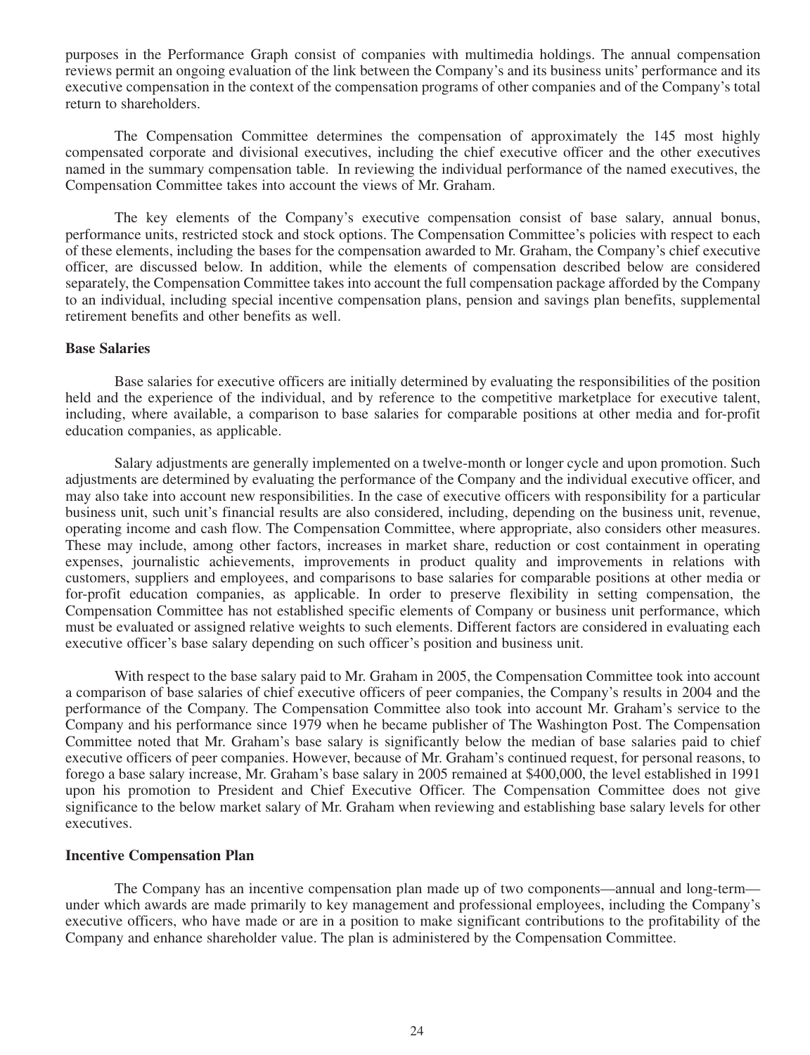purposes in the Performance Graph consist of companies with multimedia holdings. The annual compensation reviews permit an ongoing evaluation of the link between the Company's and its business units' performance and its executive compensation in the context of the compensation programs of other companies and of the Company's total return to shareholders.

The Compensation Committee determines the compensation of approximately the 145 most highly compensated corporate and divisional executives, including the chief executive officer and the other executives named in the summary compensation table. In reviewing the individual performance of the named executives, the Compensation Committee takes into account the views of Mr. Graham.

The key elements of the Company's executive compensation consist of base salary, annual bonus, performance units, restricted stock and stock options. The Compensation Committee's policies with respect to each of these elements, including the bases for the compensation awarded to Mr. Graham, the Company's chief executive officer, are discussed below. In addition, while the elements of compensation described below are considered separately, the Compensation Committee takes into account the full compensation package afforded by the Company to an individual, including special incentive compensation plans, pension and savings plan benefits, supplemental retirement benefits and other benefits as well.

**Base Salaries**

Base salaries for executive officers are initially determined by evaluating the responsibilities of the position held and the experience of the individual, and by reference to the competitive marketplace for executive talent, including, where available, a comparison to base salaries for comparable positions at other media and for-profit education companies, as applicable.

Salary adjustments are generally implemented on a twelve-month or longer cycle and upon promotion. Such adjustments are determined by evaluating the performance of the Company and the individual executive officer, and may also take into account new responsibilities. In the case of executive officers with responsibility for a particular business unit, such unit's financial results are also considered, including, depending on the business unit, revenue, operating income and cash flow. The Compensation Committee, where appropriate, also considers other measures. These may include, among other factors, increases in market share, reduction or cost containment in operating expenses, journalistic achievements, improvements in product quality and improvements in relations with customers, suppliers and employees, and comparisons to base salaries for comparable positions at other media or for-profit education companies, as applicable. In order to preserve flexibility in setting compensation, the Compensation Committee has not established specific elements of Company or business unit performance, which must be evaluated or assigned relative weights to such elements. Different factors are considered in evaluating each executive officer's base salary depending on such officer's position and business unit.

With respect to the base salary paid to Mr. Graham in 2005, the Compensation Committee took into account a comparison of base salaries of chief executive officers of peer companies, the Company's results in 2004 and the performance of the Company. The Compensation Committee also took into account Mr. Graham's service to the Company and his performance since 1979 when he became publisher of The Washington Post. The Compensation Committee noted that Mr. Graham's base salary is significantly below the median of base salaries paid to chief executive officers of peer companies. However, because of Mr. Graham's continued request, for personal reasons, to forego a base salary increase, Mr. Graham's base salary in 2005 remained at $400,000, the level established in 1991 upon his promotion to President and Chief Executive Officer. The Compensation Committee does not give significance to the below market salary of Mr. Graham when reviewing and establishing base salary levels for other executives.

**Incentive Compensation Plan**

The Company has an incentive compensation plan made up of two components—annual and long-term—under which awards are made primarily to key management and professional employees, including the Company's executive officers, who have made or are in a position to make significant contributions to the profitability of the Company and enhance shareholder value. The plan is administered by the Compensation Committee.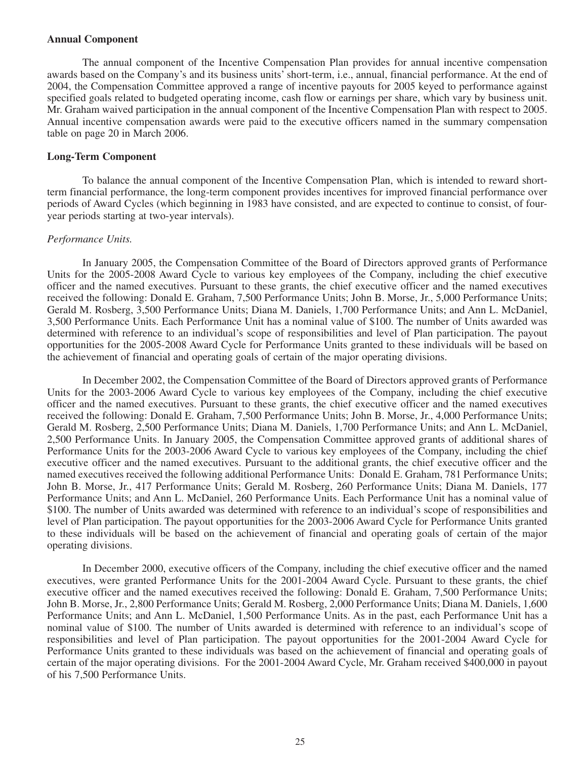**Annual Component**

The annual component of the Incentive Compensation Plan provides for annual incentive compensation awards based on the Company's and its business units' short-term, i.e., annual, financial performance. At the end of 2004, the Compensation Committee approved a range of incentive payouts for 2005 keyed to performance against specified goals related to budgeted operating income, cash flow or earnings per share, which vary by business unit. Mr. Graham waived participation in the annual component of the Incentive Compensation Plan with respect to 2005. Annual incentive compensation awards were paid to the executive officers named in the summary compensation table on page 20 in March 2006.

**Long-Term Component**

To balance the annual component of the Incentive Compensation Plan, which is intended to reward short-term financial performance, the long-term component provides incentives for improved financial performance over periods of Award Cycles (which beginning in 1983 have consisted, and are expected to continue to consist, of four-year periods starting at two-year intervals).

*Performance Units.*

In January 2005, the Compensation Committee of the Board of Directors approved grants of Performance Units for the 2005-2008 Award Cycle to various key employees of the Company, including the chief executive officer and the named executives. Pursuant to these grants, the chief executive officer and the named executives received the following: Donald E. Graham, 7,500 Performance Units; John B. Morse, Jr., 5,000 Performance Units; Gerald M. Rosberg, 3,500 Performance Units; Diana M. Daniels, 1,700 Performance Units; and Ann L. McDaniel, 3,500 Performance Units. Each Performance Unit has a nominal value of $100. The number of Units awarded was determined with reference to an individual's scope of responsibilities and level of Plan participation. The payout opportunities for the 2005-2008 Award Cycle for Performance Units granted to these individuals will be based on the achievement of financial and operating goals of certain of the major operating divisions.

In December 2002, the Compensation Committee of the Board of Directors approved grants of Performance Units for the 2003-2006 Award Cycle to various key employees of the Company, including the chief executive officer and the named executives. Pursuant to these grants, the chief executive officer and the named executives received the following: Donald E. Graham, 7,500 Performance Units; John B. Morse, Jr., 4,000 Performance Units; Gerald M. Rosberg, 2,500 Performance Units; Diana M. Daniels, 1,700 Performance Units; and Ann L. McDaniel, 2,500 Performance Units. In January 2005, the Compensation Committee approved grants of additional shares of Performance Units for the 2003-2006 Award Cycle to various key employees of the Company, including the chief executive officer and the named executives. Pursuant to the additional grants, the chief executive officer and the named executives received the following additional Performance Units: Donald E. Graham, 781 Performance Units; John B. Morse, Jr., 417 Performance Units; Gerald M. Rosberg, 260 Performance Units; Diana M. Daniels, 177 Performance Units; and Ann L. McDaniel, 260 Performance Units. Each Performance Unit has a nominal value of $100. The number of Units awarded was determined with reference to an individual's scope of responsibilities and level of Plan participation. The payout opportunities for the 2003-2006 Award Cycle for Performance Units granted to these individuals will be based on the achievement of financial and operating goals of certain of the major operating divisions.

In December 2000, executive officers of the Company, including the chief executive officer and the named executives, were granted Performance Units for the 2001-2004 Award Cycle. Pursuant to these grants, the chief executive officer and the named executives received the following: Donald E. Graham, 7,500 Performance Units; John B. Morse, Jr., 2,800 Performance Units; Gerald M. Rosberg, 2,000 Performance Units; Diana M. Daniels, 1,600 Performance Units; and Ann L. McDaniel, 1,500 Performance Units. As in the past, each Performance Unit has a nominal value of $100. The number of Units awarded is determined with reference to an individual's scope of responsibilities and level of Plan participation. The payout opportunities for the 2001-2004 Award Cycle for Performance Units granted to these individuals was based on the achievement of financial and operating goals of certain of the major operating divisions. For the 2001-2004 Award Cycle, Mr. Graham received $400,000 in payout of his 7,500 Performance Units.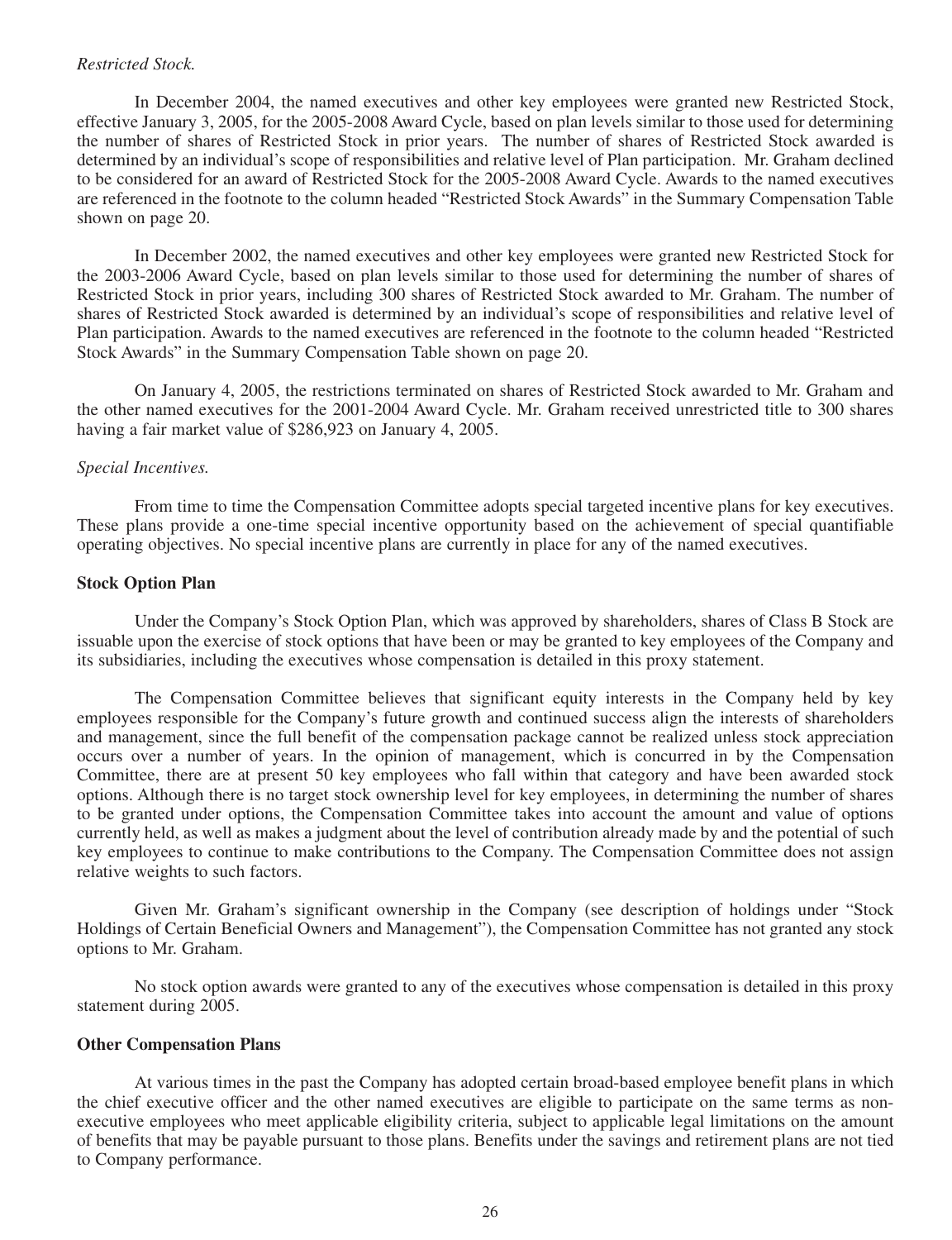*Restricted Stock.*

In December 2004, the named executives and other key employees were granted new Restricted Stock, effective January 3, 2005, for the 2005-2008 Award Cycle, based on plan levels similar to those used for determining the number of shares of Restricted Stock in prior years. The number of shares of Restricted Stock awarded is determined by an individual's scope of responsibilities and relative level of Plan participation. Mr. Graham declined to be considered for an award of Restricted Stock for the 2005-2008 Award Cycle. Awards to the named executives are referenced in the footnote to the column headed "Restricted Stock Awards" in the Summary Compensation Table shown on page 20.

In December 2002, the named executives and other key employees were granted new Restricted Stock for the 2003-2006 Award Cycle, based on plan levels similar to those used for determining the number of shares of Restricted Stock in prior years, including 300 shares of Restricted Stock awarded to Mr. Graham. The number of shares of Restricted Stock awarded is determined by an individual's scope of responsibilities and relative level of Plan participation. Awards to the named executives are referenced in the footnote to the column headed "Restricted Stock Awards" in the Summary Compensation Table shown on page 20.

On January 4, 2005, the restrictions terminated on shares of Restricted Stock awarded to Mr. Graham and the other named executives for the 2001-2004 Award Cycle. Mr. Graham received unrestricted title to 300 shares having a fair market value of $286,923 on January 4, 2005.

*Special Incentives.*

From time to time the Compensation Committee adopts special targeted incentive plans for key executives. These plans provide a one-time special incentive opportunity based on the achievement of special quantifiable operating objectives. No special incentive plans are currently in place for any of the named executives.

**Stock Option Plan**

Under the Company's Stock Option Plan, which was approved by shareholders, shares of Class B Stock are issuable upon the exercise of stock options that have been or may be granted to key employees of the Company and its subsidiaries, including the executives whose compensation is detailed in this proxy statement.

The Compensation Committee believes that significant equity interests in the Company held by key employees responsible for the Company's future growth and continued success align the interests of shareholders and management, since the full benefit of the compensation package cannot be realized unless stock appreciation occurs over a number of years. In the opinion of management, which is concurred in by the Compensation Committee, there are at present 50 key employees who fall within that category and have been awarded stock options. Although there is no target stock ownership level for key employees, in determining the number of shares to be granted under options, the Compensation Committee takes into account the amount and value of options currently held, as well as makes a judgment about the level of contribution already made by and the potential of such key employees to continue to make contributions to the Company. The Compensation Committee does not assign relative weights to such factors.

Given Mr. Graham's significant ownership in the Company (see description of holdings under "Stock Holdings of Certain Beneficial Owners and Management"), the Compensation Committee has not granted any stock options to Mr. Graham.

No stock option awards were granted to any of the executives whose compensation is detailed in this proxy statement during 2005.

**Other Compensation Plans**

At various times in the past the Company has adopted certain broad-based employee benefit plans in which the chief executive officer and the other named executives are eligible to participate on the same terms as non-executive employees who meet applicable eligibility criteria, subject to applicable legal limitations on the amount of benefits that may be payable pursuant to those plans. Benefits under the savings and retirement plans are not tied to Company performance.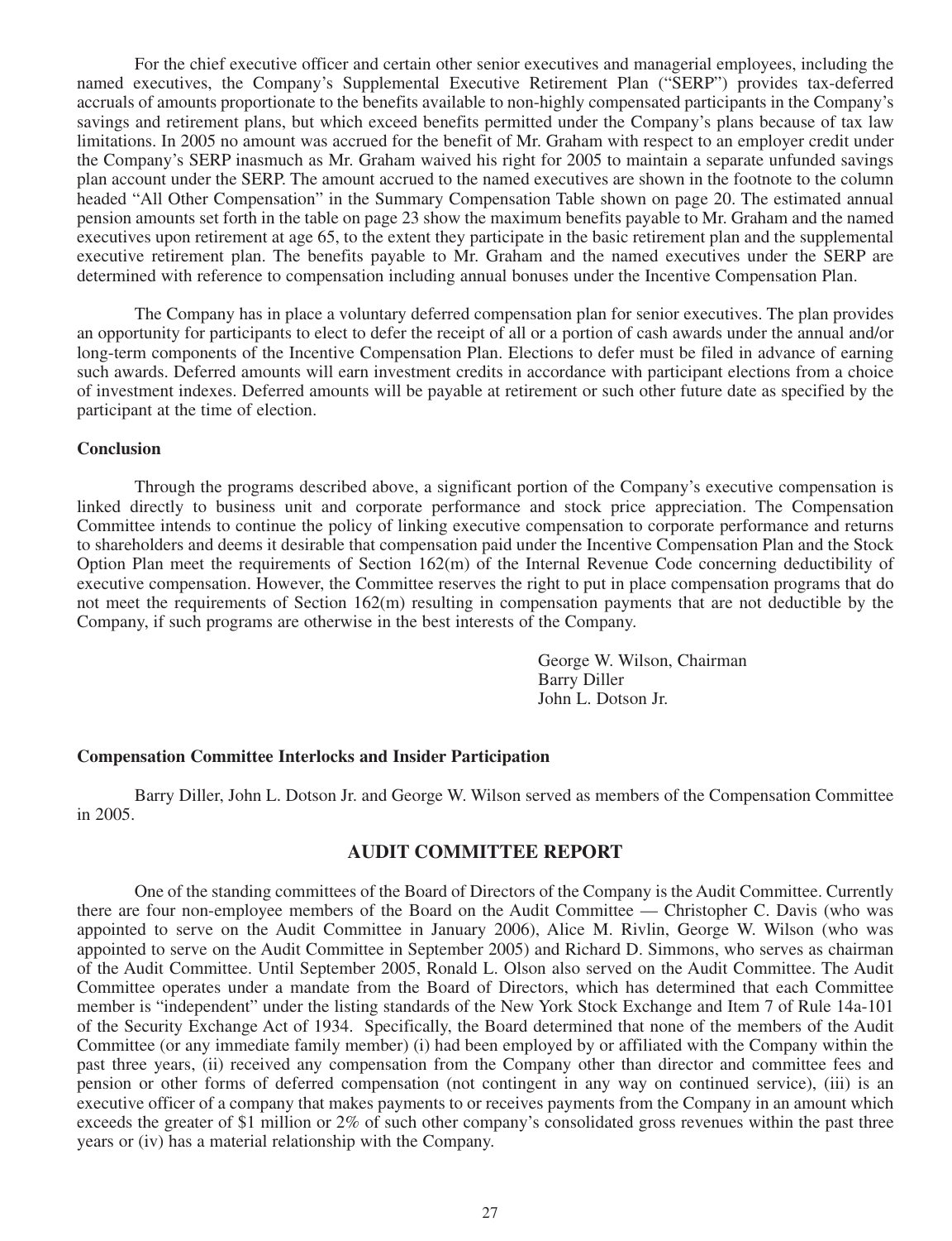For the chief executive officer and certain other senior executives and managerial employees, including the named executives, the Company's Supplemental Executive Retirement Plan ("SERP") provides tax-deferred accruals of amounts proportionate to the benefits available to non-highly compensated participants in the Company's savings and retirement plans, but which exceed benefits permitted under the Company's plans because of tax law limitations. In 2005 no amount was accrued for the benefit of Mr. Graham with respect to an employer credit under the Company's SERP inasmuch as Mr. Graham waived his right for 2005 to maintain a separate unfunded savings plan account under the SERP. The amount accrued to the named executives are shown in the footnote to the column headed "All Other Compensation" in the Summary Compensation Table shown on page 20. The estimated annual pension amounts set forth in the table on page 23 show the maximum benefits payable to Mr. Graham and the named executives upon retirement at age 65, to the extent they participate in the basic retirement plan and the supplemental executive retirement plan. The benefits payable to Mr. Graham and the named executives under the SERP are determined with reference to compensation including annual bonuses under the Incentive Compensation Plan.

The Company has in place a voluntary deferred compensation plan for senior executives. The plan provides an opportunity for participants to elect to defer the receipt of all or a portion of cash awards under the annual and/or long-term components of the Incentive Compensation Plan. Elections to defer must be filed in advance of earning such awards. Deferred amounts will earn investment credits in accordance with participant elections from a choice of investment indexes. Deferred amounts will be payable at retirement or such other future date as specified by the participant at the time of election.

**Conclusion**

Through the programs described above, a significant portion of the Company's executive compensation is linked directly to business unit and corporate performance and stock price appreciation. The Compensation Committee intends to continue the policy of linking executive compensation to corporate performance and returns to shareholders and deems it desirable that compensation paid under the Incentive Compensation Plan and the Stock Option Plan meet the requirements of Section 162(m) of the Internal Revenue Code concerning deductibility of executive compensation. However, the Committee reserves the right to put in place compensation programs that do not meet the requirements of Section 162(m) resulting in compensation payments that are not deductible by the Company, if such programs are otherwise in the best interests of the Company.

George W. Wilson, Chairman
Barry Diller
John L. Dotson Jr.

**Compensation Committee Interlocks and Insider Participation**

Barry Diller, John L. Dotson Jr. and George W. Wilson served as members of the Compensation Committee in 2005.

## AUDIT COMMITTEE REPORT

One of the standing committees of the Board of Directors of the Company is the Audit Committee. Currently there are four non-employee members of the Board on the Audit Committee — Christopher C. Davis (who was appointed to serve on the Audit Committee in January 2006), Alice M. Rivlin, George W. Wilson (who was appointed to serve on the Audit Committee in September 2005) and Richard D. Simmons, who serves as chairman of the Audit Committee. Until September 2005, Ronald L. Olson also served on the Audit Committee. The Audit Committee operates under a mandate from the Board of Directors, which has determined that each Committee member is "independent" under the listing standards of the New York Stock Exchange and Item 7 of Rule 14a-101 of the Security Exchange Act of 1934. Specifically, the Board determined that none of the members of the Audit Committee (or any immediate family member) (i) had been employed by or affiliated with the Company within the past three years, (ii) received any compensation from the Company other than director and committee fees and pension or other forms of deferred compensation (not contingent in any way on continued service), (iii) is an executive officer of a company that makes payments to or receives payments from the Company in an amount which exceeds the greater of $1 million or 2% of such other company's consolidated gross revenues within the past three years or (iv) has a material relationship with the Company.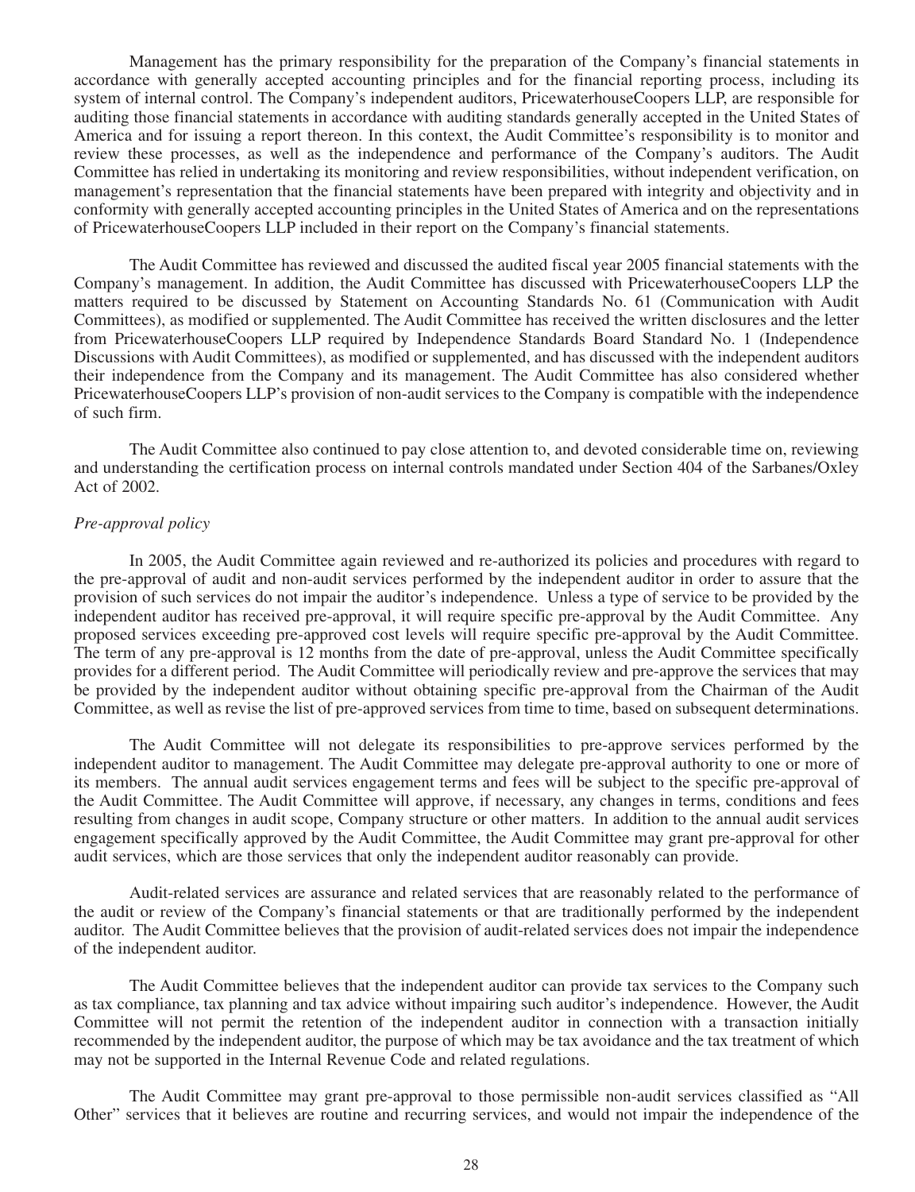Management has the primary responsibility for the preparation of the Company's financial statements in accordance with generally accepted accounting principles and for the financial reporting process, including its system of internal control. The Company's independent auditors, PricewaterhouseCoopers LLP, are responsible for auditing those financial statements in accordance with auditing standards generally accepted in the United States of America and for issuing a report thereon. In this context, the Audit Committee's responsibility is to monitor and review these processes, as well as the independence and performance of the Company's auditors. The Audit Committee has relied in undertaking its monitoring and review responsibilities, without independent verification, on management's representation that the financial statements have been prepared with integrity and objectivity and in conformity with generally accepted accounting principles in the United States of America and on the representations of PricewaterhouseCoopers LLP included in their report on the Company's financial statements.

The Audit Committee has reviewed and discussed the audited fiscal year 2005 financial statements with the Company's management. In addition, the Audit Committee has discussed with PricewaterhouseCoopers LLP the matters required to be discussed by Statement on Accounting Standards No. 61 (Communication with Audit Committees), as modified or supplemented. The Audit Committee has received the written disclosures and the letter from PricewaterhouseCoopers LLP required by Independence Standards Board Standard No. 1 (Independence Discussions with Audit Committees), as modified or supplemented, and has discussed with the independent auditors their independence from the Company and its management. The Audit Committee has also considered whether PricewaterhouseCoopers LLP's provision of non-audit services to the Company is compatible with the independence of such firm.

The Audit Committee also continued to pay close attention to, and devoted considerable time on, reviewing and understanding the certification process on internal controls mandated under Section 404 of the Sarbanes/Oxley Act of 2002.

*Pre-approval policy*

In 2005, the Audit Committee again reviewed and re-authorized its policies and procedures with regard to the pre-approval of audit and non-audit services performed by the independent auditor in order to assure that the provision of such services do not impair the auditor's independence. Unless a type of service to be provided by the independent auditor has received pre-approval, it will require specific pre-approval by the Audit Committee. Any proposed services exceeding pre-approved cost levels will require specific pre-approval by the Audit Committee. The term of any pre-approval is 12 months from the date of pre-approval, unless the Audit Committee specifically provides for a different period. The Audit Committee will periodically review and pre-approve the services that may be provided by the independent auditor without obtaining specific pre-approval from the Chairman of the Audit Committee, as well as revise the list of pre-approved services from time to time, based on subsequent determinations.

The Audit Committee will not delegate its responsibilities to pre-approve services performed by the independent auditor to management. The Audit Committee may delegate pre-approval authority to one or more of its members. The annual audit services engagement terms and fees will be subject to the specific pre-approval of the Audit Committee. The Audit Committee will approve, if necessary, any changes in terms, conditions and fees resulting from changes in audit scope, Company structure or other matters. In addition to the annual audit services engagement specifically approved by the Audit Committee, the Audit Committee may grant pre-approval for other audit services, which are those services that only the independent auditor reasonably can provide.

Audit-related services are assurance and related services that are reasonably related to the performance of the audit or review of the Company's financial statements or that are traditionally performed by the independent auditor. The Audit Committee believes that the provision of audit-related services does not impair the independence of the independent auditor.

The Audit Committee believes that the independent auditor can provide tax services to the Company such as tax compliance, tax planning and tax advice without impairing such auditor's independence. However, the Audit Committee will not permit the retention of the independent auditor in connection with a transaction initially recommended by the independent auditor, the purpose of which may be tax avoidance and the tax treatment of which may not be supported in the Internal Revenue Code and related regulations.

The Audit Committee may grant pre-approval to those permissible non-audit services classified as "All Other" services that it believes are routine and recurring services, and would not impair the independence of the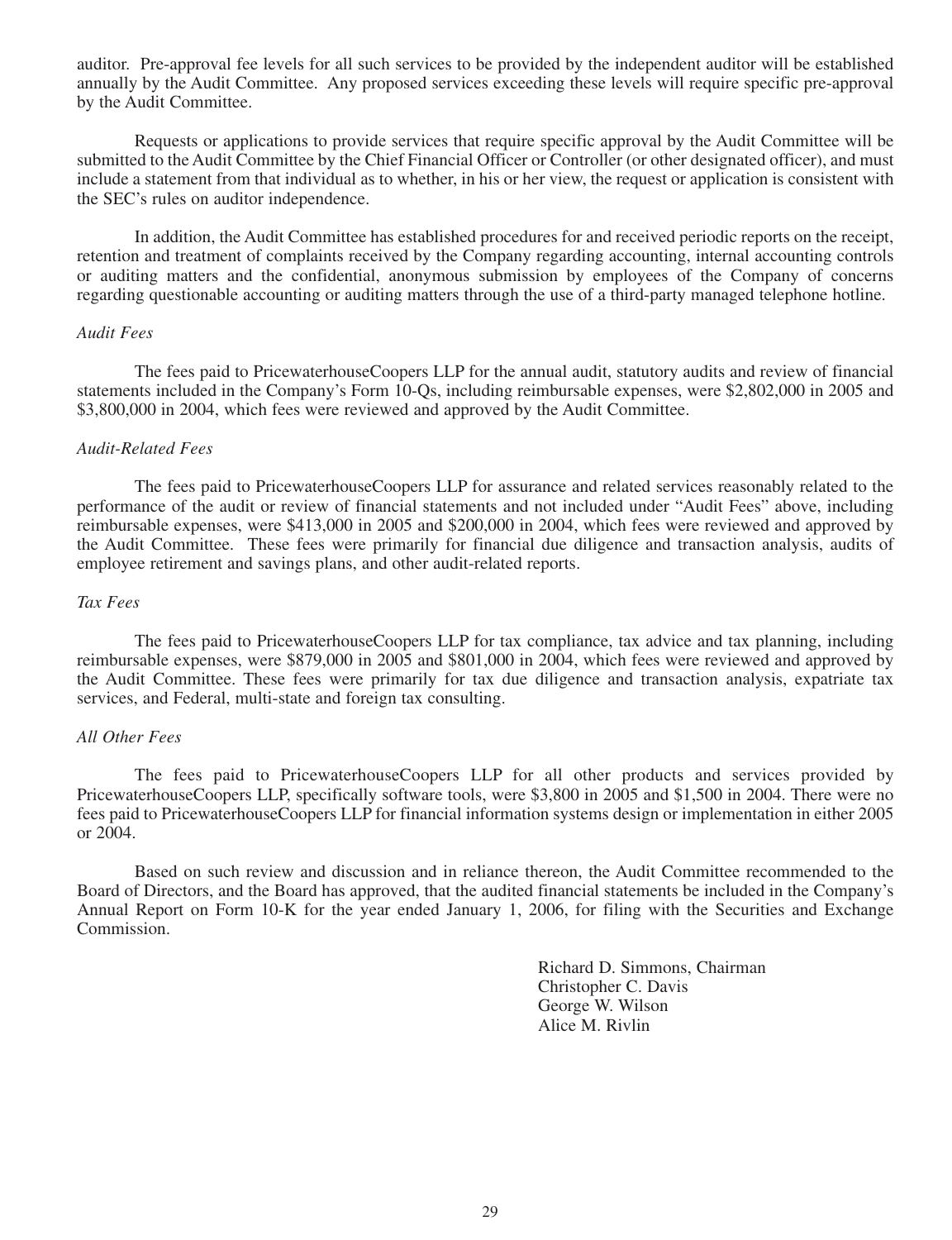auditor. Pre-approval fee levels for all such services to be provided by the independent auditor will be established annually by the Audit Committee. Any proposed services exceeding these levels will require specific pre-approval by the Audit Committee.

Requests or applications to provide services that require specific approval by the Audit Committee will be submitted to the Audit Committee by the Chief Financial Officer or Controller (or other designated officer), and must include a statement from that individual as to whether, in his or her view, the request or application is consistent with the SEC's rules on auditor independence.

In addition, the Audit Committee has established procedures for and received periodic reports on the receipt, retention and treatment of complaints received by the Company regarding accounting, internal accounting controls or auditing matters and the confidential, anonymous submission by employees of the Company of concerns regarding questionable accounting or auditing matters through the use of a third-party managed telephone hotline.

*Audit Fees*

The fees paid to PricewaterhouseCoopers LLP for the annual audit, statutory audits and review of financial statements included in the Company's Form 10-Qs, including reimbursable expenses, were $2,802,000 in 2005 and $3,800,000 in 2004, which fees were reviewed and approved by the Audit Committee.

*Audit-Related Fees*

The fees paid to PricewaterhouseCoopers LLP for assurance and related services reasonably related to the performance of the audit or review of financial statements and not included under "Audit Fees" above, including reimbursable expenses, were $413,000 in 2005 and $200,000 in 2004, which fees were reviewed and approved by the Audit Committee. These fees were primarily for financial due diligence and transaction analysis, audits of employee retirement and savings plans, and other audit-related reports.

*Tax Fees*

The fees paid to PricewaterhouseCoopers LLP for tax compliance, tax advice and tax planning, including reimbursable expenses, were $879,000 in 2005 and $801,000 in 2004, which fees were reviewed and approved by the Audit Committee. These fees were primarily for tax due diligence and transaction analysis, expatriate tax services, and Federal, multi-state and foreign tax consulting.

*All Other Fees*

The fees paid to PricewaterhouseCoopers LLP for all other products and services provided by PricewaterhouseCoopers LLP, specifically software tools, were $3,800 in 2005 and $1,500 in 2004. There were no fees paid to PricewaterhouseCoopers LLP for financial information systems design or implementation in either 2005 or 2004.

Based on such review and discussion and in reliance thereon, the Audit Committee recommended to the Board of Directors, and the Board has approved, that the audited financial statements be included in the Company's Annual Report on Form 10-K for the year ended January 1, 2006, for filing with the Securities and Exchange Commission.

Richard D. Simmons, Chairman
Christopher C. Davis
George W. Wilson
Alice M. Rivlin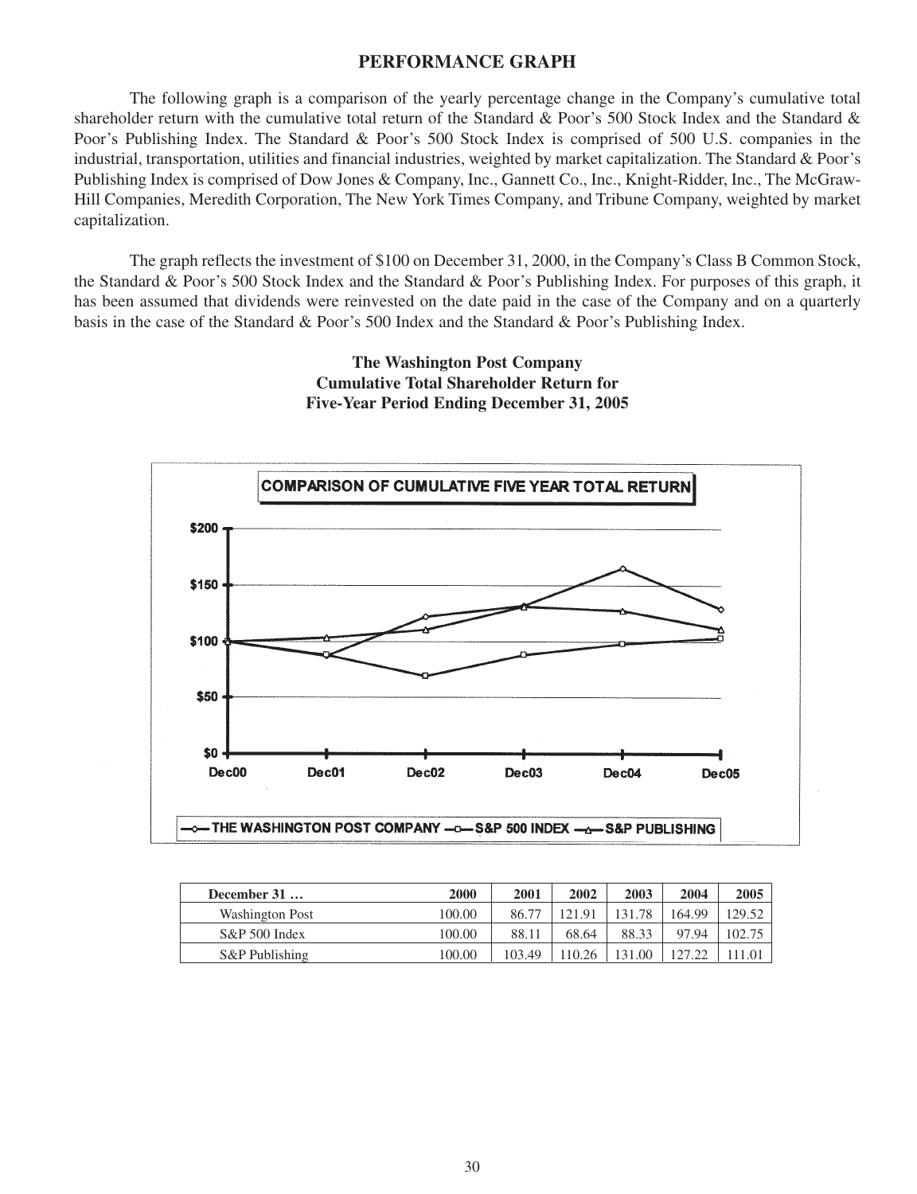## PERFORMANCE GRAPH

The following graph is a comparison of the yearly percentage change in the Company's cumulative total shareholder return with the cumulative total return of the Standard & Poor's 500 Stock Index and the Standard & Poor's Publishing Index. The Standard & Poor's 500 Stock Index is comprised of 500 U.S. companies in the industrial, transportation, utilities and financial industries, weighted by market capitalization. The Standard & Poor's Publishing Index is comprised of Dow Jones & Company, Inc., Gannett Co., Inc., Knight-Ridder, Inc., The McGraw-Hill Companies, Meredith Corporation, The New York Times Company, and Tribune Company, weighted by market capitalization.

The graph reflects the investment of $100 on December 31, 2000, in the Company's Class B Common Stock, the Standard & Poor's 500 Stock Index and the Standard & Poor's Publishing Index. For purposes of this graph, it has been assumed that dividends were reinvested on the date paid in the case of the Company and on a quarterly basis in the case of the Standard & Poor's 500 Index and the Standard & Poor's Publishing Index.

**The Washington Post Company**
**Cumulative Total Shareholder Return for**
**Five-Year Period Ending December 31, 2005**

**COMPARISON OF CUMULATIVE FIVE YEAR TOTAL RETURN**

| December 31 … | 2000 | 2001 | 2002 | 2003 | 2004 | 2005 |
|---|---|---|---|---|---|---|
| Washington Post | 100.00 | 86.77 | 121.91 | 131.78 | 164.99 | 129.52 |
| S&P 500 Index | 100.00 | 88.11 | 68.64 | 88.33 | 97.94 | 102.75 |
| S&P Publishing | 100.00 | 103.49 | 110.26 | 131.00 | 127.22 | 111.01 |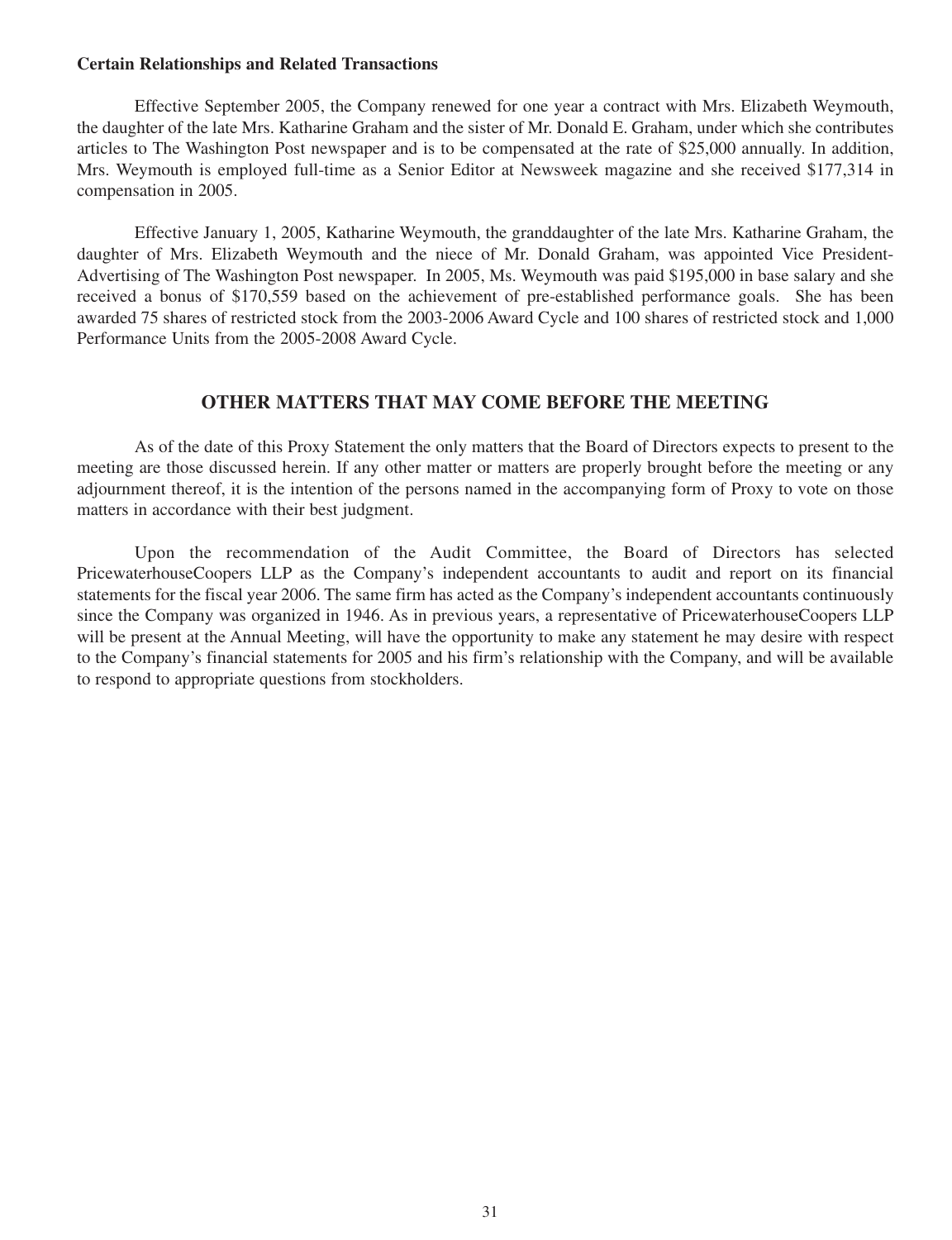**Certain Relationships and Related Transactions**

Effective September 2005, the Company renewed for one year a contract with Mrs. Elizabeth Weymouth, the daughter of the late Mrs. Katharine Graham and the sister of Mr. Donald E. Graham, under which she contributes articles to The Washington Post newspaper and is to be compensated at the rate of $25,000 annually. In addition, Mrs. Weymouth is employed full-time as a Senior Editor at Newsweek magazine and she received $177,314 in compensation in 2005.

Effective January 1, 2005, Katharine Weymouth, the granddaughter of the late Mrs. Katharine Graham, the daughter of Mrs. Elizabeth Weymouth and the niece of Mr. Donald Graham, was appointed Vice President-Advertising of The Washington Post newspaper. In 2005, Ms. Weymouth was paid $195,000 in base salary and she received a bonus of $170,559 based on the achievement of pre-established performance goals. She has been awarded 75 shares of restricted stock from the 2003-2006 Award Cycle and 100 shares of restricted stock and 1,000 Performance Units from the 2005-2008 Award Cycle.

## OTHER MATTERS THAT MAY COME BEFORE THE MEETING

As of the date of this Proxy Statement the only matters that the Board of Directors expects to present to the meeting are those discussed herein. If any other matter or matters are properly brought before the meeting or any adjournment thereof, it is the intention of the persons named in the accompanying form of Proxy to vote on those matters in accordance with their best judgment.

Upon the recommendation of the Audit Committee, the Board of Directors has selected PricewaterhouseCoopers LLP as the Company's independent accountants to audit and report on its financial statements for the fiscal year 2006. The same firm has acted as the Company's independent accountants continuously since the Company was organized in 1946. As in previous years, a representative of PricewaterhouseCoopers LLP will be present at the Annual Meeting, will have the opportunity to make any statement he may desire with respect to the Company's financial statements for 2005 and his firm's relationship with the Company, and will be available to respond to appropriate questions from stockholders.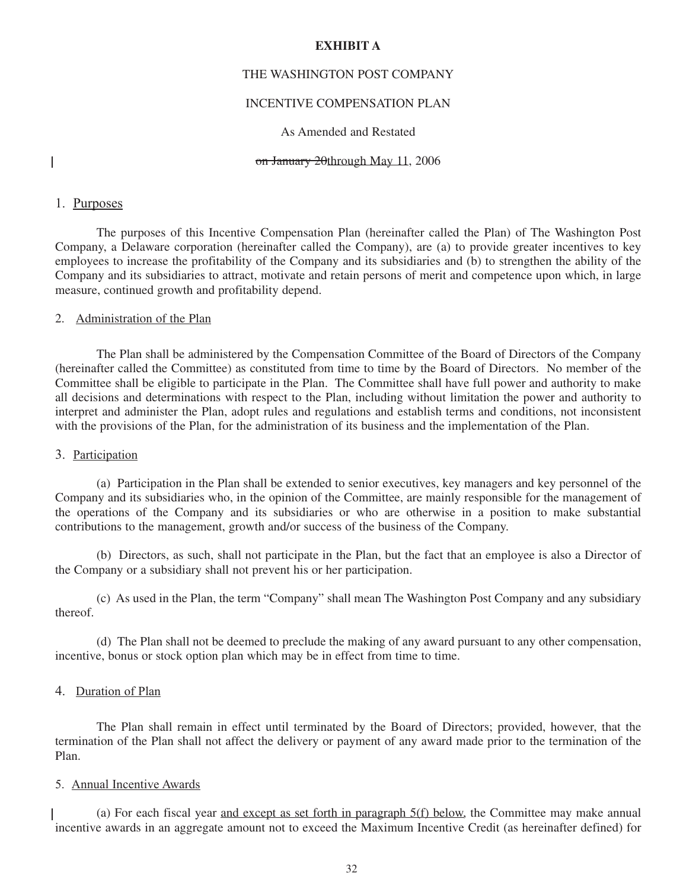**EXHIBIT A**

THE WASHINGTON POST COMPANY

INCENTIVE COMPENSATION PLAN

As Amended and Restated

~~on January 20~~through May 11, 2006

1. Purposes

The purposes of this Incentive Compensation Plan (hereinafter called the Plan) of The Washington Post Company, a Delaware corporation (hereinafter called the Company), are (a) to provide greater incentives to key employees to increase the profitability of the Company and its subsidiaries and (b) to strengthen the ability of the Company and its subsidiaries to attract, motivate and retain persons of merit and competence upon which, in large measure, continued growth and profitability depend.

2. Administration of the Plan

The Plan shall be administered by the Compensation Committee of the Board of Directors of the Company (hereinafter called the Committee) as constituted from time to time by the Board of Directors. No member of the Committee shall be eligible to participate in the Plan. The Committee shall have full power and authority to make all decisions and determinations with respect to the Plan, including without limitation the power and authority to interpret and administer the Plan, adopt rules and regulations and establish terms and conditions, not inconsistent with the provisions of the Plan, for the administration of its business and the implementation of the Plan.

3. Participation

(a) Participation in the Plan shall be extended to senior executives, key managers and key personnel of the Company and its subsidiaries who, in the opinion of the Committee, are mainly responsible for the management of the operations of the Company and its subsidiaries or who are otherwise in a position to make substantial contributions to the management, growth and/or success of the business of the Company.

(b) Directors, as such, shall not participate in the Plan, but the fact that an employee is also a Director of the Company or a subsidiary shall not prevent his or her participation.

(c) As used in the Plan, the term "Company" shall mean The Washington Post Company and any subsidiary thereof.

(d) The Plan shall not be deemed to preclude the making of any award pursuant to any other compensation, incentive, bonus or stock option plan which may be in effect from time to time.

4. Duration of Plan

The Plan shall remain in effect until terminated by the Board of Directors; provided, however, that the termination of the Plan shall not affect the delivery or payment of any award made prior to the termination of the Plan.

5. Annual Incentive Awards

(a) For each fiscal year and except as set forth in paragraph 5(f) below, the Committee may make annual incentive awards in an aggregate amount not to exceed the Maximum Incentive Credit (as hereinafter defined) for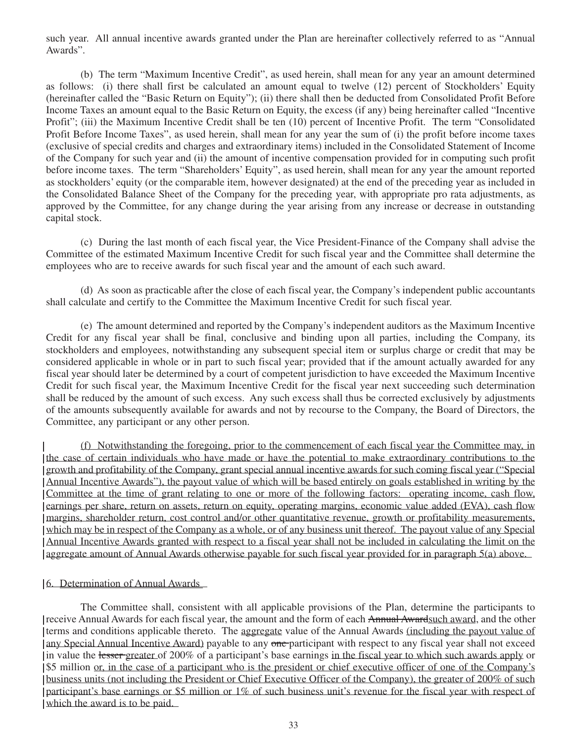such year. All annual incentive awards granted under the Plan are hereinafter collectively referred to as "Annual Awards".

(b) The term "Maximum Incentive Credit", as used herein, shall mean for any year an amount determined as follows: (i) there shall first be calculated an amount equal to twelve (12) percent of Stockholders' Equity (hereinafter called the "Basic Return on Equity"); (ii) there shall then be deducted from Consolidated Profit Before Income Taxes an amount equal to the Basic Return on Equity, the excess (if any) being hereinafter called "Incentive Profit"; (iii) the Maximum Incentive Credit shall be ten (10) percent of Incentive Profit. The term "Consolidated Profit Before Income Taxes", as used herein, shall mean for any year the sum of (i) the profit before income taxes (exclusive of special credits and charges and extraordinary items) included in the Consolidated Statement of Income of the Company for such year and (ii) the amount of incentive compensation provided for in computing such profit before income taxes. The term "Shareholders' Equity", as used herein, shall mean for any year the amount reported as stockholders' equity (or the comparable item, however designated) at the end of the preceding year as included in the Consolidated Balance Sheet of the Company for the preceding year, with appropriate pro rata adjustments, as approved by the Committee, for any change during the year arising from any increase or decrease in outstanding capital stock.

(c) During the last month of each fiscal year, the Vice President-Finance of the Company shall advise the Committee of the estimated Maximum Incentive Credit for such fiscal year and the Committee shall determine the employees who are to receive awards for such fiscal year and the amount of each such award.

(d) As soon as practicable after the close of each fiscal year, the Company's independent public accountants shall calculate and certify to the Committee the Maximum Incentive Credit for such fiscal year.

(e) The amount determined and reported by the Company's independent auditors as the Maximum Incentive Credit for any fiscal year shall be final, conclusive and binding upon all parties, including the Company, its stockholders and employees, notwithstanding any subsequent special item or surplus charge or credit that may be considered applicable in whole or in part to such fiscal year; provided that if the amount actually awarded for any fiscal year should later be determined by a court of competent jurisdiction to have exceeded the Maximum Incentive Credit for such fiscal year, the Maximum Incentive Credit for the fiscal year next succeeding such determination shall be reduced by the amount of such excess. Any such excess shall thus be corrected exclusively by adjustments of the amounts subsequently available for awards and not by recourse to the Company, the Board of Directors, the Committee, any participant or any other person.

<u>(f) Notwithstanding the foregoing, prior to the commencement of each fiscal year the Committee may, in the case of certain individuals who have made or have the potential to make extraordinary contributions to the growth and profitability of the Company, grant special annual incentive awards for such coming fiscal year ("Special Annual Incentive Awards"), the payout value of which will be based entirely on goals established in writing by the Committee at the time of grant relating to one or more of the following factors: operating income, cash flow, earnings per share, return on assets, return on equity, operating margins, economic value added (EVA), cash flow margins, shareholder return, cost control and/or other quantitative revenue, growth or profitability measurements, which may be in respect of the Company as a whole, or of any business unit thereof. The payout value of any Special Annual Incentive Awards granted with respect to a fiscal year shall not be included in calculating the limit on the aggregate amount of Annual Awards otherwise payable for such fiscal year provided for in paragraph 5(a) above.</u>

<u>6. Determination of Annual Awards</u>

The Committee shall, consistent with all applicable provisions of the Plan, determine the participants to receive Annual Awards for each fiscal year, the amount and the form of each ~~Annual Award~~<u>such award</u>, and the other terms and conditions applicable thereto. The <u>aggregate</u> value of the Annual Awards <u>(including the payout value of any Special Annual Incentive Award)</u> payable to any ~~one~~ participant with respect to any fiscal year shall not exceed in value the ~~lesser~~ <u>greater</u> of 200% of a participant's base earnings <u>in the fiscal year to which such awards apply</u> or \$5 million <u>or, in the case of a participant who is the president or chief executive officer of one of the Company's business units (not including the President or Chief Executive Officer of the Company), the greater of 200% of such participant's base earnings or \$5 million or 1% of such business unit's revenue for the fiscal year with respect of which the award is to be paid.</u>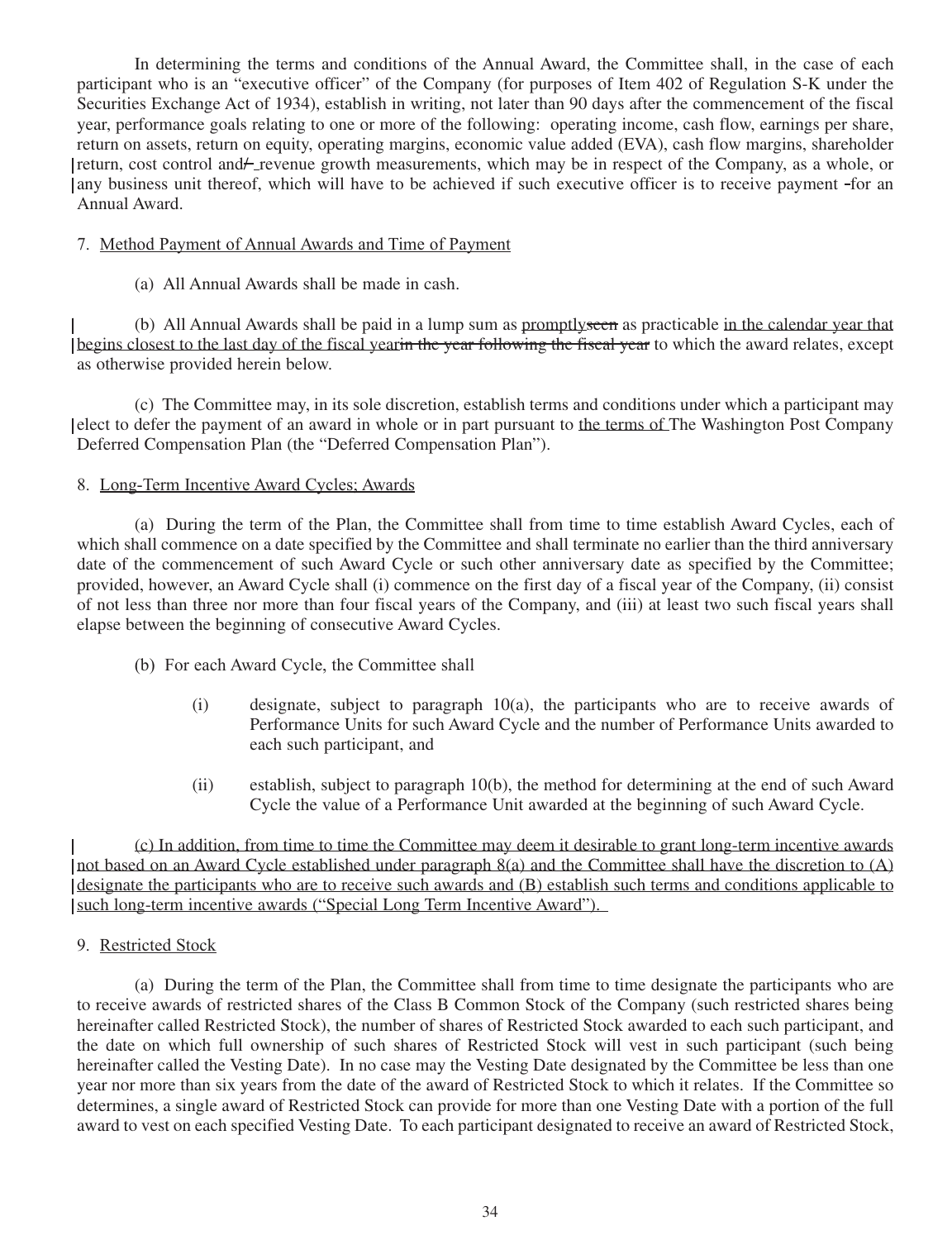In determining the terms and conditions of the Annual Award, the Committee shall, in the case of each participant who is an "executive officer" of the Company (for purposes of Item 402 of Regulation S-K under the Securities Exchange Act of 1934), establish in writing, not later than 90 days after the commencement of the fiscal year, performance goals relating to one or more of the following: operating income, cash flow, earnings per share, return on assets, return on equity, operating margins, economic value added (EVA), cash flow margins, shareholder return, cost control and/ revenue growth measurements, which may be in respect of the Company, as a whole, or any business unit thereof, which will have to be achieved if such executive officer is to receive payment for an Annual Award.

7. Method Payment of Annual Awards and Time of Payment

(a) All Annual Awards shall be made in cash.

(b) All Annual Awards shall be paid in a lump sum as <u>promptly</u>~~seen~~ as practicable <u>in the calendar year that begins closest to the last day of the fiscal year</u>~~in the year following the fiscal year~~ to which the award relates, except as otherwise provided herein below.

(c) The Committee may, in its sole discretion, establish terms and conditions under which a participant may elect to defer the payment of an award in whole or in part pursuant to <u>the terms of</u> The Washington Post Company Deferred Compensation Plan (the "Deferred Compensation Plan").

8. Long-Term Incentive Award Cycles; Awards

(a) During the term of the Plan, the Committee shall from time to time establish Award Cycles, each of which shall commence on a date specified by the Committee and shall terminate no earlier than the third anniversary date of the commencement of such Award Cycle or such other anniversary date as specified by the Committee; provided, however, an Award Cycle shall (i) commence on the first day of a fiscal year of the Company, (ii) consist of not less than three nor more than four fiscal years of the Company, and (iii) at least two such fiscal years shall elapse between the beginning of consecutive Award Cycles.

(b) For each Award Cycle, the Committee shall

(i) designate, subject to paragraph 10(a), the participants who are to receive awards of Performance Units for such Award Cycle and the number of Performance Units awarded to each such participant, and

(ii) establish, subject to paragraph 10(b), the method for determining at the end of such Award Cycle the value of a Performance Unit awarded at the beginning of such Award Cycle.

<u>(c) In addition, from time to time the Committee may deem it desirable to grant long-term incentive awards not based on an Award Cycle established under paragraph 8(a) and the Committee shall have the discretion to (A) designate the participants who are to receive such awards and (B) establish such terms and conditions applicable to such long-term incentive awards ("Special Long Term Incentive Award").</u>

9. Restricted Stock

(a) During the term of the Plan, the Committee shall from time to time designate the participants who are to receive awards of restricted shares of the Class B Common Stock of the Company (such restricted shares being hereinafter called Restricted Stock), the number of shares of Restricted Stock awarded to each such participant, and the date on which full ownership of such shares of Restricted Stock will vest in such participant (such being hereinafter called the Vesting Date). In no case may the Vesting Date designated by the Committee be less than one year nor more than six years from the date of the award of Restricted Stock to which it relates. If the Committee so determines, a single award of Restricted Stock can provide for more than one Vesting Date with a portion of the full award to vest on each specified Vesting Date. To each participant designated to receive an award of Restricted Stock,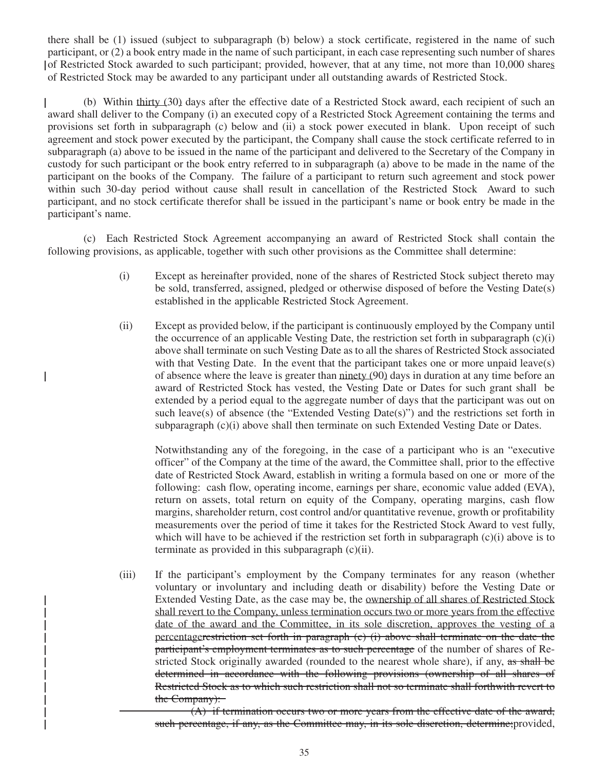there shall be (1) issued (subject to subparagraph (b) below) a stock certificate, registered in the name of such participant, or (2) a book entry made in the name of such participant, in each case representing such number of shares of Restricted Stock awarded to such participant; provided, however, that at any time, not more than 10,000 shares of Restricted Stock may be awarded to any participant under all outstanding awards of Restricted Stock.

(b) Within thirty (30) days after the effective date of a Restricted Stock award, each recipient of such an award shall deliver to the Company (i) an executed copy of a Restricted Stock Agreement containing the terms and provisions set forth in subparagraph (c) below and (ii) a stock power executed in blank. Upon receipt of such agreement and stock power executed by the participant, the Company shall cause the stock certificate referred to in subparagraph (a) above to be issued in the name of the participant and delivered to the Secretary of the Company in custody for such participant or the book entry referred to in subparagraph (a) above to be made in the name of the participant on the books of the Company. The failure of a participant to return such agreement and stock power within such 30-day period without cause shall result in cancellation of the Restricted Stock Award to such participant, and no stock certificate therefor shall be issued in the participant's name or book entry be made in the participant's name.

(c) Each Restricted Stock Agreement accompanying an award of Restricted Stock shall contain the following provisions, as applicable, together with such other provisions as the Committee shall determine:

(i) Except as hereinafter provided, none of the shares of Restricted Stock subject thereto may be sold, transferred, assigned, pledged or otherwise disposed of before the Vesting Date(s) established in the applicable Restricted Stock Agreement.

(ii) Except as provided below, if the participant is continuously employed by the Company until the occurrence of an applicable Vesting Date, the restriction set forth in subparagraph (c)(i) above shall terminate on such Vesting Date as to all the shares of Restricted Stock associated with that Vesting Date. In the event that the participant takes one or more unpaid leave(s) of absence where the leave is greater than ninety (90) days in duration at any time before an award of Restricted Stock has vested, the Vesting Date or Dates for such grant shall be extended by a period equal to the aggregate number of days that the participant was out on such leave(s) of absence (the "Extended Vesting Date(s)") and the restrictions set forth in subparagraph (c)(i) above shall then terminate on such Extended Vesting Date or Dates.

Notwithstanding any of the foregoing, in the case of a participant who is an "executive officer" of the Company at the time of the award, the Committee shall, prior to the effective date of Restricted Stock Award, establish in writing a formula based on one or more of the following: cash flow, operating income, earnings per share, economic value added (EVA), return on assets, total return on equity of the Company, operating margins, cash flow margins, shareholder return, cost control and/or quantitative revenue, growth or profitability measurements over the period of time it takes for the Restricted Stock Award to vest fully, which will have to be achieved if the restriction set forth in subparagraph (c)(i) above is to terminate as provided in this subparagraph (c)(ii).

(iii) If the participant's employment by the Company terminates for any reason (whether voluntary or involuntary and including death or disability) before the Vesting Date or Extended Vesting Date, as the case may be, the ownership of all shares of Restricted Stock shall revert to the Company, unless termination occurs two or more years from the effective date of the award and the Committee, in its sole discretion, approves the vesting of a percentage~~restriction set forth in paragraph (c) (i) above shall terminate on the date the participant's employment terminates as to such percentage~~ of the number of shares of Restricted Stock originally awarded (rounded to the nearest whole share), if any, ~~as shall be determined in accordance with the following provisions (ownership of all shares of Restricted Stock as to which such restriction shall not so terminate shall forthwith revert to the Company):~~

~~(A) if termination occurs two or more years from the effective date of the award, such percentage, if any, as the Committee may, in its sole discretion, determine;~~provided,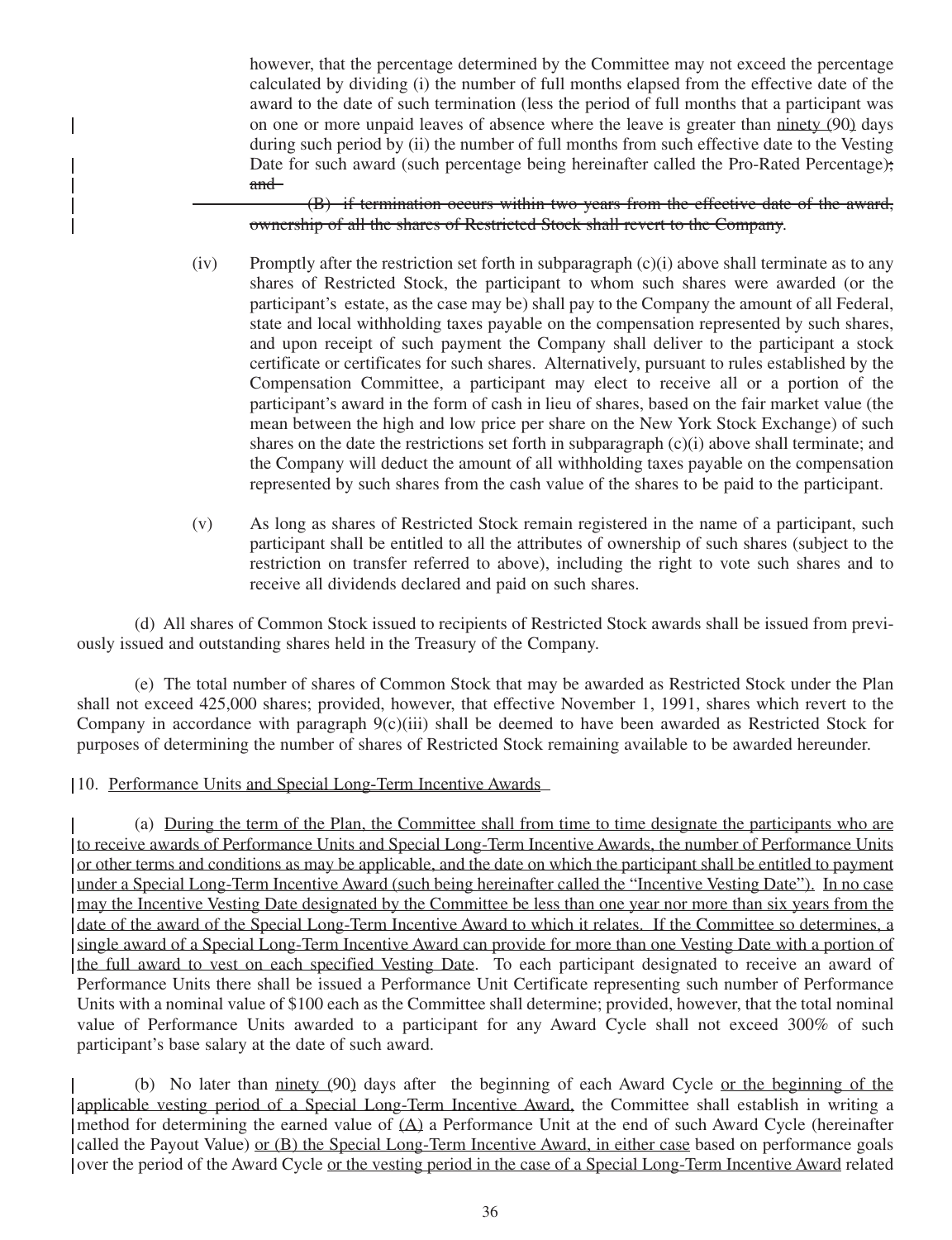however, that the percentage determined by the Committee may not exceed the percentage calculated by dividing (i) the number of full months elapsed from the effective date of the award to the date of such termination (less the period of full months that a participant was on one or more unpaid leaves of absence where the leave is greater than ninety (90) days during such period by (ii) the number of full months from such effective date to the Vesting Date for such award (such percentage being hereinafter called the Pro-Rated Percentage); and

~~(B) if termination occurs within two years from the effective date of the award, ownership of all the shares of Restricted Stock shall revert to the Company~~.

(iv) Promptly after the restriction set forth in subparagraph (c)(i) above shall terminate as to any shares of Restricted Stock, the participant to whom such shares were awarded (or the participant's estate, as the case may be) shall pay to the Company the amount of all Federal, state and local withholding taxes payable on the compensation represented by such shares, and upon receipt of such payment the Company shall deliver to the participant a stock certificate or certificates for such shares. Alternatively, pursuant to rules established by the Compensation Committee, a participant may elect to receive all or a portion of the participant's award in the form of cash in lieu of shares, based on the fair market value (the mean between the high and low price per share on the New York Stock Exchange) of such shares on the date the restrictions set forth in subparagraph (c)(i) above shall terminate; and the Company will deduct the amount of all withholding taxes payable on the compensation represented by such shares from the cash value of the shares to be paid to the participant.

(v) As long as shares of Restricted Stock remain registered in the name of a participant, such participant shall be entitled to all the attributes of ownership of such shares (subject to the restriction on transfer referred to above), including the right to vote such shares and to receive all dividends declared and paid on such shares.

(d) All shares of Common Stock issued to recipients of Restricted Stock awards shall be issued from previously issued and outstanding shares held in the Treasury of the Company.

(e) The total number of shares of Common Stock that may be awarded as Restricted Stock under the Plan shall not exceed 425,000 shares; provided, however, that effective November 1, 1991, shares which revert to the Company in accordance with paragraph 9(c)(iii) shall be deemed to have been awarded as Restricted Stock for purposes of determining the number of shares of Restricted Stock remaining available to be awarded hereunder.

10. Performance Units and Special Long-Term Incentive Awards

(a) During the term of the Plan, the Committee shall from time to time designate the participants who are to receive awards of Performance Units and Special Long-Term Incentive Awards, the number of Performance Units or other terms and conditions as may be applicable, and the date on which the participant shall be entitled to payment under a Special Long-Term Incentive Award (such being hereinafter called the "Incentive Vesting Date"). In no case may the Incentive Vesting Date designated by the Committee be less than one year nor more than six years from the date of the award of the Special Long-Term Incentive Award to which it relates. If the Committee so determines, a single award of a Special Long-Term Incentive Award can provide for more than one Vesting Date with a portion of the full award to vest on each specified Vesting Date. To each participant designated to receive an award of Performance Units there shall be issued a Performance Unit Certificate representing such number of Performance Units with a nominal value of $100 each as the Committee shall determine; provided, however, that the total nominal value of Performance Units awarded to a participant for any Award Cycle shall not exceed 300% of such participant's base salary at the date of such award.

(b) No later than ninety (90) days after the beginning of each Award Cycle or the beginning of the applicable vesting period of a Special Long-Term Incentive Award, the Committee shall establish in writing a method for determining the earned value of (A) a Performance Unit at the end of such Award Cycle (hereinafter called the Payout Value) or (B) the Special Long-Term Incentive Award, in either case based on performance goals over the period of the Award Cycle or the vesting period in the case of a Special Long-Term Incentive Award related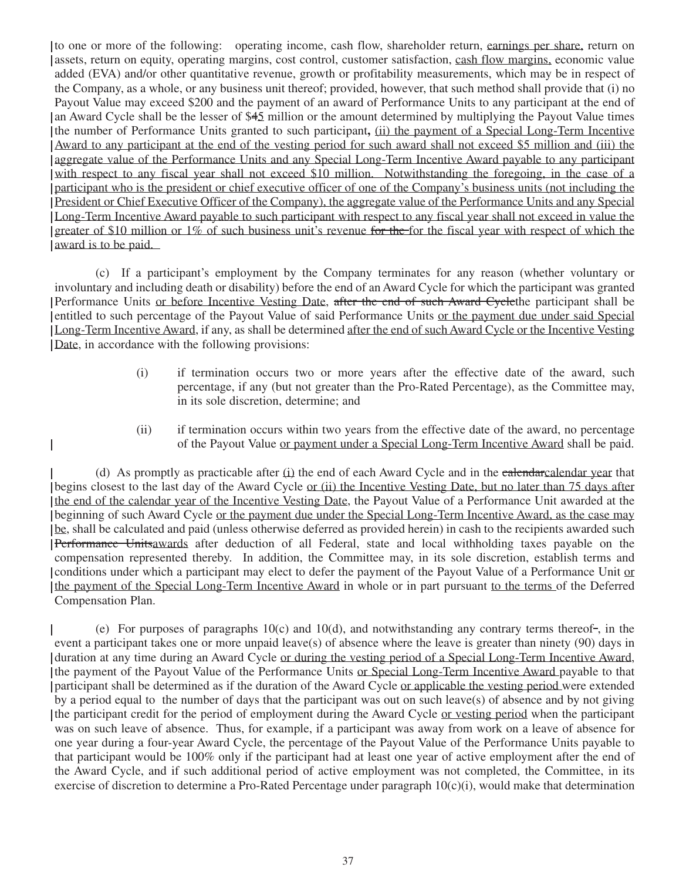to one or more of the following: operating income, cash flow, shareholder return, earnings per share, return on assets, return on equity, operating margins, cost control, customer satisfaction, cash flow margins, economic value added (EVA) and/or other quantitative revenue, growth or profitability measurements, which may be in respect of the Company, as a whole, or any business unit thereof; provided, however, that such method shall provide that (i) no Payout Value may exceed $200 and the payment of an award of Performance Units to any participant at the end of an Award Cycle shall be the lesser of $~~4~~5 million or the amount determined by multiplying the Payout Value times the number of Performance Units granted to such participant**,** (ii) the payment of a Special Long-Term Incentive Award to any participant at the end of the vesting period for such award shall not exceed $5 million and (iii) the aggregate value of the Performance Units and any Special Long-Term Incentive Award payable to any participant with respect to any fiscal year shall not exceed $10 million. Notwithstanding the foregoing, in the case of a participant who is the president or chief executive officer of one of the Company's business units (not including the President or Chief Executive Officer of the Company), the aggregate value of the Performance Units and any Special Long-Term Incentive Award payable to such participant with respect to any fiscal year shall not exceed in value the greater of $10 million or 1% of such business unit's revenue ~~for the~~ for the fiscal year with respect of which the award is to be paid.

(c) If a participant's employment by the Company terminates for any reason (whether voluntary or involuntary and including death or disability) before the end of an Award Cycle for which the participant was granted Performance Units or before Incentive Vesting Date, ~~after the end of such Award Cycle~~the participant shall be entitled to such percentage of the Payout Value of said Performance Units or the payment due under said Special Long-Term Incentive Award, if any, as shall be determined after the end of such Award Cycle or the Incentive Vesting Date, in accordance with the following provisions:

(i) if termination occurs two or more years after the effective date of the award, such percentage, if any (but not greater than the Pro-Rated Percentage), as the Committee may, in its sole discretion, determine; and

(ii) if termination occurs within two years from the effective date of the award, no percentage of the Payout Value or payment under a Special Long-Term Incentive Award shall be paid.

(d) As promptly as practicable after (i) the end of each Award Cycle and in the ~~calendar~~calendar year that begins closest to the last day of the Award Cycle or (ii) the Incentive Vesting Date, but no later than 75 days after the end of the calendar year of the Incentive Vesting Date, the Payout Value of a Performance Unit awarded at the beginning of such Award Cycle or the payment due under the Special Long-Term Incentive Award, as the case may be, shall be calculated and paid (unless otherwise deferred as provided herein) in cash to the recipients awarded such ~~Performance Units~~awards after deduction of all Federal, state and local withholding taxes payable on the compensation represented thereby. In addition, the Committee may, in its sole discretion, establish terms and conditions under which a participant may elect to defer the payment of the Payout Value of a Performance Unit or the payment of the Special Long-Term Incentive Award in whole or in part pursuant to the terms of the Deferred Compensation Plan.

(e) For purposes of paragraphs 10(c) and 10(d), and notwithstanding any contrary terms thereof~~-~~, in the event a participant takes one or more unpaid leave(s) of absence where the leave is greater than ninety (90) days in duration at any time during an Award Cycle or during the vesting period of a Special Long-Term Incentive Award, the payment of the Payout Value of the Performance Units or Special Long-Term Incentive Award payable to that participant shall be determined as if the duration of the Award Cycle or applicable the vesting period were extended by a period equal to the number of days that the participant was out on such leave(s) of absence and by not giving the participant credit for the period of employment during the Award Cycle or vesting period when the participant was on such leave of absence. Thus, for example, if a participant was away from work on a leave of absence for one year during a four-year Award Cycle, the percentage of the Payout Value of the Performance Units payable to that participant would be 100% only if the participant had at least one year of active employment after the end of the Award Cycle, and if such additional period of active employment was not completed, the Committee, in its exercise of discretion to determine a Pro-Rated Percentage under paragraph 10(c)(i), would make that determination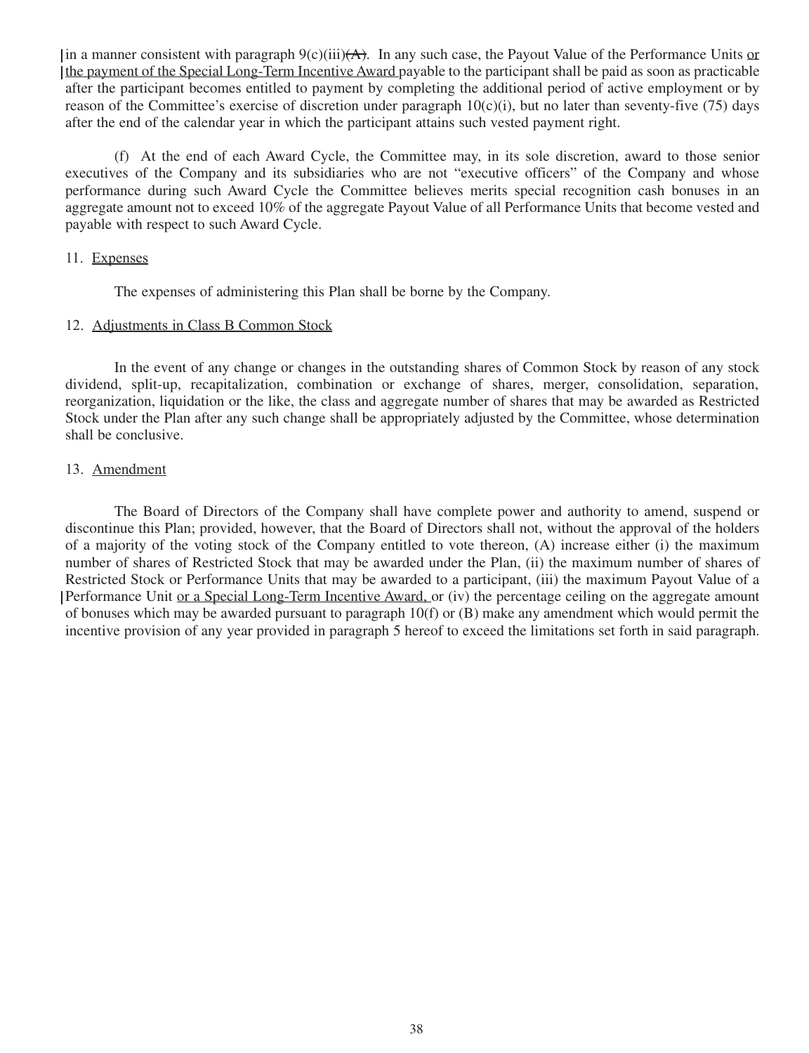in a manner consistent with paragraph 9(c)(iii)~~(A)~~. In any such case, the Payout Value of the Performance Units <u>or the payment of the Special Long-Term Incentive Award</u> payable to the participant shall be paid as soon as practicable after the participant becomes entitled to payment by completing the additional period of active employment or by reason of the Committee's exercise of discretion under paragraph 10(c)(i), but no later than seventy-five (75) days after the end of the calendar year in which the participant attains such vested payment right.

(f) At the end of each Award Cycle, the Committee may, in its sole discretion, award to those senior executives of the Company and its subsidiaries who are not "executive officers" of the Company and whose performance during such Award Cycle the Committee believes merits special recognition cash bonuses in an aggregate amount not to exceed 10% of the aggregate Payout Value of all Performance Units that become vested and payable with respect to such Award Cycle.

11. <u>Expenses</u>

The expenses of administering this Plan shall be borne by the Company.

12. <u>Adjustments in Class B Common Stock</u>

In the event of any change or changes in the outstanding shares of Common Stock by reason of any stock dividend, split-up, recapitalization, combination or exchange of shares, merger, consolidation, separation, reorganization, liquidation or the like, the class and aggregate number of shares that may be awarded as Restricted Stock under the Plan after any such change shall be appropriately adjusted by the Committee, whose determination shall be conclusive.

13. <u>Amendment</u>

The Board of Directors of the Company shall have complete power and authority to amend, suspend or discontinue this Plan; provided, however, that the Board of Directors shall not, without the approval of the holders of a majority of the voting stock of the Company entitled to vote thereon, (A) increase either (i) the maximum number of shares of Restricted Stock that may be awarded under the Plan, (ii) the maximum number of shares of Restricted Stock or Performance Units that may be awarded to a participant, (iii) the maximum Payout Value of a Performance Unit <u>or a Special Long-Term Incentive Award,</u> or (iv) the percentage ceiling on the aggregate amount of bonuses which may be awarded pursuant to paragraph 10(f) or (B) make any amendment which would permit the incentive provision of any year provided in paragraph 5 hereof to exceed the limitations set forth in said paragraph.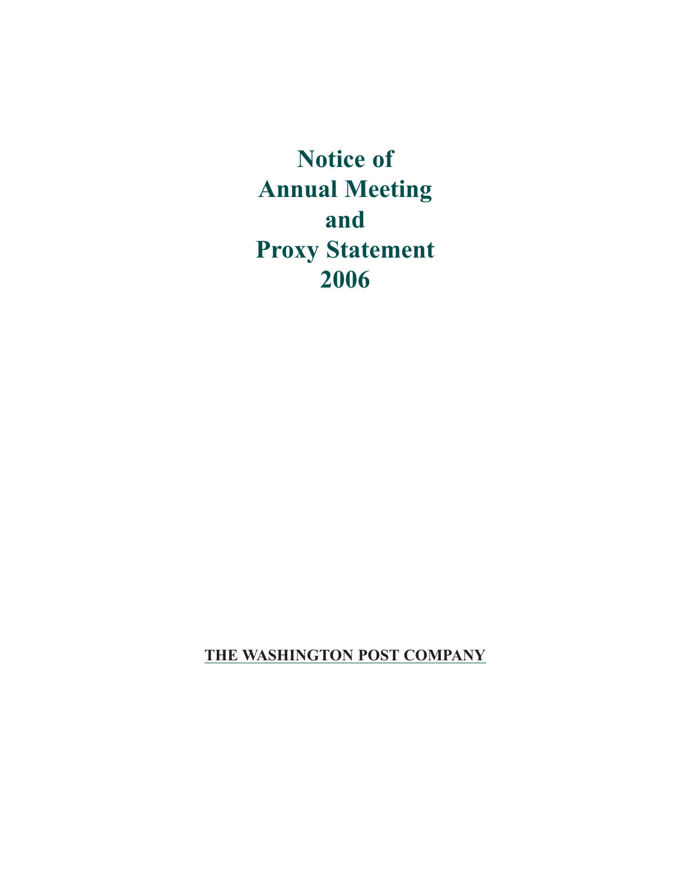# Notice of Annual Meeting and Proxy Statement 2006

**<u>THE WASHINGTON POST COMPANY</u>**